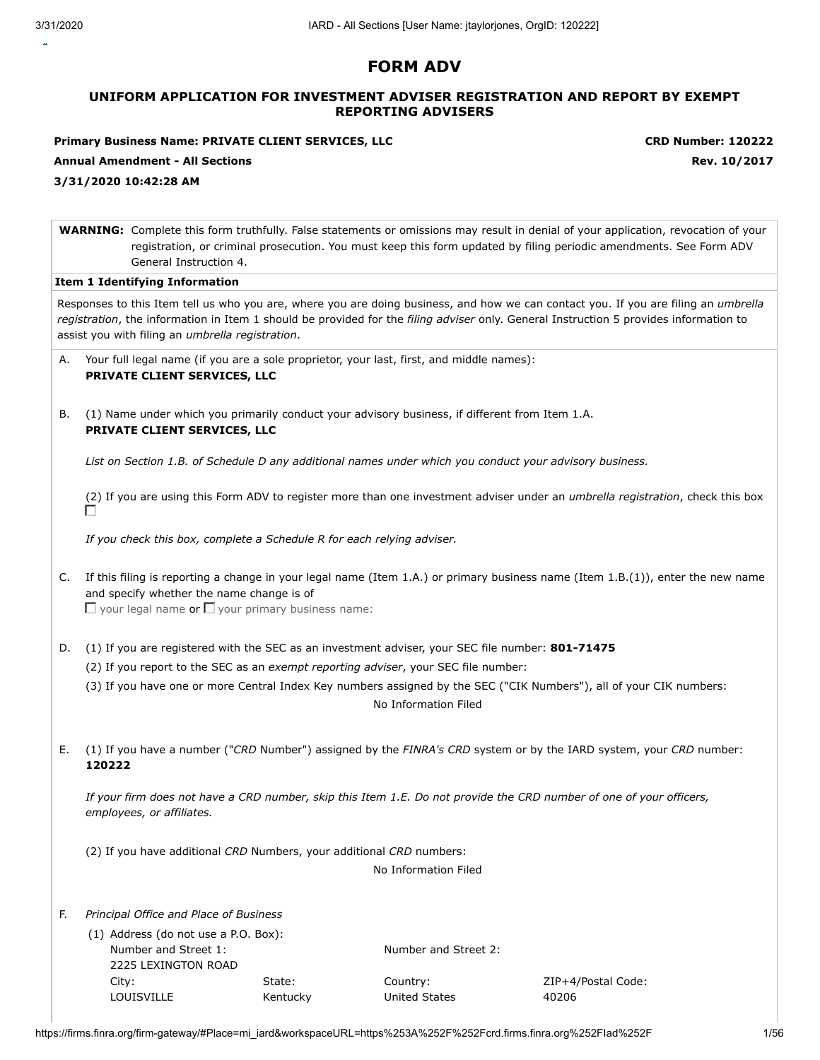# FORM ADV

## UNIFORM APPLICATION FOR INVESTMENT ADVISER REGISTRATION AND REPORT BY EXEMPT REPORTING ADVISERS

**Primary Business Name: PRIVATE CLIENT SERVICES, LLC** **CRD Number: 120222**

**Annual Amendment - All Sections** **Rev. 10/2017**

**3/31/2020 10:42:28 AM**

**WARNING:** Complete this form truthfully. False statements or omissions may result in denial of your application, revocation of your registration, or criminal prosecution. You must keep this form updated by filing periodic amendments. See Form ADV General Instruction 4.

**Item 1 Identifying Information**

Responses to this Item tell us who you are, where you are doing business, and how we can contact you. If you are filing an *umbrella registration*, the information in Item 1 should be provided for the *filing adviser* only. General Instruction 5 provides information to assist you with filing an *umbrella registration*.

A. Your full legal name (if you are a sole proprietor, your last, first, and middle names):
**PRIVATE CLIENT SERVICES, LLC**

B. (1) Name under which you primarily conduct your advisory business, if different from Item 1.A.
**PRIVATE CLIENT SERVICES, LLC**

*List on Section 1.B. of Schedule D any additional names under which you conduct your advisory business.*

(2) If you are using this Form ADV to register more than one investment adviser under an *umbrella registration*, check this box ☐

*If you check this box, complete a Schedule R for each relying adviser.*

C. If this filing is reporting a change in your legal name (Item 1.A.) or primary business name (Item 1.B.(1)), enter the new name and specify whether the name change is of
☐ your legal name or ☐ your primary business name:

D. (1) If you are registered with the SEC as an investment adviser, your SEC file number: **801-71475**

(2) If you report to the SEC as an *exempt reporting adviser*, your SEC file number:

(3) If you have one or more Central Index Key numbers assigned by the SEC ("CIK Numbers"), all of your CIK numbers:
No Information Filed

E. (1) If you have a number ("*CRD* Number") assigned by the *FINRA's CRD* system or by the IARD system, your *CRD* number:
**120222**

*If your firm does not have a CRD number, skip this Item 1.E. Do not provide the CRD number of one of your officers, employees, or affiliates.*

(2) If you have additional *CRD* Numbers, your additional *CRD* numbers:
No Information Filed

F. *Principal Office and Place of Business*

(1) Address (do not use a P.O. Box):

| Number and Street 1: | | Number and Street 2: | |
|---|---|---|---|
| 2225 LEXINGTON ROAD | | | |
| City: | State: | Country: | ZIP+4/Postal Code: |
| LOUISVILLE | Kentucky | United States | 40206 |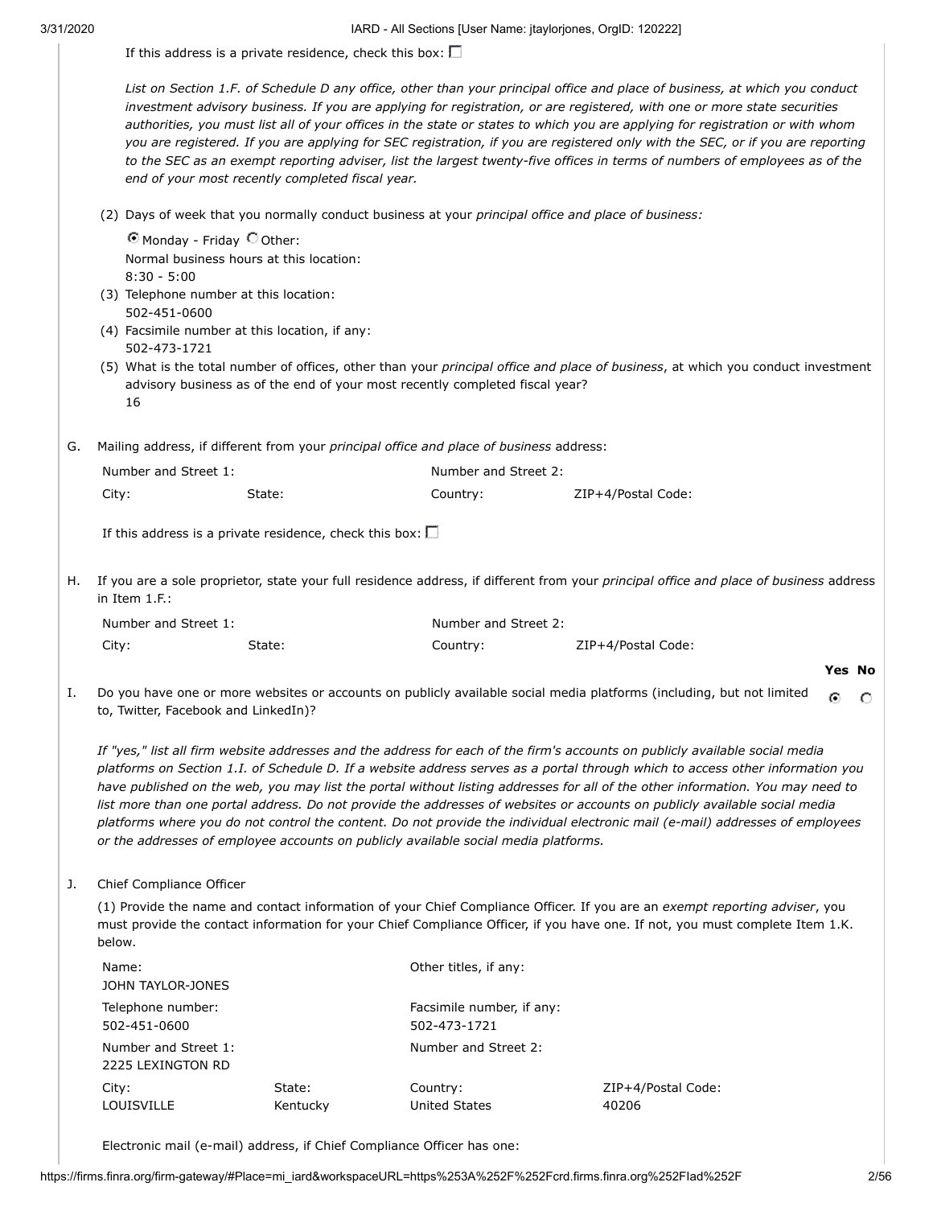If this address is a private residence, check this box: ☐

*List on Section 1.F. of Schedule D any office, other than your principal office and place of business, at which you conduct investment advisory business. If you are applying for registration, or are registered, with one or more state securities authorities, you must list all of your offices in the state or states to which you are applying for registration or with whom you are registered. If you are applying for SEC registration, if you are registered only with the SEC, or if you are reporting to the SEC as an exempt reporting adviser, list the largest twenty-five offices in terms of numbers of employees as of the end of your most recently completed fiscal year.*

(2) Days of week that you normally conduct business at your *principal office and place of business:*

◉ Monday - Friday ○ Other:

Normal business hours at this location:
8:30 - 5:00

(3) Telephone number at this location:
502-451-0600

(4) Facsimile number at this location, if any:
502-473-1721

(5) What is the total number of offices, other than your *principal office and place of business*, at which you conduct investment advisory business as of the end of your most recently completed fiscal year?
16

G. Mailing address, if different from your *principal office and place of business* address:

| Number and Street 1: | | Number and Street 2: | |
|---|---|---|---|
| City: | State: | Country: | ZIP+4/Postal Code: |

If this address is a private residence, check this box: ☐

H. If you are a sole proprietor, state your full residence address, if different from your *principal office and place of business* address in Item 1.F.:

| Number and Street 1: | | Number and Street 2: | |
|---|---|---|---|
| City: | State: | Country: | ZIP+4/Postal Code: |

| | Yes | No |
|---|---|---|
| I. Do you have one or more websites or accounts on publicly available social media platforms (including, but not limited to, Twitter, Facebook and LinkedIn)? | ◉ | ○ |

*If "yes," list all firm website addresses and the address for each of the firm's accounts on publicly available social media platforms on Section 1.I. of Schedule D. If a website address serves as a portal through which to access other information you have published on the web, you may list the portal without listing addresses for all of the other information. You may need to list more than one portal address. Do not provide the addresses of websites or accounts on publicly available social media platforms where you do not control the content. Do not provide the individual electronic mail (e-mail) addresses of employees or the addresses of employee accounts on publicly available social media platforms.*

J. Chief Compliance Officer

(1) Provide the name and contact information of your Chief Compliance Officer. If you are an *exempt reporting adviser*, you must provide the contact information for your Chief Compliance Officer, if you have one. If not, you must complete Item 1.K. below.

| Name:<br>JOHN TAYLOR-JONES | | Other titles, if any: | |
|---|---|---|---|
| Telephone number:<br>502-451-0600 | | Facsimile number, if any:<br>502-473-1721 | |
| Number and Street 1:<br>2225 LEXINGTON RD | | Number and Street 2: | |
| City:<br>LOUISVILLE | State:<br>Kentucky | Country:<br>United States | ZIP+4/Postal Code:<br>40206 |

Electronic mail (e-mail) address, if Chief Compliance Officer has one: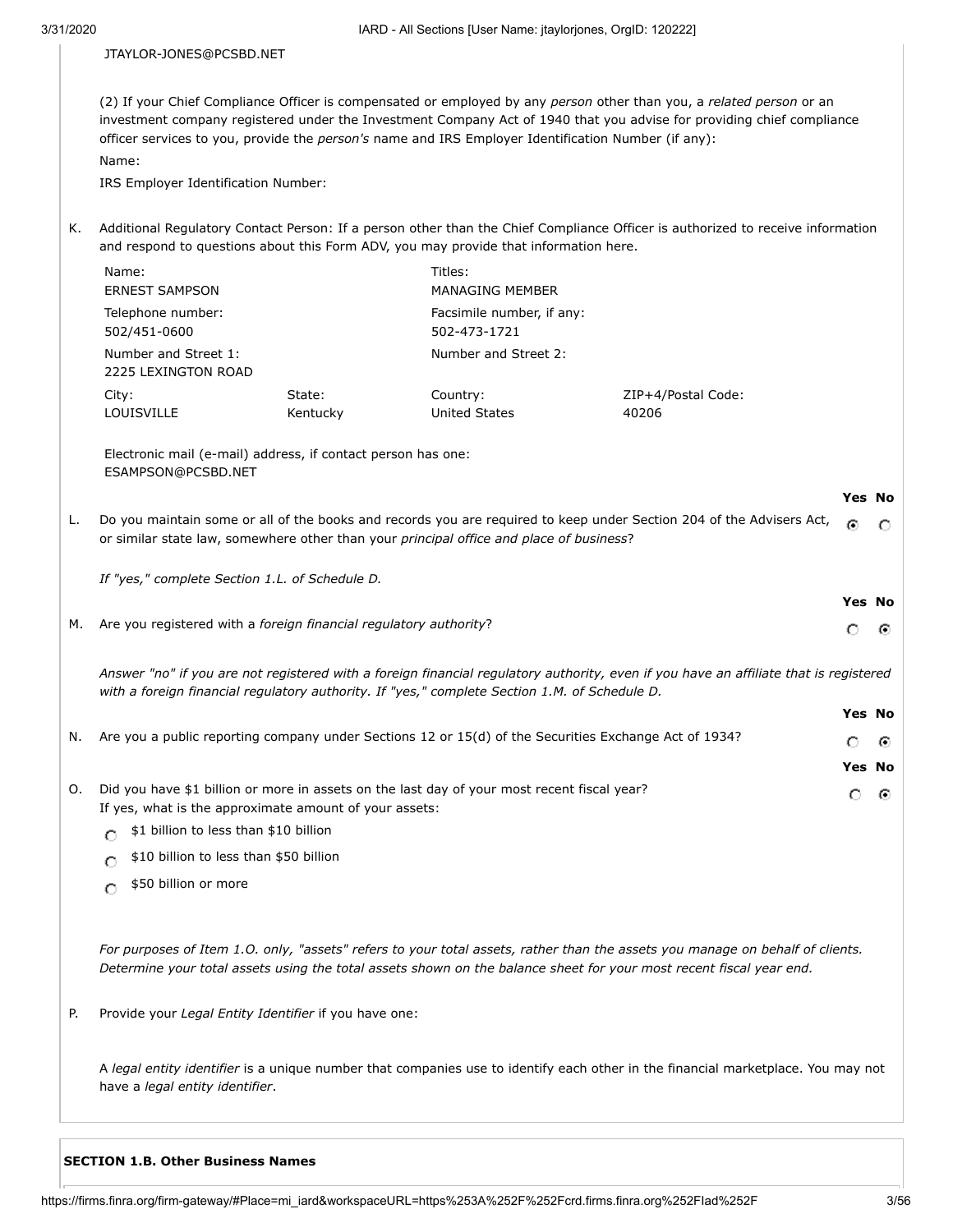JTAYLOR-JONES@PCSBD.NET

(2) If your Chief Compliance Officer is compensated or employed by any *person* other than you, a *related person* or an investment company registered under the Investment Company Act of 1940 that you advise for providing chief compliance officer services to you, provide the *person's* name and IRS Employer Identification Number (if any):

Name:

IRS Employer Identification Number:

K. Additional Regulatory Contact Person: If a person other than the Chief Compliance Officer is authorized to receive information and respond to questions about this Form ADV, you may provide that information here.

| Name: | | Titles: | |
|---|---|---|---|
| ERNEST SAMPSON | | MANAGING MEMBER | |
| Telephone number: | | Facsimile number, if any: | |
| 502/451-0600 | | 502-473-1721 | |
| Number and Street 1: | | Number and Street 2: | |
| 2225 LEXINGTON ROAD | | | |
| City: | State: | Country: | ZIP+4/Postal Code: |
| LOUISVILLE | Kentucky | United States | 40206 |

Electronic mail (e-mail) address, if contact person has one:
ESAMPSON@PCSBD.NET

L. Do you maintain some or all of the books and records you are required to keep under Section 204 of the Advisers Act, or similar state law, somewhere other than your *principal office and place of business*? **Yes** ◉ **No** ○

*If "yes," complete Section 1.L. of Schedule D.*

M. Are you registered with a *foreign financial regulatory authority*? **Yes** ○ **No** ◉

*Answer "no" if you are not registered with a foreign financial regulatory authority, even if you have an affiliate that is registered with a foreign financial regulatory authority. If "yes," complete Section 1.M. of Schedule D.*

N. Are you a public reporting company under Sections 12 or 15(d) of the Securities Exchange Act of 1934? **Yes** ○ **No** ◉

O. Did you have $1 billion or more in assets on the last day of your most recent fiscal year? **Yes** ○ **No** ◉
If yes, what is the approximate amount of your assets:

- ○ $1 billion to less than $10 billion
- ○ $10 billion to less than $50 billion
- ○ $50 billion or more

*For purposes of Item 1.O. only, "assets" refers to your total assets, rather than the assets you manage on behalf of clients. Determine your total assets using the total assets shown on the balance sheet for your most recent fiscal year end.*

P. Provide your *Legal Entity Identifier* if you have one:

A *legal entity identifier* is a unique number that companies use to identify each other in the financial marketplace. You may not have a *legal entity identifier*.

**SECTION 1.B. Other Business Names**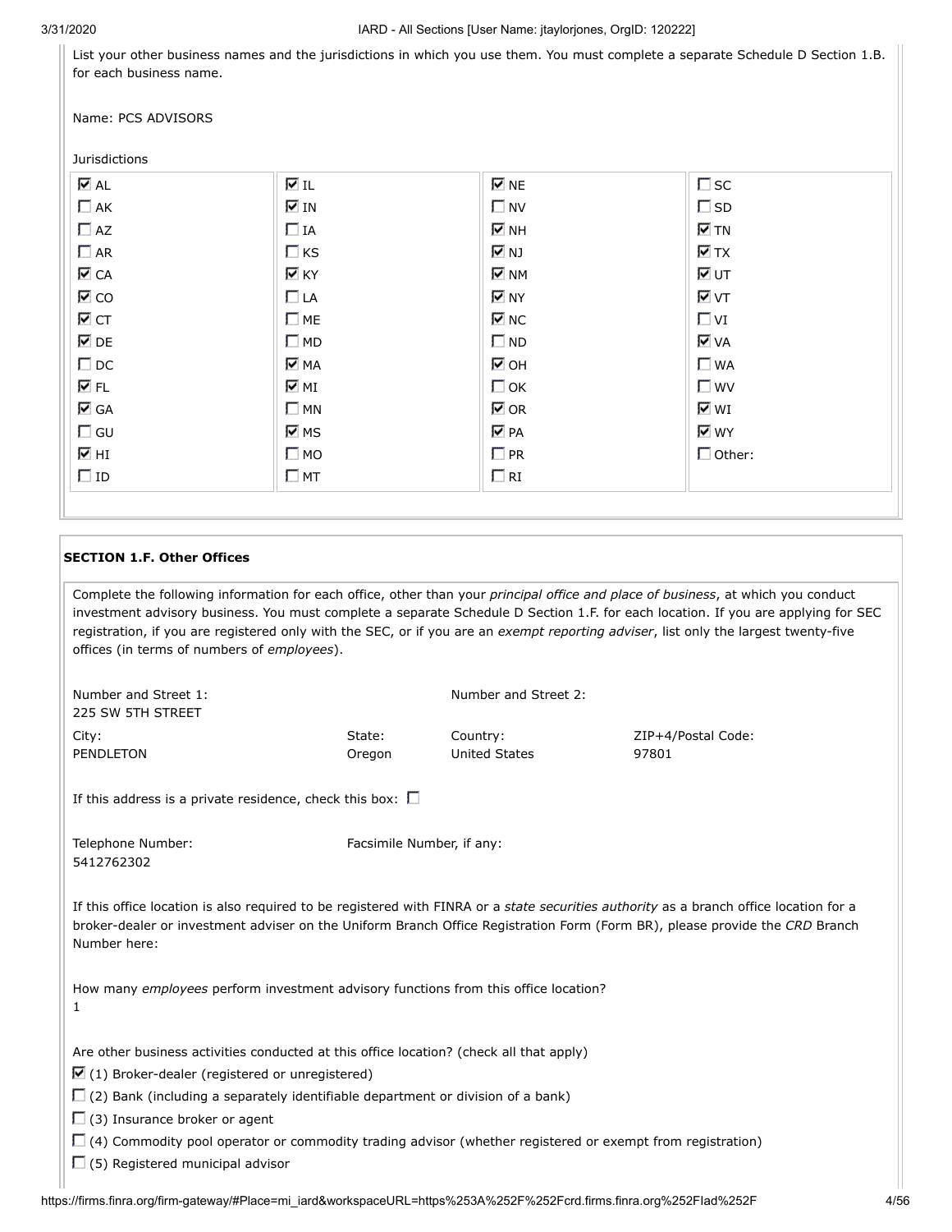List your other business names and the jurisdictions in which you use them. You must complete a separate Schedule D Section 1.B. for each business name.

Name: PCS ADVISORS

Jurisdictions

| | | | |
|---|---|---|---|
| ☑ AL | ☑ IL | ☑ NE | ☐ SC |
| ☐ AK | ☑ IN | ☐ NV | ☐ SD |
| ☐ AZ | ☐ IA | ☑ NH | ☑ TN |
| ☐ AR | ☐ KS | ☑ NJ | ☑ TX |
| ☑ CA | ☑ KY | ☑ NM | ☑ UT |
| ☑ CO | ☐ LA | ☑ NY | ☑ VT |
| ☑ CT | ☐ ME | ☑ NC | ☐ VI |
| ☑ DE | ☐ MD | ☐ ND | ☑ VA |
| ☐ DC | ☑ MA | ☑ OH | ☐ WA |
| ☑ FL | ☑ MI | ☐ OK | ☐ WV |
| ☑ GA | ☐ MN | ☑ OR | ☑ WI |
| ☐ GU | ☑ MS | ☑ PA | ☑ WY |
| ☑ HI | ☐ MO | ☐ PR | ☐ Other: |
| ☐ ID | ☐ MT | ☐ RI | |

## SECTION 1.F. Other Offices

Complete the following information for each office, other than your *principal office and place of business*, at which you conduct investment advisory business. You must complete a separate Schedule D Section 1.F. for each location. If you are applying for SEC registration, if you are registered only with the SEC, or if you are an *exempt reporting adviser*, list only the largest twenty-five offices (in terms of numbers of *employees*).

Number and Street 1: 225 SW 5TH STREET

Number and Street 2:

City: PENDLETON

State: Oregon

Country: United States

ZIP+4/Postal Code: 97801

If this address is a private residence, check this box: ☐

Telephone Number: 5412762302

Facsimile Number, if any:

If this office location is also required to be registered with FINRA or a *state securities authority* as a branch office location for a broker-dealer or investment adviser on the Uniform Branch Office Registration Form (Form BR), please provide the *CRD* Branch Number here:

How many *employees* perform investment advisory functions from this office location?
1

Are other business activities conducted at this office location? (check all that apply)

☑ (1) Broker-dealer (registered or unregistered)

☐ (2) Bank (including a separately identifiable department or division of a bank)

☐ (3) Insurance broker or agent

☐ (4) Commodity pool operator or commodity trading advisor (whether registered or exempt from registration)

☐ (5) Registered municipal advisor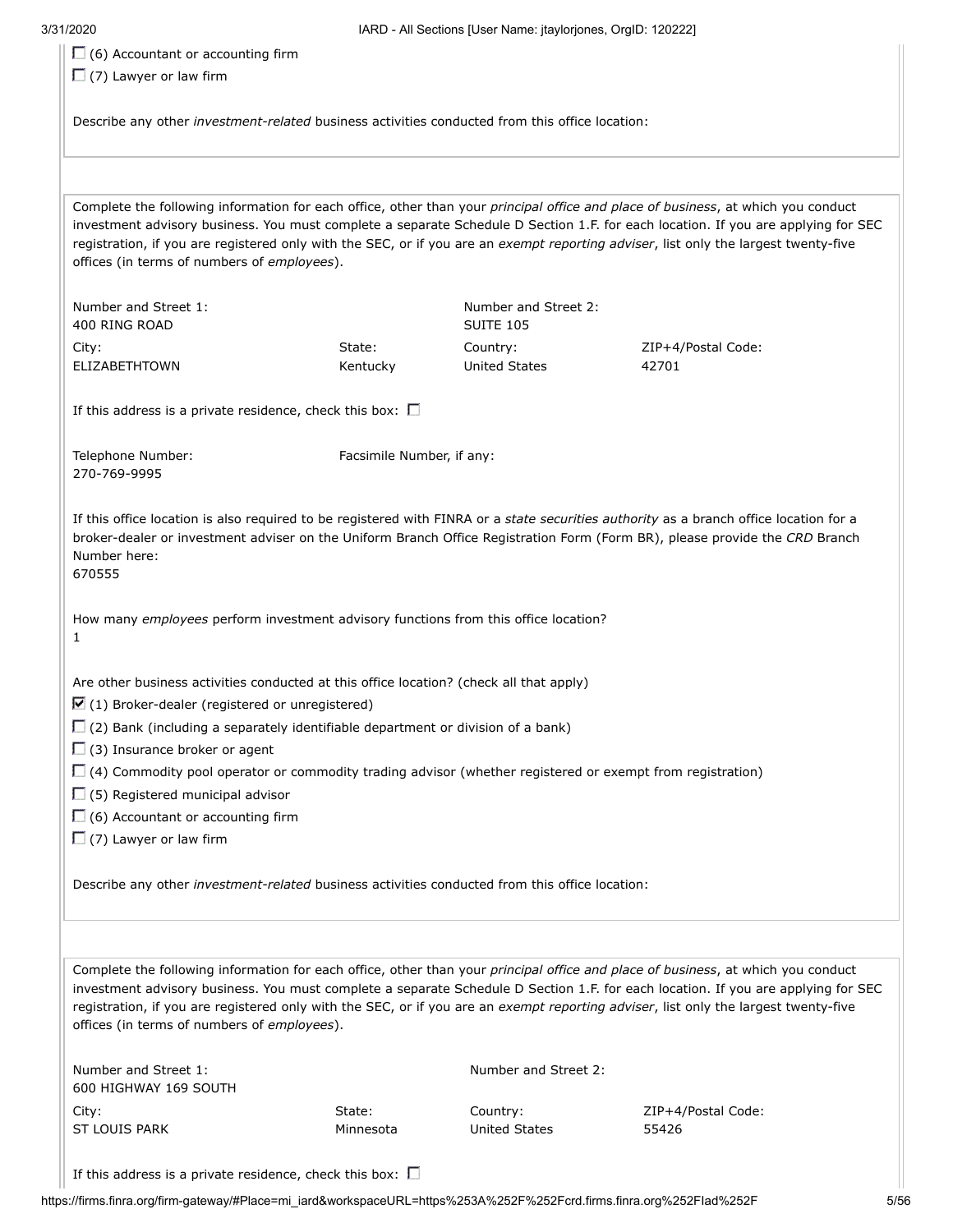- ☐ (6) Accountant or accounting firm
- ☐ (7) Lawyer or law firm

Describe any other *investment-related* business activities conducted from this office location:

---

Complete the following information for each office, other than your *principal office and place of business*, at which you conduct investment advisory business. You must complete a separate Schedule D Section 1.F. for each location. If you are applying for SEC registration, if you are registered only with the SEC, or if you are an *exempt reporting adviser*, list only the largest twenty-five offices (in terms of numbers of *employees*).

| Number and Street 1: | | Number and Street 2: | |
|---|---|---|---|
| 400 RING ROAD | | SUITE 105 | |
| City: | State: | Country: | ZIP+4/Postal Code: |
| ELIZABETHTOWN | Kentucky | United States | 42701 |

If this address is a private residence, check this box: ☐

| Telephone Number: | Facsimile Number, if any: |
|---|---|
| 270-769-9995 | |

If this office location is also required to be registered with FINRA or a *state securities authority* as a branch office location for a broker-dealer or investment adviser on the Uniform Branch Office Registration Form (Form BR), please provide the *CRD* Branch Number here:
670555

How many *employees* perform investment advisory functions from this office location?
1

Are other business activities conducted at this office location? (check all that apply)

- ☑ (1) Broker-dealer (registered or unregistered)
- ☐ (2) Bank (including a separately identifiable department or division of a bank)
- ☐ (3) Insurance broker or agent
- ☐ (4) Commodity pool operator or commodity trading advisor (whether registered or exempt from registration)
- ☐ (5) Registered municipal advisor
- ☐ (6) Accountant or accounting firm
- ☐ (7) Lawyer or law firm

Describe any other *investment-related* business activities conducted from this office location:

---

Complete the following information for each office, other than your *principal office and place of business*, at which you conduct investment advisory business. You must complete a separate Schedule D Section 1.F. for each location. If you are applying for SEC registration, if you are registered only with the SEC, or if you are an *exempt reporting adviser*, list only the largest twenty-five offices (in terms of numbers of *employees*).

| Number and Street 1: | | Number and Street 2: | |
|---|---|---|---|
| 600 HIGHWAY 169 SOUTH | | | |
| City: | State: | Country: | ZIP+4/Postal Code: |
| ST LOUIS PARK | Minnesota | United States | 55426 |

If this address is a private residence, check this box: ☐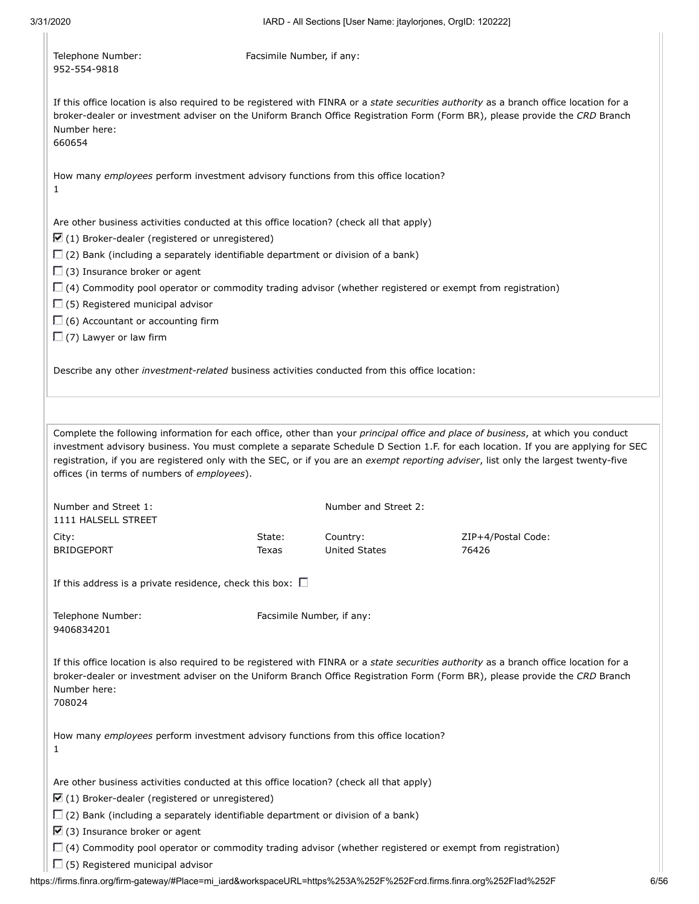Telephone Number:
952-554-9818

Facsimile Number, if any:

If this office location is also required to be registered with FINRA or a *state securities authority* as a branch office location for a broker-dealer or investment adviser on the Uniform Branch Office Registration Form (Form BR), please provide the *CRD* Branch Number here:
660654

How many *employees* perform investment advisory functions from this office location?
1

Are other business activities conducted at this office location? (check all that apply)

- ☑ (1) Broker-dealer (registered or unregistered)
- ☐ (2) Bank (including a separately identifiable department or division of a bank)
- ☐ (3) Insurance broker or agent
- ☐ (4) Commodity pool operator or commodity trading advisor (whether registered or exempt from registration)
- ☐ (5) Registered municipal advisor
- ☐ (6) Accountant or accounting firm
- ☐ (7) Lawyer or law firm

Describe any other *investment-related* business activities conducted from this office location:

---

Complete the following information for each office, other than your *principal office and place of business*, at which you conduct investment advisory business. You must complete a separate Schedule D Section 1.F. for each location. If you are applying for SEC registration, if you are registered only with the SEC, or if you are an *exempt reporting adviser*, list only the largest twenty-five offices (in terms of numbers of *employees*).

Number and Street 1:
1111 HALSELL STREET

Number and Street 2:

| City: | State: | Country: | ZIP+4/Postal Code: |
|---|---|---|---|
| BRIDGEPORT | Texas | United States | 76426 |

If this address is a private residence, check this box: ☐

Telephone Number:
9406834201

Facsimile Number, if any:

If this office location is also required to be registered with FINRA or a *state securities authority* as a branch office location for a broker-dealer or investment adviser on the Uniform Branch Office Registration Form (Form BR), please provide the *CRD* Branch Number here:
708024

How many *employees* perform investment advisory functions from this office location?
1

Are other business activities conducted at this office location? (check all that apply)

- ☑ (1) Broker-dealer (registered or unregistered)
- ☐ (2) Bank (including a separately identifiable department or division of a bank)
- ☑ (3) Insurance broker or agent
- ☐ (4) Commodity pool operator or commodity trading advisor (whether registered or exempt from registration)
- ☐ (5) Registered municipal advisor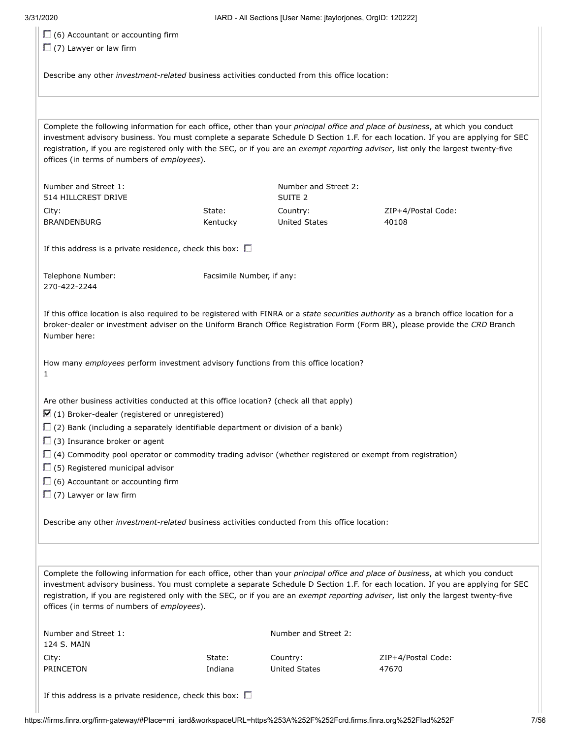☐ (6) Accountant or accounting firm

☐ (7) Lawyer or law firm

Describe any other *investment-related* business activities conducted from this office location:

---

Complete the following information for each office, other than your *principal office and place of business*, at which you conduct investment advisory business. You must complete a separate Schedule D Section 1.F. for each location. If you are applying for SEC registration, if you are registered only with the SEC, or if you are an *exempt reporting adviser*, list only the largest twenty-five offices (in terms of numbers of *employees*).

| Number and Street 1: | | Number and Street 2: | |
|---|---|---|---|
| 514 HILLCREST DRIVE | | SUITE 2 | |
| City: | State: | Country: | ZIP+4/Postal Code: |
| BRANDENBURG | Kentucky | United States | 40108 |

If this address is a private residence, check this box: ☐

| Telephone Number: | Facsimile Number, if any: |
|---|---|
| 270-422-2244 | |

If this office location is also required to be registered with FINRA or a *state securities authority* as a branch office location for a broker-dealer or investment adviser on the Uniform Branch Office Registration Form (Form BR), please provide the *CRD* Branch Number here:

How many *employees* perform investment advisory functions from this office location?
1

Are other business activities conducted at this office location? (check all that apply)

☑ (1) Broker-dealer (registered or unregistered)

☐ (2) Bank (including a separately identifiable department or division of a bank)

☐ (3) Insurance broker or agent

☐ (4) Commodity pool operator or commodity trading advisor (whether registered or exempt from registration)

☐ (5) Registered municipal advisor

☐ (6) Accountant or accounting firm

☐ (7) Lawyer or law firm

Describe any other *investment-related* business activities conducted from this office location:

---

Complete the following information for each office, other than your *principal office and place of business*, at which you conduct investment advisory business. You must complete a separate Schedule D Section 1.F. for each location. If you are applying for SEC registration, if you are registered only with the SEC, or if you are an *exempt reporting adviser*, list only the largest twenty-five offices (in terms of numbers of *employees*).

| Number and Street 1: | | Number and Street 2: | |
|---|---|---|---|
| 124 S. MAIN | | | |
| City: | State: | Country: | ZIP+4/Postal Code: |
| PRINCETON | Indiana | United States | 47670 |

If this address is a private residence, check this box: ☐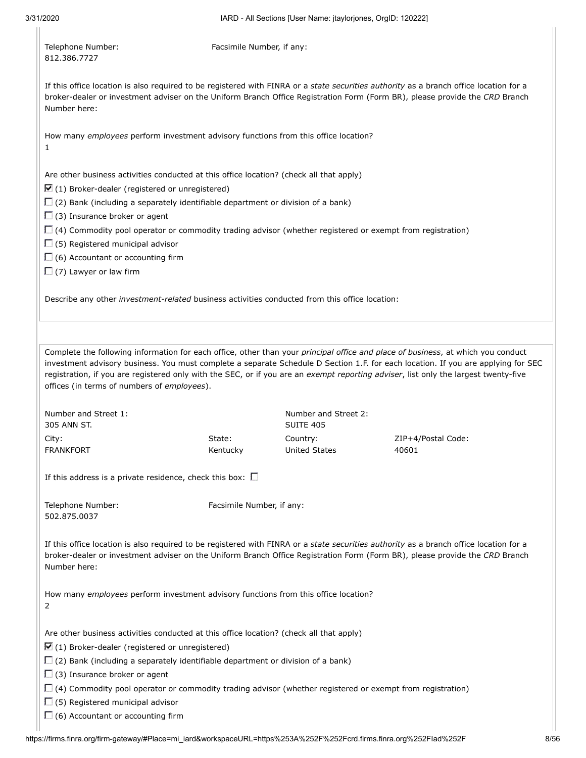Telephone Number:
812.386.7727

Facsimile Number, if any:

If this office location is also required to be registered with FINRA or a *state securities authority* as a branch office location for a broker-dealer or investment adviser on the Uniform Branch Office Registration Form (Form BR), please provide the *CRD* Branch Number here:

How many *employees* perform investment advisory functions from this office location?
1

Are other business activities conducted at this office location? (check all that apply)

- ☑ (1) Broker-dealer (registered or unregistered)
- ☐ (2) Bank (including a separately identifiable department or division of a bank)
- ☐ (3) Insurance broker or agent
- ☐ (4) Commodity pool operator or commodity trading advisor (whether registered or exempt from registration)
- ☐ (5) Registered municipal advisor
- ☐ (6) Accountant or accounting firm
- ☐ (7) Lawyer or law firm

Describe any other *investment-related* business activities conducted from this office location:

---

Complete the following information for each office, other than your *principal office and place of business*, at which you conduct investment advisory business. You must complete a separate Schedule D Section 1.F. for each location. If you are applying for SEC registration, if you are registered only with the SEC, or if you are an *exempt reporting adviser*, list only the largest twenty-five offices (in terms of numbers of *employees*).

Number and Street 1:
305 ANN ST.

Number and Street 2:
SUITE 405

City:
FRANKFORT

State:
Kentucky

Country:
United States

ZIP+4/Postal Code:
40601

If this address is a private residence, check this box: ☐

Telephone Number:
502.875.0037

Facsimile Number, if any:

If this office location is also required to be registered with FINRA or a *state securities authority* as a branch office location for a broker-dealer or investment adviser on the Uniform Branch Office Registration Form (Form BR), please provide the *CRD* Branch Number here:

How many *employees* perform investment advisory functions from this office location?
2

Are other business activities conducted at this office location? (check all that apply)

- ☑ (1) Broker-dealer (registered or unregistered)
- ☐ (2) Bank (including a separately identifiable department or division of a bank)
- ☐ (3) Insurance broker or agent
- ☐ (4) Commodity pool operator or commodity trading advisor (whether registered or exempt from registration)
- ☐ (5) Registered municipal advisor
- ☐ (6) Accountant or accounting firm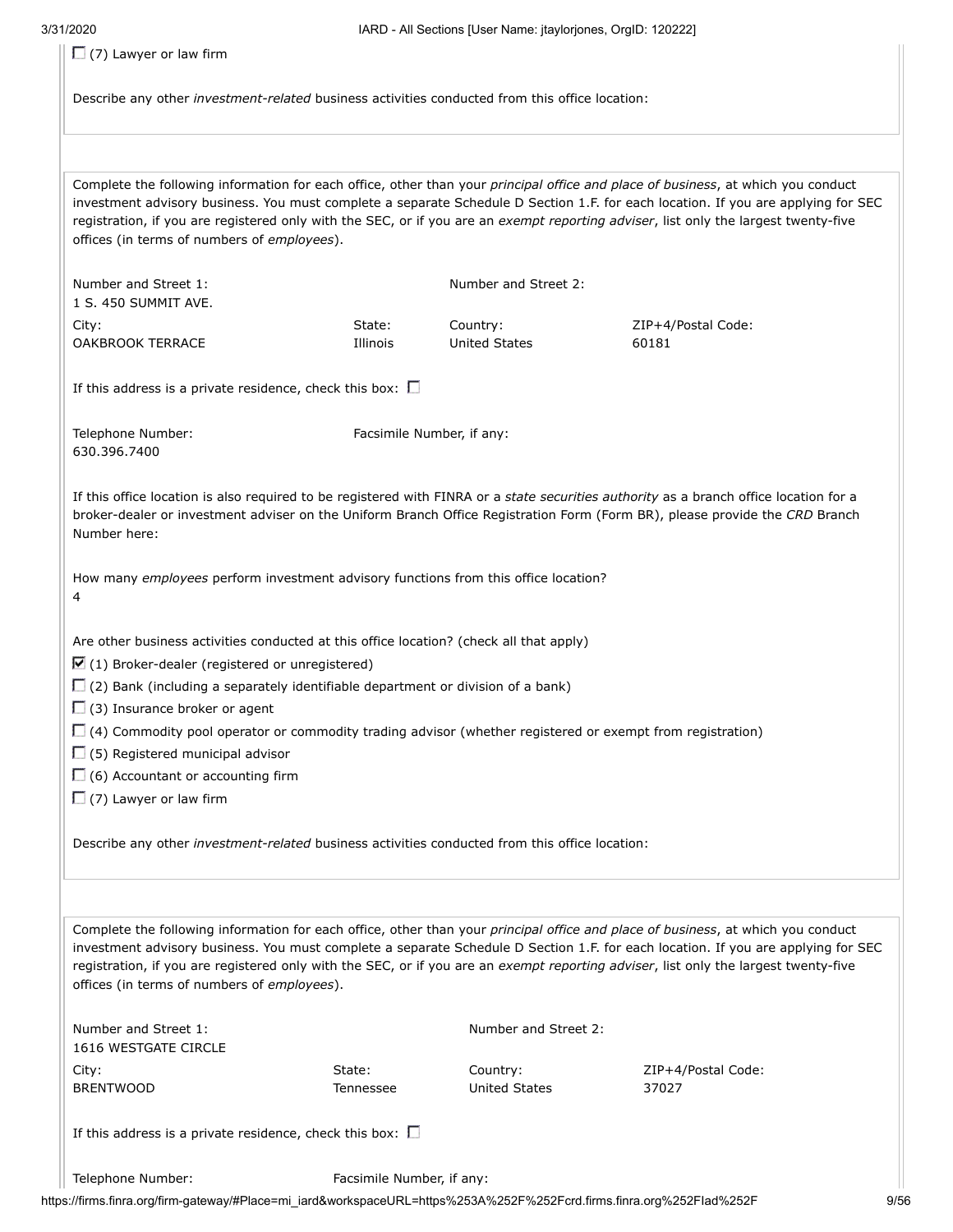☐ (7) Lawyer or law firm

Describe any other *investment-related* business activities conducted from this office location:

---

Complete the following information for each office, other than your *principal office and place of business*, at which you conduct investment advisory business. You must complete a separate Schedule D Section 1.F. for each location. If you are applying for SEC registration, if you are registered only with the SEC, or if you are an *exempt reporting adviser*, list only the largest twenty-five offices (in terms of numbers of *employees*).

| Number and Street 1: | | Number and Street 2: | |
|---|---|---|---|
| 1 S. 450 SUMMIT AVE. | | | |
| City: | State: | Country: | ZIP+4/Postal Code: |
| OAKBROOK TERRACE | Illinois | United States | 60181 |

If this address is a private residence, check this box: ☐

| Telephone Number: | Facsimile Number, if any: |
|---|---|
| 630.396.7400 | |

If this office location is also required to be registered with FINRA or a *state securities authority* as a branch office location for a broker-dealer or investment adviser on the Uniform Branch Office Registration Form (Form BR), please provide the *CRD* Branch Number here:

How many *employees* perform investment advisory functions from this office location?
4

Are other business activities conducted at this office location? (check all that apply)

☑ (1) Broker-dealer (registered or unregistered)
☐ (2) Bank (including a separately identifiable department or division of a bank)
☐ (3) Insurance broker or agent
☐ (4) Commodity pool operator or commodity trading advisor (whether registered or exempt from registration)
☐ (5) Registered municipal advisor
☐ (6) Accountant or accounting firm
☐ (7) Lawyer or law firm

Describe any other *investment-related* business activities conducted from this office location:

---

Complete the following information for each office, other than your *principal office and place of business*, at which you conduct investment advisory business. You must complete a separate Schedule D Section 1.F. for each location. If you are applying for SEC registration, if you are registered only with the SEC, or if you are an *exempt reporting adviser*, list only the largest twenty-five offices (in terms of numbers of *employees*).

| Number and Street 1: | | Number and Street 2: | |
|---|---|---|---|
| 1616 WESTGATE CIRCLE | | | |
| City: | State: | Country: | ZIP+4/Postal Code: |
| BRENTWOOD | Tennessee | United States | 37027 |

If this address is a private residence, check this box: ☐

| Telephone Number: | Facsimile Number, if any: |
|---|---|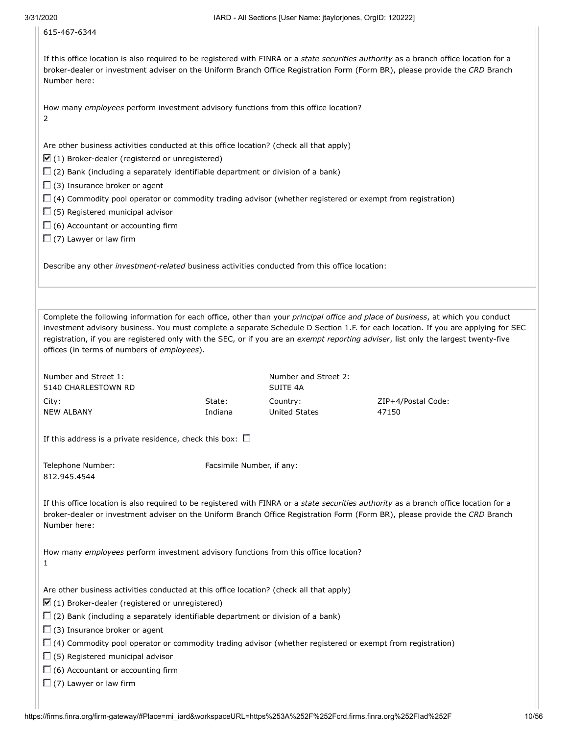615-467-6344

If this office location is also required to be registered with FINRA or a *state securities authority* as a branch office location for a broker-dealer or investment adviser on the Uniform Branch Office Registration Form (Form BR), please provide the *CRD* Branch Number here:

How many *employees* perform investment advisory functions from this office location?
2

Are other business activities conducted at this office location? (check all that apply)

- ☑ (1) Broker-dealer (registered or unregistered)
- ☐ (2) Bank (including a separately identifiable department or division of a bank)
- ☐ (3) Insurance broker or agent
- ☐ (4) Commodity pool operator or commodity trading advisor (whether registered or exempt from registration)
- ☐ (5) Registered municipal advisor
- ☐ (6) Accountant or accounting firm
- ☐ (7) Lawyer or law firm

Describe any other *investment-related* business activities conducted from this office location:

---

Complete the following information for each office, other than your *principal office and place of business*, at which you conduct investment advisory business. You must complete a separate Schedule D Section 1.F. for each location. If you are applying for SEC registration, if you are registered only with the SEC, or if you are an *exempt reporting adviser*, list only the largest twenty-five offices (in terms of numbers of *employees*).

| Number and Street 1: | | Number and Street 2: | |
|---|---|---|---|
| 5140 CHARLESTOWN RD | | SUITE 4A | |
| City: | State: | Country: | ZIP+4/Postal Code: |
| NEW ALBANY | Indiana | United States | 47150 |

If this address is a private residence, check this box: ☐

| Telephone Number: | Facsimile Number, if any: |
|---|---|
| 812.945.4544 | |

If this office location is also required to be registered with FINRA or a *state securities authority* as a branch office location for a broker-dealer or investment adviser on the Uniform Branch Office Registration Form (Form BR), please provide the *CRD* Branch Number here:

How many *employees* perform investment advisory functions from this office location?
1

Are other business activities conducted at this office location? (check all that apply)

- ☑ (1) Broker-dealer (registered or unregistered)
- ☐ (2) Bank (including a separately identifiable department or division of a bank)
- ☐ (3) Insurance broker or agent
- ☐ (4) Commodity pool operator or commodity trading advisor (whether registered or exempt from registration)
- ☐ (5) Registered municipal advisor
- ☐ (6) Accountant or accounting firm
- ☐ (7) Lawyer or law firm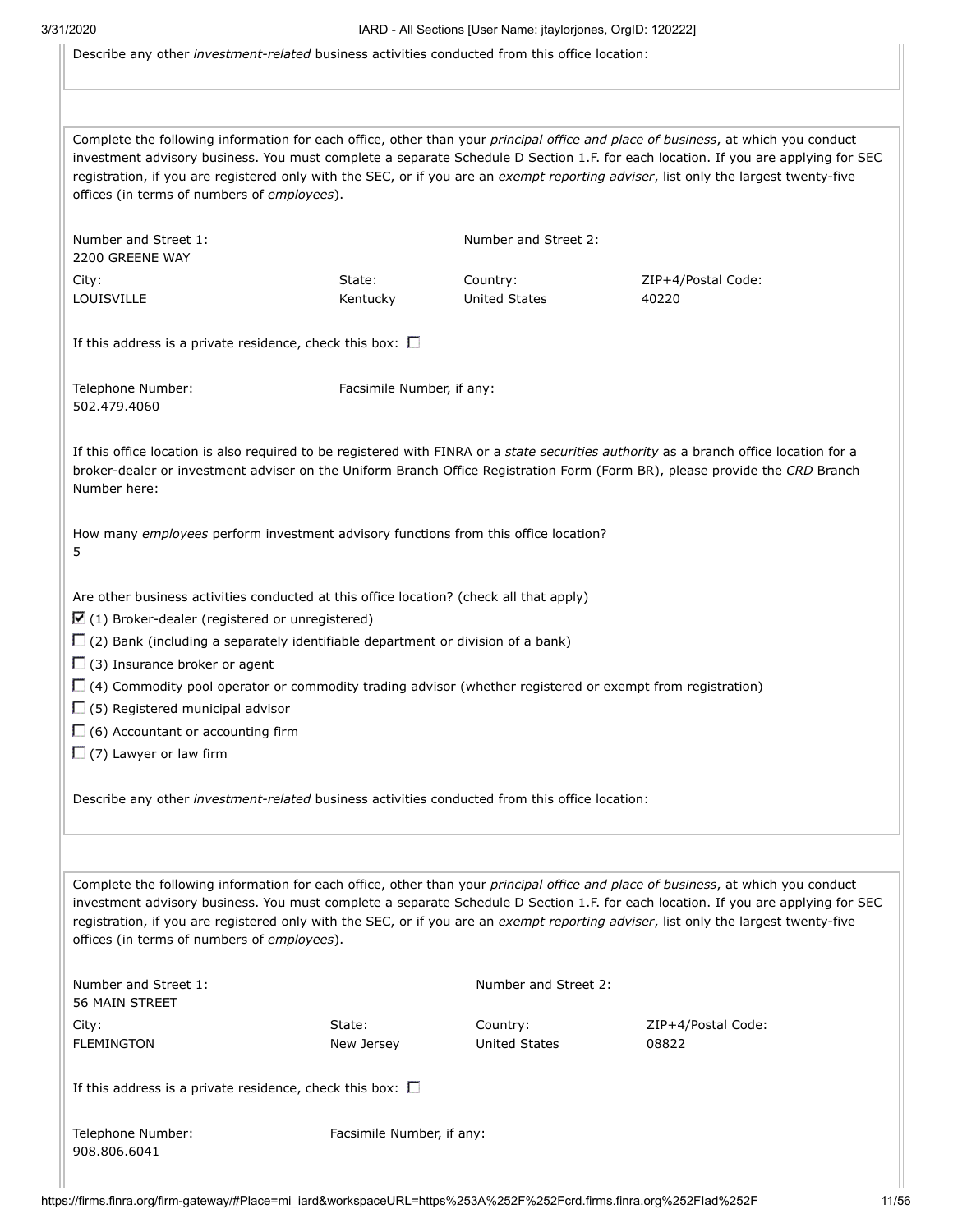Describe any other *investment-related* business activities conducted from this office location:

---

Complete the following information for each office, other than your *principal office and place of business*, at which you conduct investment advisory business. You must complete a separate Schedule D Section 1.F. for each location. If you are applying for SEC registration, if you are registered only with the SEC, or if you are an *exempt reporting adviser*, list only the largest twenty-five offices (in terms of numbers of *employees*).

| Number and Street 1: | | Number and Street 2: | |
|---|---|---|---|
| 2200 GREENE WAY | | | |
| City: | State: | Country: | ZIP+4/Postal Code: |
| LOUISVILLE | Kentucky | United States | 40220 |

If this address is a private residence, check this box: ☐

| Telephone Number: | Facsimile Number, if any: |
|---|---|
| 502.479.4060 | |

If this office location is also required to be registered with FINRA or a *state securities authority* as a branch office location for a broker-dealer or investment adviser on the Uniform Branch Office Registration Form (Form BR), please provide the *CRD* Branch Number here:

How many *employees* perform investment advisory functions from this office location?
5

Are other business activities conducted at this office location? (check all that apply)

- ☑ (1) Broker-dealer (registered or unregistered)
- ☐ (2) Bank (including a separately identifiable department or division of a bank)
- ☐ (3) Insurance broker or agent
- ☐ (4) Commodity pool operator or commodity trading advisor (whether registered or exempt from registration)
- ☐ (5) Registered municipal advisor
- ☐ (6) Accountant or accounting firm
- ☐ (7) Lawyer or law firm

Describe any other *investment-related* business activities conducted from this office location:

---

Complete the following information for each office, other than your *principal office and place of business*, at which you conduct investment advisory business. You must complete a separate Schedule D Section 1.F. for each location. If you are applying for SEC registration, if you are registered only with the SEC, or if you are an *exempt reporting adviser*, list only the largest twenty-five offices (in terms of numbers of *employees*).

| Number and Street 1: | | Number and Street 2: | |
|---|---|---|---|
| 56 MAIN STREET | | | |
| City: | State: | Country: | ZIP+4/Postal Code: |
| FLEMINGTON | New Jersey | United States | 08822 |

If this address is a private residence, check this box: ☐

| Telephone Number: | Facsimile Number, if any: |
|---|---|
| 908.806.6041 | |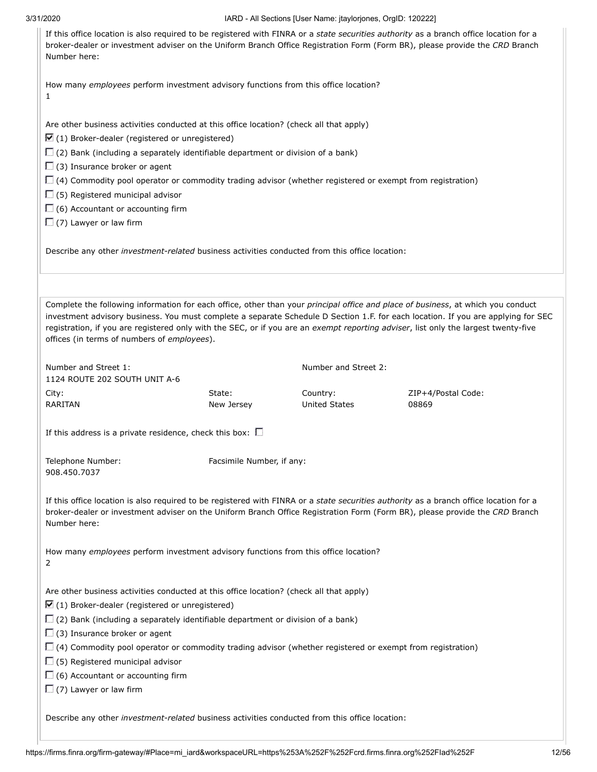If this office location is also required to be registered with FINRA or a *state securities authority* as a branch office location for a broker-dealer or investment adviser on the Uniform Branch Office Registration Form (Form BR), please provide the *CRD* Branch Number here:

How many *employees* perform investment advisory functions from this office location?
1

Are other business activities conducted at this office location? (check all that apply)

- ☑ (1) Broker-dealer (registered or unregistered)
- ☐ (2) Bank (including a separately identifiable department or division of a bank)
- ☐ (3) Insurance broker or agent
- ☐ (4) Commodity pool operator or commodity trading advisor (whether registered or exempt from registration)
- ☐ (5) Registered municipal advisor
- ☐ (6) Accountant or accounting firm
- ☐ (7) Lawyer or law firm

Describe any other *investment-related* business activities conducted from this office location:

---

Complete the following information for each office, other than your *principal office and place of business*, at which you conduct investment advisory business. You must complete a separate Schedule D Section 1.F. for each location. If you are applying for SEC registration, if you are registered only with the SEC, or if you are an *exempt reporting adviser*, list only the largest twenty-five offices (in terms of numbers of *employees*).

| Number and Street 1: | | Number and Street 2: | |
|---|---|---|---|
| 1124 ROUTE 202 SOUTH UNIT A-6 | | | |
| City: | State: | Country: | ZIP+4/Postal Code: |
| RARITAN | New Jersey | United States | 08869 |

If this address is a private residence, check this box: ☐

| Telephone Number: | Facsimile Number, if any: |
|---|---|
| 908.450.7037 | |

If this office location is also required to be registered with FINRA or a *state securities authority* as a branch office location for a broker-dealer or investment adviser on the Uniform Branch Office Registration Form (Form BR), please provide the *CRD* Branch Number here:

How many *employees* perform investment advisory functions from this office location?
2

Are other business activities conducted at this office location? (check all that apply)

- ☑ (1) Broker-dealer (registered or unregistered)
- ☐ (2) Bank (including a separately identifiable department or division of a bank)
- ☐ (3) Insurance broker or agent
- ☐ (4) Commodity pool operator or commodity trading advisor (whether registered or exempt from registration)
- ☐ (5) Registered municipal advisor
- ☐ (6) Accountant or accounting firm
- ☐ (7) Lawyer or law firm

Describe any other *investment-related* business activities conducted from this office location: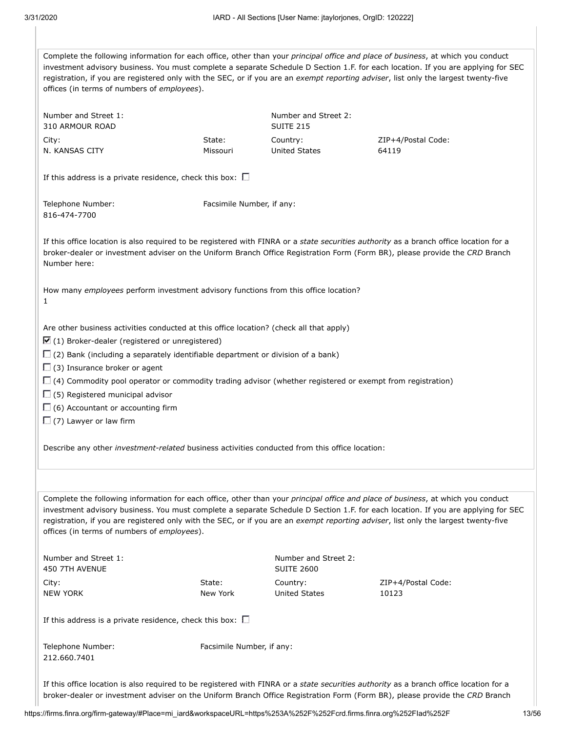Complete the following information for each office, other than your *principal office and place of business*, at which you conduct investment advisory business. You must complete a separate Schedule D Section 1.F. for each location. If you are applying for SEC registration, if you are registered only with the SEC, or if you are an *exempt reporting adviser*, list only the largest twenty-five offices (in terms of numbers of *employees*).

| Number and Street 1: | | Number and Street 2: | |
|---|---|---|---|
| 310 ARMOUR ROAD | | SUITE 215 | |
| City: | State: | Country: | ZIP+4/Postal Code: |
| N. KANSAS CITY | Missouri | United States | 64119 |

If this address is a private residence, check this box: ☐

Telephone Number: 816-474-7700

Facsimile Number, if any:

If this office location is also required to be registered with FINRA or a *state securities authority* as a branch office location for a broker-dealer or investment adviser on the Uniform Branch Office Registration Form (Form BR), please provide the *CRD* Branch Number here:

How many *employees* perform investment advisory functions from this office location?
1

Are other business activities conducted at this office location? (check all that apply)

- ☑ (1) Broker-dealer (registered or unregistered)
- ☐ (2) Bank (including a separately identifiable department or division of a bank)
- ☐ (3) Insurance broker or agent
- ☐ (4) Commodity pool operator or commodity trading advisor (whether registered or exempt from registration)
- ☐ (5) Registered municipal advisor
- ☐ (6) Accountant or accounting firm
- ☐ (7) Lawyer or law firm

Describe any other *investment-related* business activities conducted from this office location:

---

Complete the following information for each office, other than your *principal office and place of business*, at which you conduct investment advisory business. You must complete a separate Schedule D Section 1.F. for each location. If you are applying for SEC registration, if you are registered only with the SEC, or if you are an *exempt reporting adviser*, list only the largest twenty-five offices (in terms of numbers of *employees*).

| Number and Street 1: | | Number and Street 2: | |
|---|---|---|---|
| 450 7TH AVENUE | | SUITE 2600 | |
| City: | State: | Country: | ZIP+4/Postal Code: |
| NEW YORK | New York | United States | 10123 |

If this address is a private residence, check this box: ☐

Telephone Number: 212.660.7401

Facsimile Number, if any:

If this office location is also required to be registered with FINRA or a *state securities authority* as a branch office location for a broker-dealer or investment adviser on the Uniform Branch Office Registration Form (Form BR), please provide the *CRD* Branch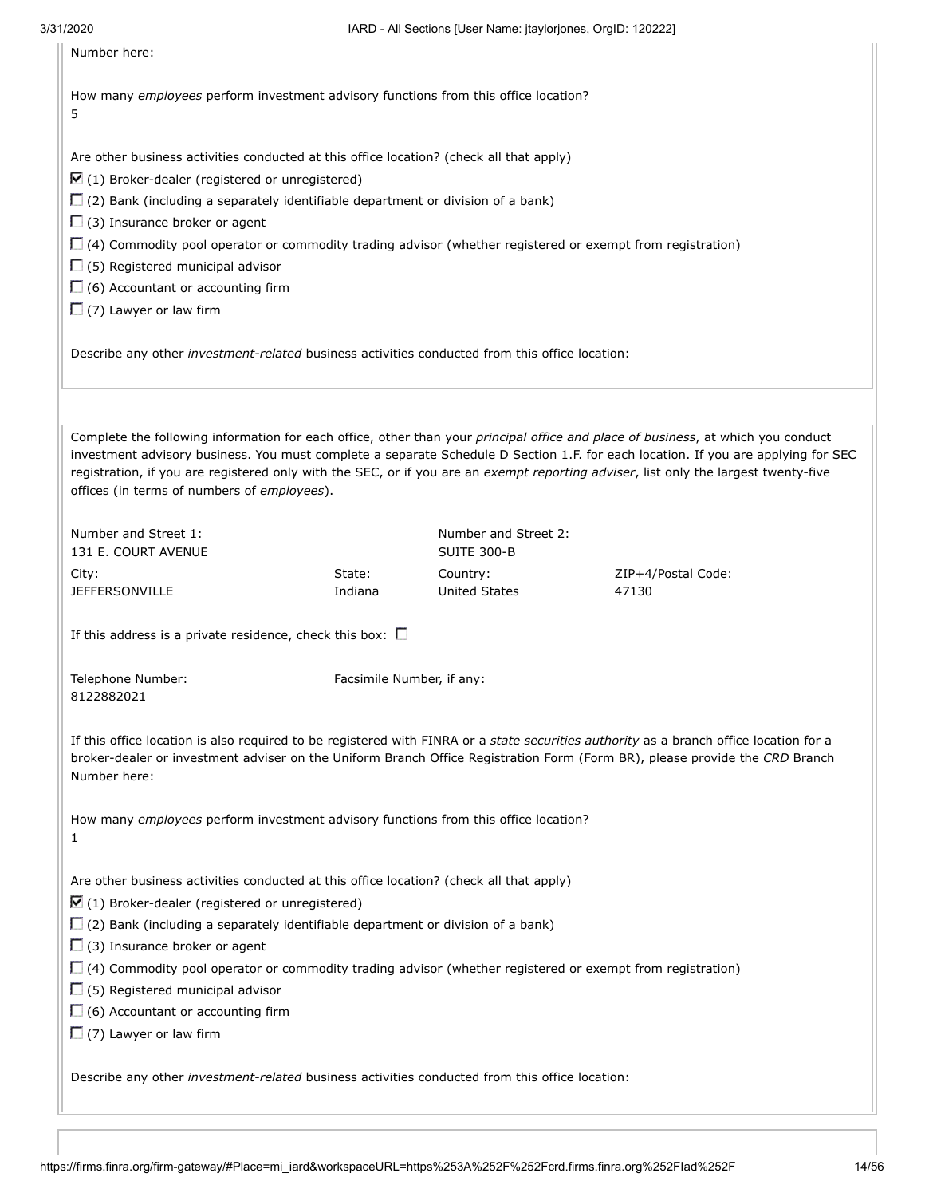Number here:

How many *employees* perform investment advisory functions from this office location?
5

Are other business activities conducted at this office location? (check all that apply)

- ☑ (1) Broker-dealer (registered or unregistered)
- ☐ (2) Bank (including a separately identifiable department or division of a bank)
- ☐ (3) Insurance broker or agent
- ☐ (4) Commodity pool operator or commodity trading advisor (whether registered or exempt from registration)
- ☐ (5) Registered municipal advisor
- ☐ (6) Accountant or accounting firm
- ☐ (7) Lawyer or law firm

Describe any other *investment-related* business activities conducted from this office location:

---

Complete the following information for each office, other than your *principal office and place of business*, at which you conduct investment advisory business. You must complete a separate Schedule D Section 1.F. for each location. If you are applying for SEC registration, if you are registered only with the SEC, or if you are an *exempt reporting adviser*, list only the largest twenty-five offices (in terms of numbers of *employees*).

| Number and Street 1: | | Number and Street 2: | |
|---|---|---|---|
| 131 E. COURT AVENUE | | SUITE 300-B | |
| City: | State: | Country: | ZIP+4/Postal Code: |
| JEFFERSONVILLE | Indiana | United States | 47130 |

If this address is a private residence, check this box: ☐

| Telephone Number: | Facsimile Number, if any: |
|---|---|
| 8122882021 | |

If this office location is also required to be registered with FINRA or a *state securities authority* as a branch office location for a broker-dealer or investment adviser on the Uniform Branch Office Registration Form (Form BR), please provide the *CRD* Branch Number here:

How many *employees* perform investment advisory functions from this office location?
1

Are other business activities conducted at this office location? (check all that apply)

- ☑ (1) Broker-dealer (registered or unregistered)
- ☐ (2) Bank (including a separately identifiable department or division of a bank)
- ☐ (3) Insurance broker or agent
- ☐ (4) Commodity pool operator or commodity trading advisor (whether registered or exempt from registration)
- ☐ (5) Registered municipal advisor
- ☐ (6) Accountant or accounting firm
- ☐ (7) Lawyer or law firm

Describe any other *investment-related* business activities conducted from this office location: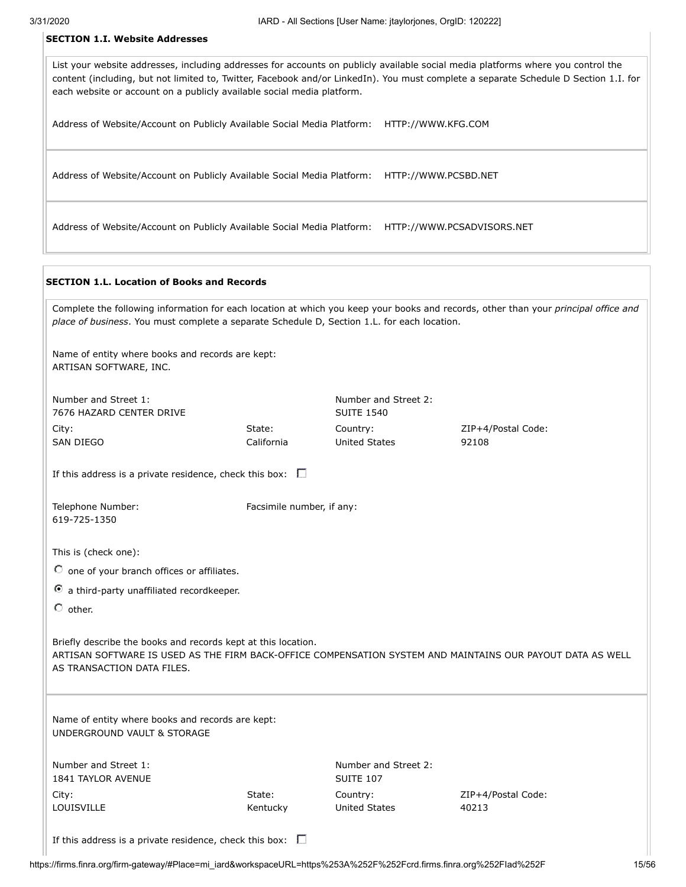**SECTION 1.I. Website Addresses**

List your website addresses, including addresses for accounts on publicly available social media platforms where you control the content (including, but not limited to, Twitter, Facebook and/or LinkedIn). You must complete a separate Schedule D Section 1.I. for each website or account on a publicly available social media platform.

Address of Website/Account on Publicly Available Social Media Platform: HTTP://WWW.KFG.COM

Address of Website/Account on Publicly Available Social Media Platform: HTTP://WWW.PCSBD.NET

Address of Website/Account on Publicly Available Social Media Platform: HTTP://WWW.PCSADVISORS.NET

**SECTION 1.L. Location of Books and Records**

Complete the following information for each location at which you keep your books and records, other than your *principal office and place of business*. You must complete a separate Schedule D, Section 1.L. for each location.

Name of entity where books and records are kept:
ARTISAN SOFTWARE, INC.

| Number and Street 1: | | Number and Street 2: | |
|---|---|---|---|
| 7676 HAZARD CENTER DRIVE | | SUITE 1540 | |
| City: | State: | Country: | ZIP+4/Postal Code: |
| SAN DIEGO | California | United States | 92108 |

If this address is a private residence, check this box: ☐

| Telephone Number: | Facsimile number, if any: |
|---|---|
| 619-725-1350 | |

This is (check one):

- ○ one of your branch offices or affiliates.
- ◉ a third-party unaffiliated recordkeeper.
- ○ other.

Briefly describe the books and records kept at this location.
ARTISAN SOFTWARE IS USED AS THE FIRM BACK-OFFICE COMPENSATION SYSTEM AND MAINTAINS OUR PAYOUT DATA AS WELL AS TRANSACTION DATA FILES.

Name of entity where books and records are kept:
UNDERGROUND VAULT & STORAGE

| Number and Street 1: | | Number and Street 2: | |
|---|---|---|---|
| 1841 TAYLOR AVENUE | | SUITE 107 | |
| City: | State: | Country: | ZIP+4/Postal Code: |
| LOUISVILLE | Kentucky | United States | 40213 |

If this address is a private residence, check this box: ☐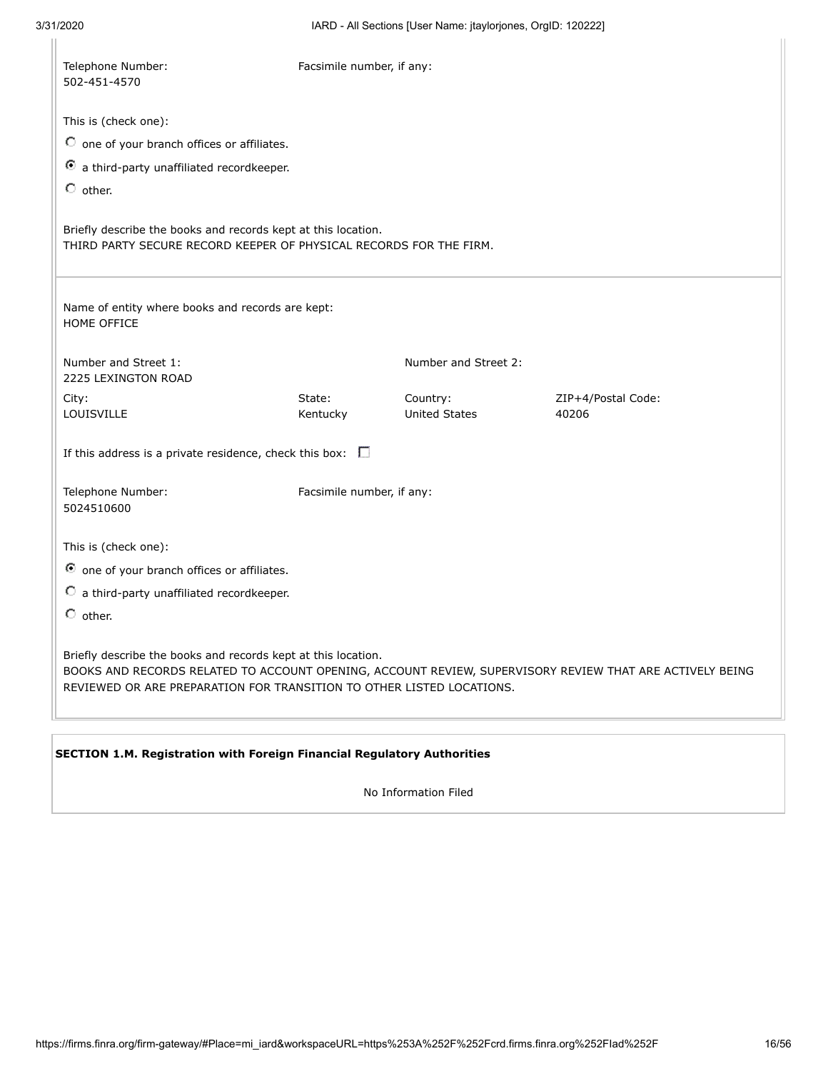Telephone Number:
502-451-4570

Facsimile number, if any:

This is (check one):

- ○ one of your branch offices or affiliates.
- ◉ a third-party unaffiliated recordkeeper.
- ○ other.

Briefly describe the books and records kept at this location.
THIRD PARTY SECURE RECORD KEEPER OF PHYSICAL RECORDS FOR THE FIRM.

---

Name of entity where books and records are kept:
HOME OFFICE

| Number and Street 1: | | Number and Street 2: | |
|---|---|---|---|
| 2225 LEXINGTON ROAD | | | |
| City: | State: | Country: | ZIP+4/Postal Code: |
| LOUISVILLE | Kentucky | United States | 40206 |

If this address is a private residence, check this box: ☐

Telephone Number:
5024510600

Facsimile number, if any:

This is (check one):

- ◉ one of your branch offices or affiliates.
- ○ a third-party unaffiliated recordkeeper.
- ○ other.

Briefly describe the books and records kept at this location.
BOOKS AND RECORDS RELATED TO ACCOUNT OPENING, ACCOUNT REVIEW, SUPERVISORY REVIEW THAT ARE ACTIVELY BEING REVIEWED OR ARE PREPARATION FOR TRANSITION TO OTHER LISTED LOCATIONS.

**SECTION 1.M. Registration with Foreign Financial Regulatory Authorities**

No Information Filed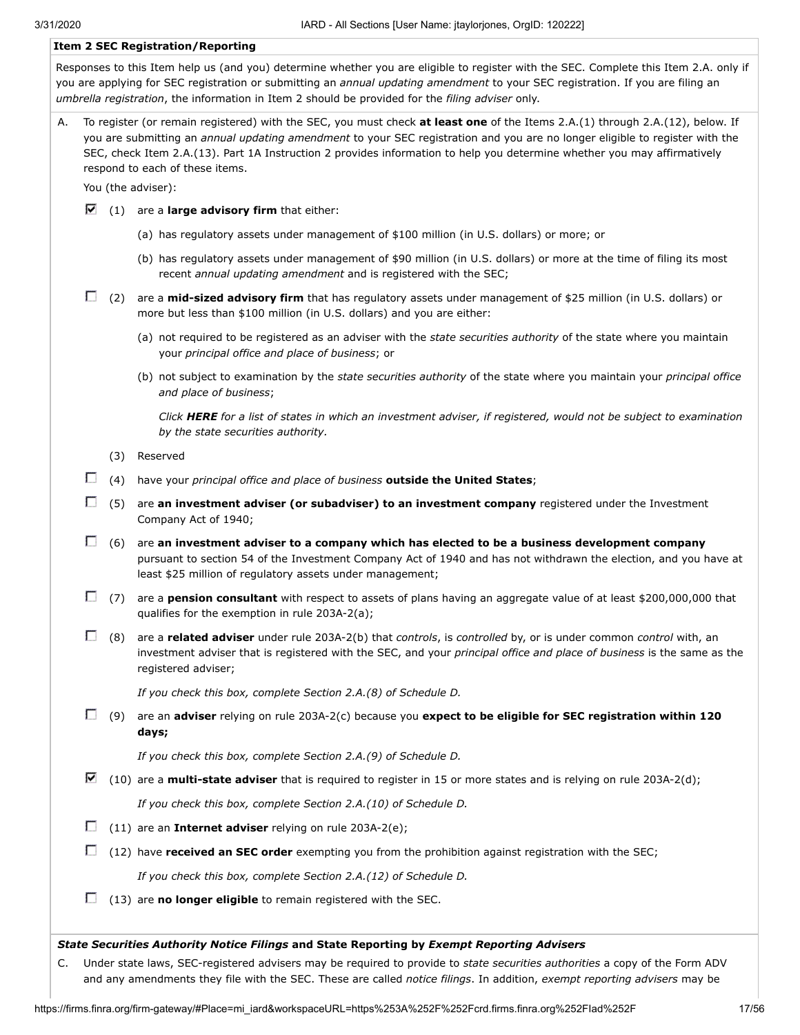**Item 2 SEC Registration/Reporting**

Responses to this Item help us (and you) determine whether you are eligible to register with the SEC. Complete this Item 2.A. only if you are applying for SEC registration or submitting an *annual updating amendment* to your SEC registration. If you are filing an *umbrella registration*, the information in Item 2 should be provided for the *filing adviser* only.

A. To register (or remain registered) with the SEC, you must check **at least one** of the Items 2.A.(1) through 2.A.(12), below. If you are submitting an *annual updating amendment* to your SEC registration and you are no longer eligible to register with the SEC, check Item 2.A.(13). Part 1A Instruction 2 provides information to help you determine whether you may affirmatively respond to each of these items.

You (the adviser):

☑ (1) are a **large advisory firm** that either:

(a) has regulatory assets under management of $100 million (in U.S. dollars) or more; or

(b) has regulatory assets under management of $90 million (in U.S. dollars) or more at the time of filing its most recent *annual updating amendment* and is registered with the SEC;

☐ (2) are a **mid-sized advisory firm** that has regulatory assets under management of $25 million (in U.S. dollars) or more but less than $100 million (in U.S. dollars) and you are either:

(a) not required to be registered as an adviser with the *state securities authority* of the state where you maintain your *principal office and place of business*; or

(b) not subject to examination by the *state securities authority* of the state where you maintain your *principal office and place of business*;

*Click **HERE** for a list of states in which an investment adviser, if registered, would not be subject to examination by the state securities authority.*

(3) Reserved

☐ (4) have your *principal office and place of business* **outside the United States**;

☐ (5) are **an investment adviser (or subadviser) to an investment company** registered under the Investment Company Act of 1940;

☐ (6) are **an investment adviser to a company which has elected to be a business development company** pursuant to section 54 of the Investment Company Act of 1940 and has not withdrawn the election, and you have at least $25 million of regulatory assets under management;

☐ (7) are a **pension consultant** with respect to assets of plans having an aggregate value of at least $200,000,000 that qualifies for the exemption in rule 203A-2(a);

☐ (8) are a **related adviser** under rule 203A-2(b) that *controls*, is *controlled* by, or is under common *control* with, an investment adviser that is registered with the SEC, and your *principal office and place of business* is the same as the registered adviser;

*If you check this box, complete Section 2.A.(8) of Schedule D.*

☐ (9) are an **adviser** relying on rule 203A-2(c) because you **expect to be eligible for SEC registration within 120 days;**

*If you check this box, complete Section 2.A.(9) of Schedule D.*

☑ (10) are a **multi-state adviser** that is required to register in 15 or more states and is relying on rule 203A-2(d);

*If you check this box, complete Section 2.A.(10) of Schedule D.*

☐ (11) are an **Internet adviser** relying on rule 203A-2(e);

☐ (12) have **received an SEC order** exempting you from the prohibition against registration with the SEC;

*If you check this box, complete Section 2.A.(12) of Schedule D.*

☐ (13) are **no longer eligible** to remain registered with the SEC.

***State Securities Authority Notice Filings* and State Reporting by *Exempt Reporting Advisers***

C. Under state laws, SEC-registered advisers may be required to provide to *state securities authorities* a copy of the Form ADV and any amendments they file with the SEC. These are called *notice filings*. In addition, *exempt reporting advisers* may be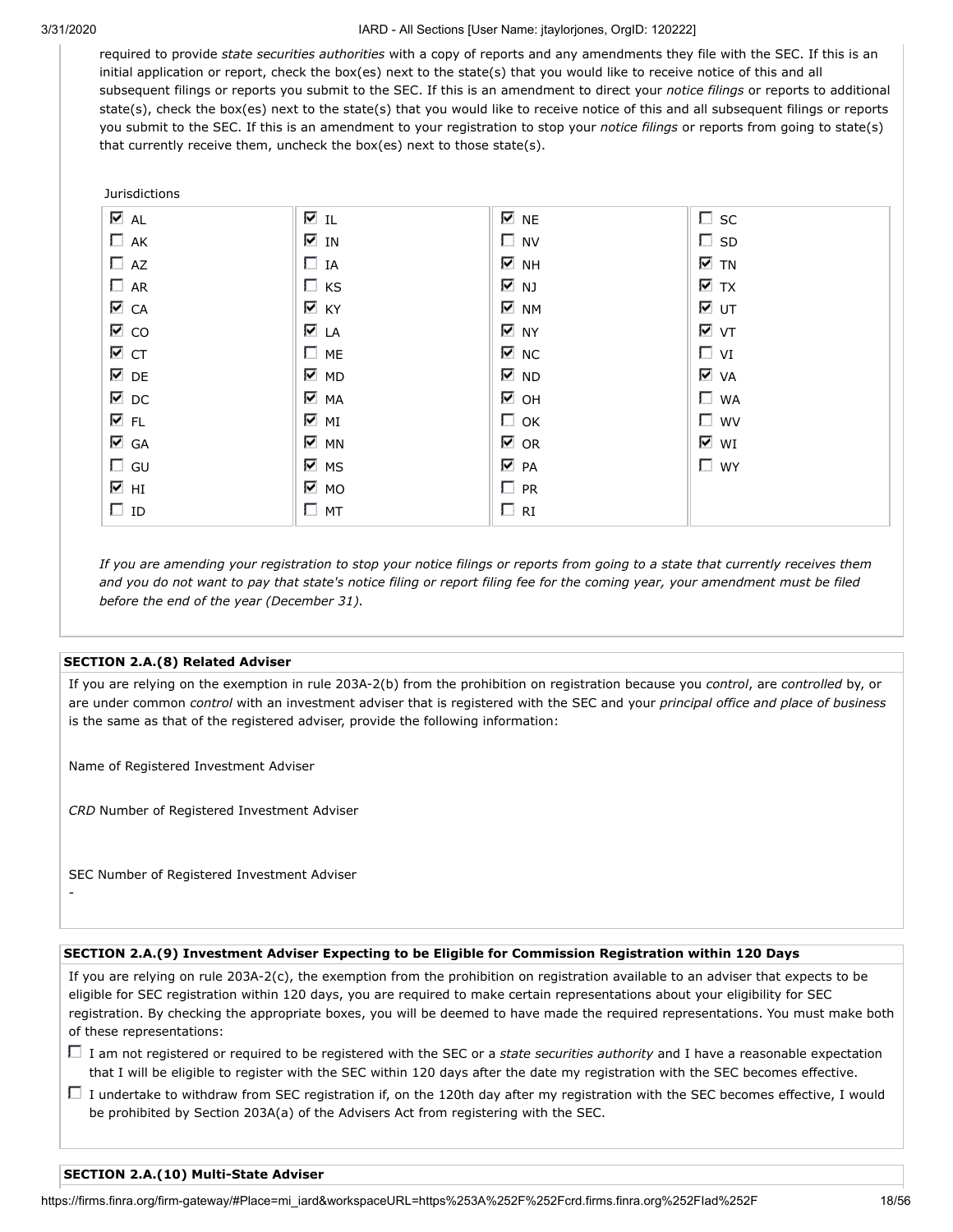required to provide *state securities authorities* with a copy of reports and any amendments they file with the SEC. If this is an initial application or report, check the box(es) next to the state(s) that you would like to receive notice of this and all subsequent filings or reports you submit to the SEC. If this is an amendment to direct your *notice filings* or reports to additional state(s), check the box(es) next to the state(s) that you would like to receive notice of this and all subsequent filings or reports you submit to the SEC. If this is an amendment to your registration to stop your *notice filings* or reports from going to state(s) that currently receive them, uncheck the box(es) next to those state(s).

Jurisdictions

| | | | |
|---|---|---|---|
| ☑ AL | ☑ IL | ☑ NE | ☐ SC |
| ☐ AK | ☑ IN | ☐ NV | ☐ SD |
| ☐ AZ | ☐ IA | ☑ NH | ☑ TN |
| ☐ AR | ☐ KS | ☑ NJ | ☑ TX |
| ☑ CA | ☑ KY | ☑ NM | ☑ UT |
| ☑ CO | ☑ LA | ☑ NY | ☑ VT |
| ☑ CT | ☐ ME | ☑ NC | ☐ VI |
| ☑ DE | ☑ MD | ☑ ND | ☑ VA |
| ☑ DC | ☑ MA | ☑ OH | ☐ WA |
| ☑ FL | ☑ MI | ☐ OK | ☐ WV |
| ☑ GA | ☑ MN | ☑ OR | ☑ WI |
| ☐ GU | ☑ MS | ☑ PA | ☐ WY |
| ☑ HI | ☑ MO | ☐ PR | |
| ☐ ID | ☐ MT | ☐ RI | |

*If you are amending your registration to stop your notice filings or reports from going to a state that currently receives them and you do not want to pay that state's notice filing or report filing fee for the coming year, your amendment must be filed before the end of the year (December 31).*

**SECTION 2.A.(8) Related Adviser**

If you are relying on the exemption in rule 203A-2(b) from the prohibition on registration because you *control*, are *controlled* by, or are under common *control* with an investment adviser that is registered with the SEC and your *principal office and place of business* is the same as that of the registered adviser, provide the following information:

Name of Registered Investment Adviser

*CRD* Number of Registered Investment Adviser

SEC Number of Registered Investment Adviser

-

**SECTION 2.A.(9) Investment Adviser Expecting to be Eligible for Commission Registration within 120 Days**

If you are relying on rule 203A-2(c), the exemption from the prohibition on registration available to an adviser that expects to be eligible for SEC registration within 120 days, you are required to make certain representations about your eligibility for SEC registration. By checking the appropriate boxes, you will be deemed to have made the required representations. You must make both of these representations:

☐ I am not registered or required to be registered with the SEC or a *state securities authority* and I have a reasonable expectation that I will be eligible to register with the SEC within 120 days after the date my registration with the SEC becomes effective.

☐ I undertake to withdraw from SEC registration if, on the 120th day after my registration with the SEC becomes effective, I would be prohibited by Section 203A(a) of the Advisers Act from registering with the SEC.

**SECTION 2.A.(10) Multi-State Adviser**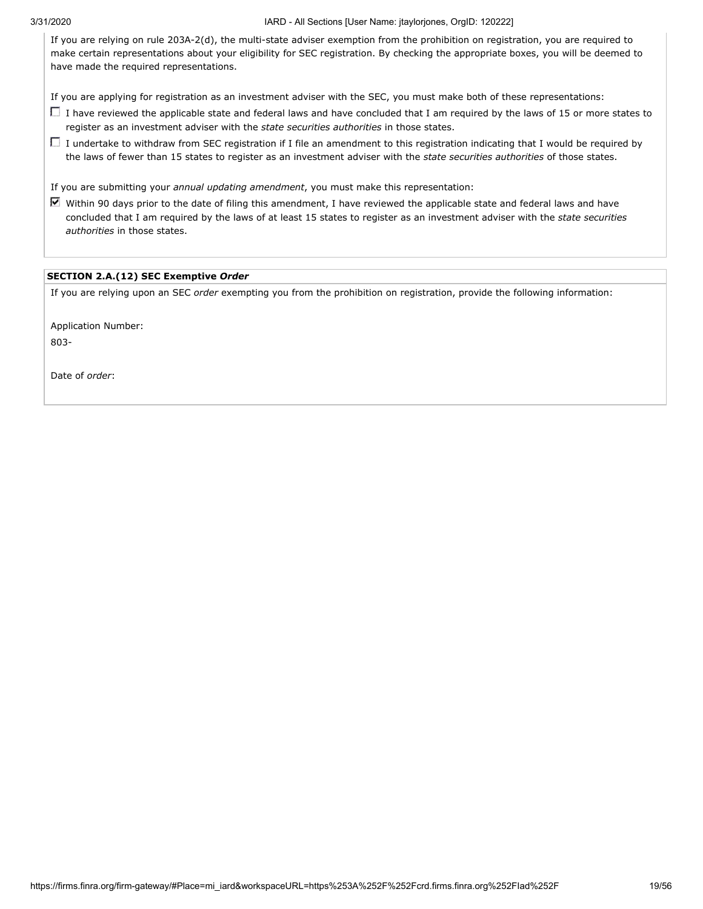If you are relying on rule 203A-2(d), the multi-state adviser exemption from the prohibition on registration, you are required to make certain representations about your eligibility for SEC registration. By checking the appropriate boxes, you will be deemed to have made the required representations.

If you are applying for registration as an investment adviser with the SEC, you must make both of these representations:

☐ I have reviewed the applicable state and federal laws and have concluded that I am required by the laws of 15 or more states to register as an investment adviser with the *state securities authorities* in those states.

☐ I undertake to withdraw from SEC registration if I file an amendment to this registration indicating that I would be required by the laws of fewer than 15 states to register as an investment adviser with the *state securities authorities* of those states.

If you are submitting your *annual updating amendment*, you must make this representation:

☑ Within 90 days prior to the date of filing this amendment, I have reviewed the applicable state and federal laws and have concluded that I am required by the laws of at least 15 states to register as an investment adviser with the *state securities authorities* in those states.

**SECTION 2.A.(12) SEC Exemptive *Order***

If you are relying upon an SEC *order* exempting you from the prohibition on registration, provide the following information:

Application Number:

803-

Date of *order*: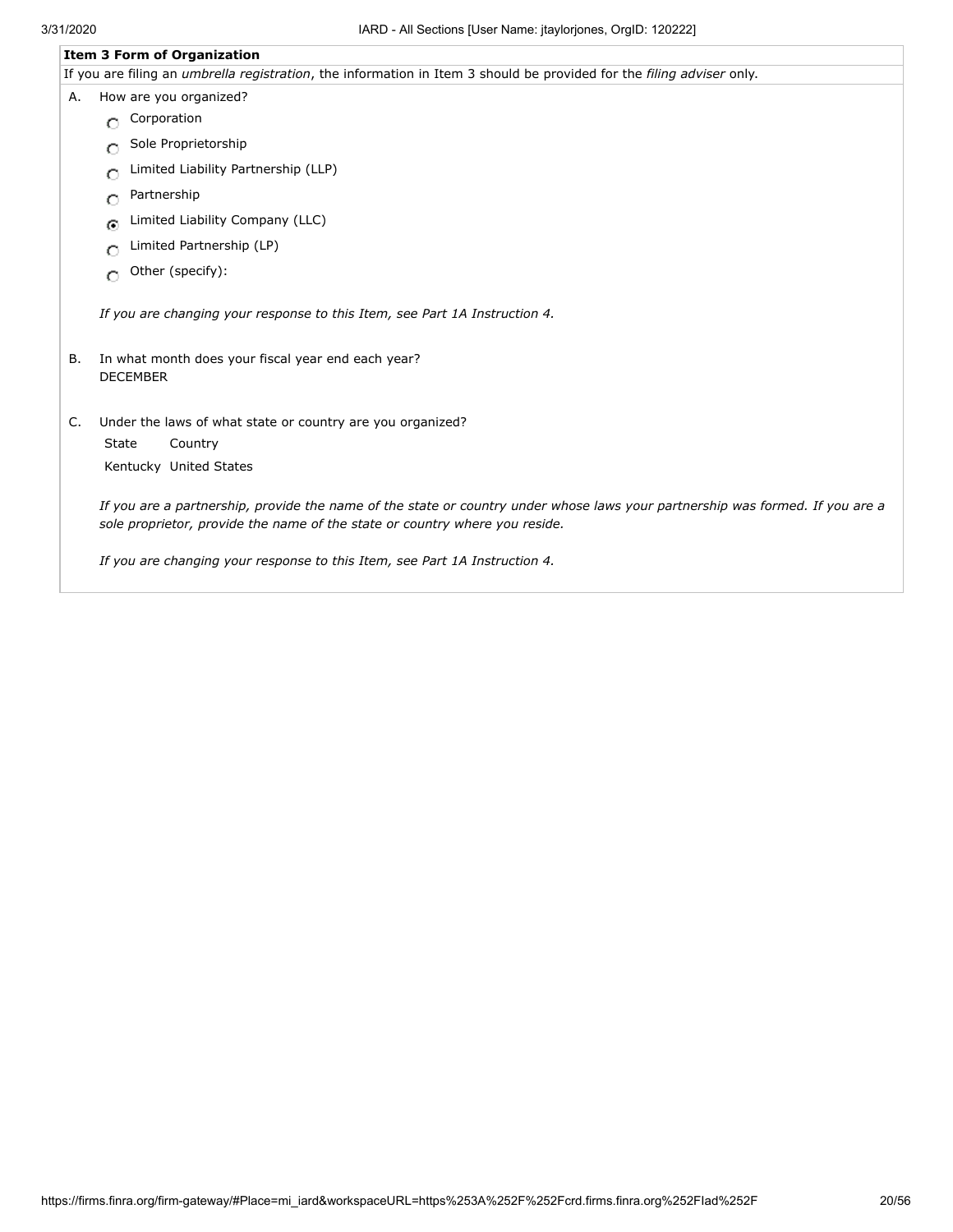**Item 3 Form of Organization**

If you are filing an *umbrella registration*, the information in Item 3 should be provided for the *filing adviser* only.

A. How are you organized?

- ○ Corporation
- ○ Sole Proprietorship
- ○ Limited Liability Partnership (LLP)
- ○ Partnership
- ◉ Limited Liability Company (LLC)
- ○ Limited Partnership (LP)
- ○ Other (specify):

*If you are changing your response to this Item, see Part 1A Instruction 4.*

B. In what month does your fiscal year end each year?
DECEMBER

C. Under the laws of what state or country are you organized?

| State | Country |
| --- | --- |
| Kentucky | United States |

*If you are a partnership, provide the name of the state or country under whose laws your partnership was formed. If you are a sole proprietor, provide the name of the state or country where you reside.*

*If you are changing your response to this Item, see Part 1A Instruction 4.*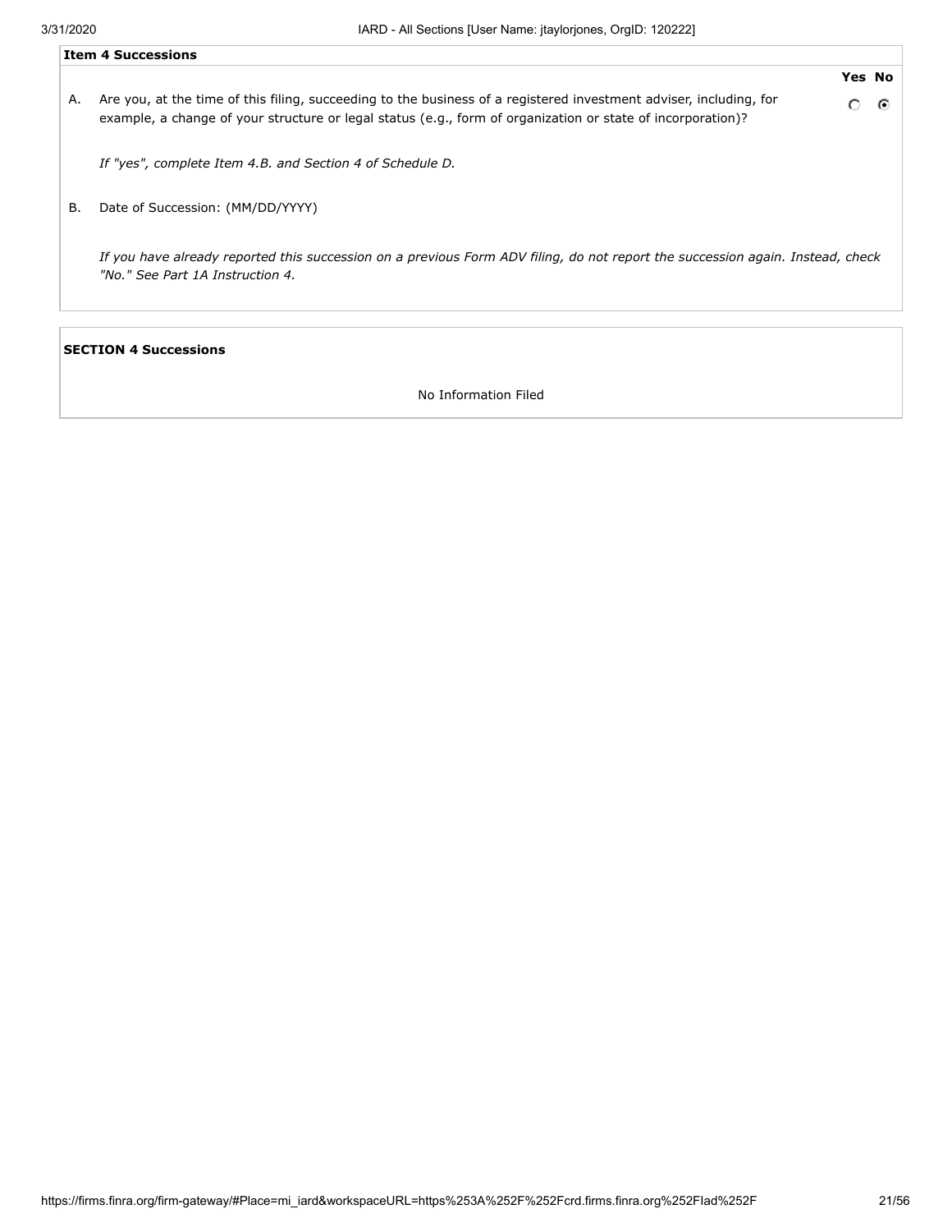### Item 4 Successions

| | | Yes | No |
|---|---|---|---|
| A. | Are you, at the time of this filing, succeeding to the business of a registered investment adviser, including, for example, a change of your structure or legal status (e.g., form of organization or state of incorporation)? | ○ | ◉ |

*If "yes", complete Item 4.B. and Section 4 of Schedule D.*

B. Date of Succession: (MM/DD/YYYY)

*If you have already reported this succession on a previous Form ADV filing, do not report the succession again. Instead, check "No." See Part 1A Instruction 4.*

### SECTION 4 Successions

No Information Filed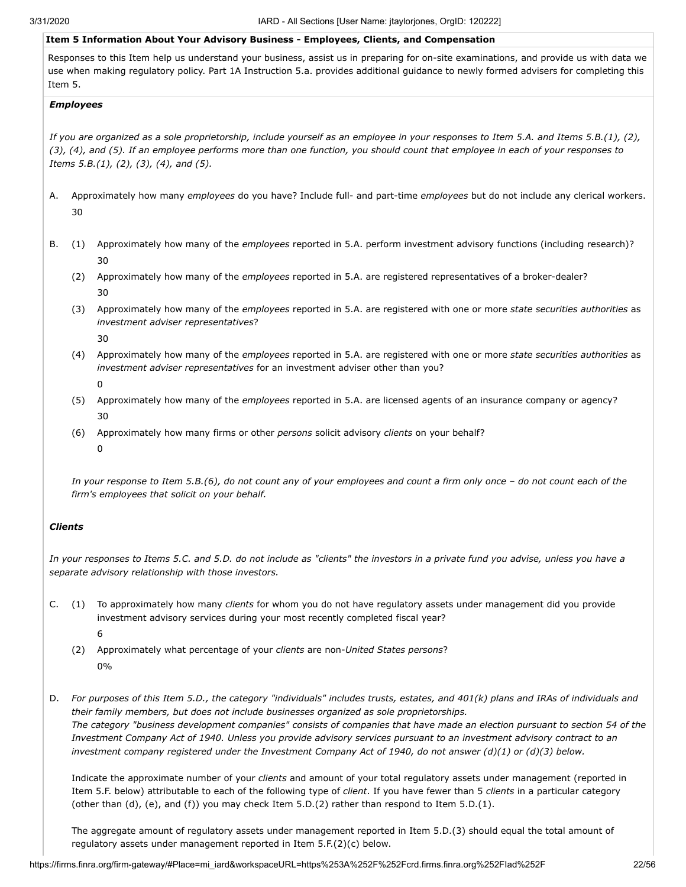**Item 5 Information About Your Advisory Business - Employees, Clients, and Compensation**

Responses to this Item help us understand your business, assist us in preparing for on-site examinations, and provide us with data we use when making regulatory policy. Part 1A Instruction 5.a. provides additional guidance to newly formed advisers for completing this Item 5.

***Employees***

*If you are organized as a sole proprietorship, include yourself as an employee in your responses to Item 5.A. and Items 5.B.(1), (2), (3), (4), and (5). If an employee performs more than one function, you should count that employee in each of your responses to Items 5.B.(1), (2), (3), (4), and (5).*

A. Approximately how many *employees* do you have? Include full- and part-time *employees* but do not include any clerical workers.
30

B. (1) Approximately how many of the *employees* reported in 5.A. perform investment advisory functions (including research)?
30

(2) Approximately how many of the *employees* reported in 5.A. are registered representatives of a broker-dealer?
30

(3) Approximately how many of the *employees* reported in 5.A. are registered with one or more *state securities authorities* as *investment adviser representatives*?
30

(4) Approximately how many of the *employees* reported in 5.A. are registered with one or more *state securities authorities* as *investment adviser representatives* for an investment adviser other than you?
0

(5) Approximately how many of the *employees* reported in 5.A. are licensed agents of an insurance company or agency?
30

(6) Approximately how many firms or other *persons* solicit advisory *clients* on your behalf?
0

*In your response to Item 5.B.(6), do not count any of your employees and count a firm only once – do not count each of the firm's employees that solicit on your behalf.*

***Clients***

*In your responses to Items 5.C. and 5.D. do not include as "clients" the investors in a private fund you advise, unless you have a separate advisory relationship with those investors.*

C. (1) To approximately how many *clients* for whom you do not have regulatory assets under management did you provide investment advisory services during your most recently completed fiscal year?
6

(2) Approximately what percentage of your *clients* are non-*United States persons*?
0%

D. *For purposes of this Item 5.D., the category "individuals" includes trusts, estates, and 401(k) plans and IRAs of individuals and their family members, but does not include businesses organized as sole proprietorships.*
*The category "business development companies" consists of companies that have made an election pursuant to section 54 of the Investment Company Act of 1940. Unless you provide advisory services pursuant to an investment advisory contract to an investment company registered under the Investment Company Act of 1940, do not answer (d)(1) or (d)(3) below.*

Indicate the approximate number of your *clients* and amount of your total regulatory assets under management (reported in Item 5.F. below) attributable to each of the following type of *client*. If you have fewer than 5 *clients* in a particular category (other than (d), (e), and (f)) you may check Item 5.D.(2) rather than respond to Item 5.D.(1).

The aggregate amount of regulatory assets under management reported in Item 5.D.(3) should equal the total amount of regulatory assets under management reported in Item 5.F.(2)(c) below.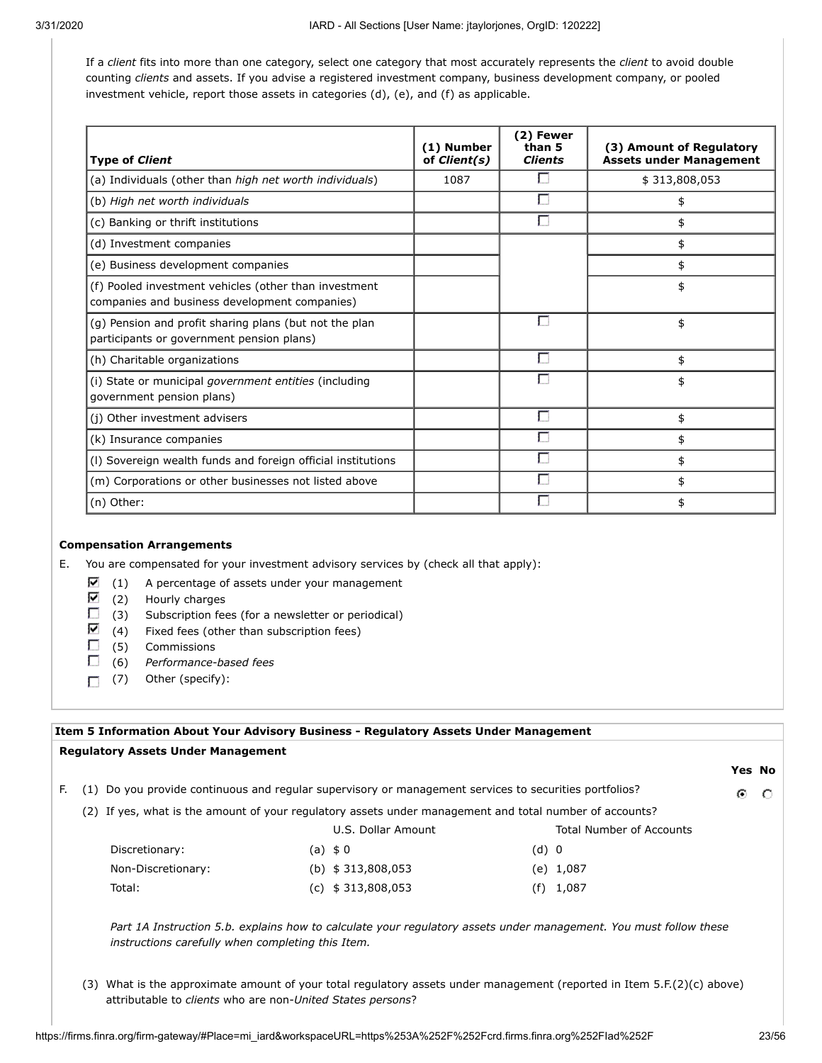If a *client* fits into more than one category, select one category that most accurately represents the *client* to avoid double counting *clients* and assets. If you advise a registered investment company, business development company, or pooled investment vehicle, report those assets in categories (d), (e), and (f) as applicable.

| Type of *Client* | (1) Number of *Client(s)* | (2) Fewer than 5 *Clients* | (3) Amount of Regulatory Assets under Management |
|---|---|---|---|
| (a) Individuals (other than *high net worth individuals*) | 1087 | ☐ | $ 313,808,053 |
| (b) *High net worth individuals* | | ☐ | $ |
| (c) Banking or thrift institutions | | ☐ | $ |
| (d) Investment companies | | | $ |
| (e) Business development companies | | | $ |
| (f) Pooled investment vehicles (other than investment companies and business development companies) | | | $ |
| (g) Pension and profit sharing plans (but not the plan participants or government pension plans) | | ☐ | $ |
| (h) Charitable organizations | | ☐ | $ |
| (i) State or municipal *government entities* (including government pension plans) | | ☐ | $ |
| (j) Other investment advisers | | ☐ | $ |
| (k) Insurance companies | | ☐ | $ |
| (l) Sovereign wealth funds and foreign official institutions | | ☐ | $ |
| (m) Corporations or other businesses not listed above | | ☐ | $ |
| (n) Other: | | ☐ | $ |

**Compensation Arrangements**

E. You are compensated for your investment advisory services by (check all that apply):

- ☑ (1) A percentage of assets under your management
- ☑ (2) Hourly charges
- ☐ (3) Subscription fees (for a newsletter or periodical)
- ☑ (4) Fixed fees (other than subscription fees)
- ☐ (5) Commissions
- ☐ (6) *Performance-based fees*
- ☐ (7) Other (specify):

**Item 5 Information About Your Advisory Business - Regulatory Assets Under Management**

**Regulatory Assets Under Management**

| | Yes | No |
|---|---|---|
| F. (1) Do you provide continuous and regular supervisory or management services to securities portfolios? | ◉ | ○ |

(2) If yes, what is the amount of your regulatory assets under management and total number of accounts?

| | U.S. Dollar Amount | Total Number of Accounts |
|---|---|---|
| Discretionary: | (a) $ 0 | (d) 0 |
| Non-Discretionary: | (b) $ 313,808,053 | (e) 1,087 |
| Total: | (c) $ 313,808,053 | (f) 1,087 |

*Part 1A Instruction 5.b. explains how to calculate your regulatory assets under management. You must follow these instructions carefully when completing this Item.*

(3) What is the approximate amount of your total regulatory assets under management (reported in Item 5.F.(2)(c) above) attributable to *clients* who are non-*United States persons*?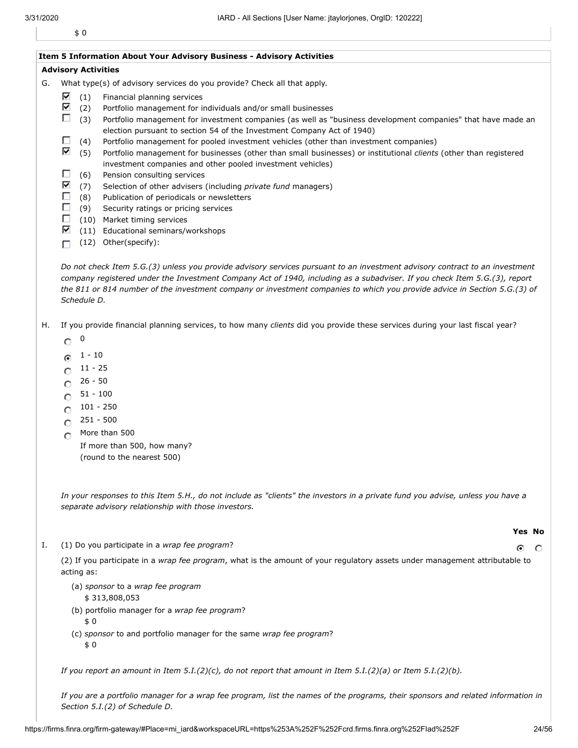$ 0

### Item 5 Information About Your Advisory Business - Advisory Activities

**Advisory Activities**

G. What type(s) of advisory services do you provide? Check all that apply.

- ☑ (1) Financial planning services
- ☑ (2) Portfolio management for individuals and/or small businesses
- ☐ (3) Portfolio management for investment companies (as well as "business development companies" that have made an election pursuant to section 54 of the Investment Company Act of 1940)
- ☐ (4) Portfolio management for pooled investment vehicles (other than investment companies)
- ☑ (5) Portfolio management for businesses (other than small businesses) or institutional *clients* (other than registered investment companies and other pooled investment vehicles)
- ☐ (6) Pension consulting services
- ☑ (7) Selection of other advisers (including *private fund* managers)
- ☐ (8) Publication of periodicals or newsletters
- ☐ (9) Security ratings or pricing services
- ☐ (10) Market timing services
- ☑ (11) Educational seminars/workshops
- ☐ (12) Other(specify):

*Do not check Item 5.G.(3) unless you provide advisory services pursuant to an investment advisory contract to an investment company registered under the Investment Company Act of 1940, including as a subadviser. If you check Item 5.G.(3), report the 811 or 814 number of the investment company or investment companies to which you provide advice in Section 5.G.(3) of Schedule D.*

H. If you provide financial planning services, to how many *clients* did you provide these services during your last fiscal year?

- ○ 0
- ◉ 1 - 10
- ○ 11 - 25
- ○ 26 - 50
- ○ 51 - 100
- ○ 101 - 250
- ○ 251 - 500
- ○ More than 500
  If more than 500, how many?
  (round to the nearest 500)

*In your responses to this Item 5.H., do not include as "clients" the investors in a private fund you advise, unless you have a separate advisory relationship with those investors.*

| | Yes | No |
|---|---|---|
| I. (1) Do you participate in a *wrap fee program*? | ◉ | ○ |

(2) If you participate in a *wrap fee program*, what is the amount of your regulatory assets under management attributable to acting as:

(a) *sponsor* to a *wrap fee program*
$ 313,808,053

(b) portfolio manager for a *wrap fee program*?
$ 0

(c) *sponsor* to and portfolio manager for the same *wrap fee program*?
$ 0

*If you report an amount in Item 5.I.(2)(c), do not report that amount in Item 5.I.(2)(a) or Item 5.I.(2)(b).*

*If you are a portfolio manager for a wrap fee program, list the names of the programs, their sponsors and related information in Section 5.I.(2) of Schedule D.*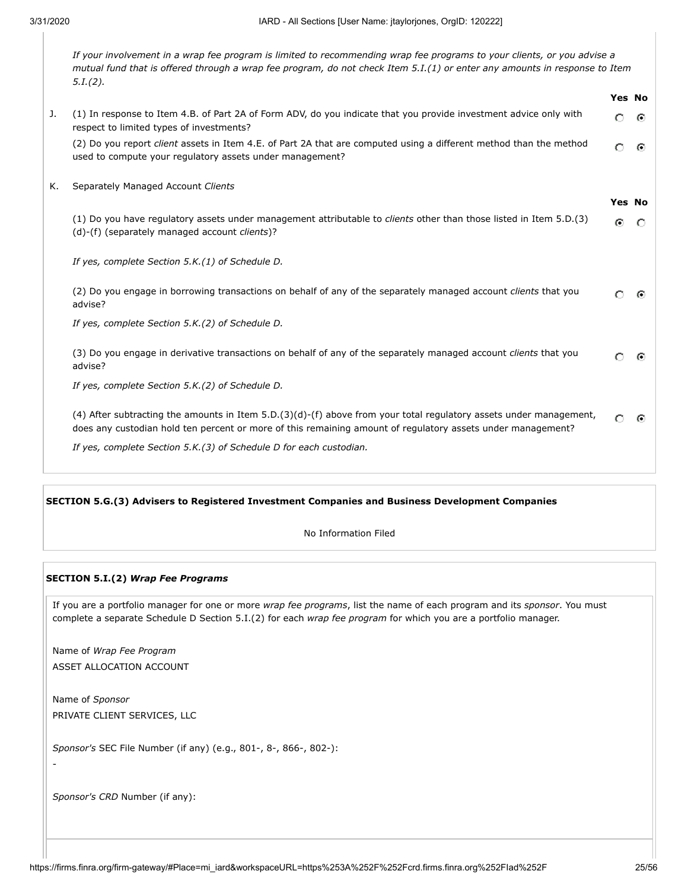*If your involvement in a wrap fee program is limited to recommending wrap fee programs to your clients, or you advise a mutual fund that is offered through a wrap fee program, do not check Item 5.I.(1) or enter any amounts in response to Item 5.I.(2).*

| | | Yes | No |
|---|---|---|---|
| J. | (1) In response to Item 4.B. of Part 2A of Form ADV, do you indicate that you provide investment advice only with respect to limited types of investments? | ○ | ◉ |
| | (2) Do you report *client* assets in Item 4.E. of Part 2A that are computed using a different method than the method used to compute your regulatory assets under management? | ○ | ◉ |

K. Separately Managed Account *Clients*

| | Yes | No |
|---|---|---|
| (1) Do you have regulatory assets under management attributable to *clients* other than those listed in Item 5.D.(3)(d)-(f) (separately managed account *clients*)? | ◉ | ○ |

*If yes, complete Section 5.K.(1) of Schedule D.*

| | Yes | No |
|---|---|---|
| (2) Do you engage in borrowing transactions on behalf of any of the separately managed account *clients* that you advise? | ○ | ◉ |

*If yes, complete Section 5.K.(2) of Schedule D.*

| | Yes | No |
|---|---|---|
| (3) Do you engage in derivative transactions on behalf of any of the separately managed account *clients* that you advise? | ○ | ◉ |

*If yes, complete Section 5.K.(2) of Schedule D.*

| | Yes | No |
|---|---|---|
| (4) After subtracting the amounts in Item 5.D.(3)(d)-(f) above from your total regulatory assets under management, does any custodian hold ten percent or more of this remaining amount of regulatory assets under management? | ○ | ◉ |

*If yes, complete Section 5.K.(3) of Schedule D for each custodian.*

**SECTION 5.G.(3) Advisers to Registered Investment Companies and Business Development Companies**

No Information Filed

**SECTION 5.I.(2) *Wrap Fee Programs***

If you are a portfolio manager for one or more *wrap fee programs*, list the name of each program and its *sponsor*. You must complete a separate Schedule D Section 5.I.(2) for each *wrap fee program* for which you are a portfolio manager.

Name of *Wrap Fee Program*
ASSET ALLOCATION ACCOUNT

Name of *Sponsor*
PRIVATE CLIENT SERVICES, LLC

*Sponsor's* SEC File Number (if any) (e.g., 801-, 8-, 866-, 802-):
-

*Sponsor's CRD* Number (if any):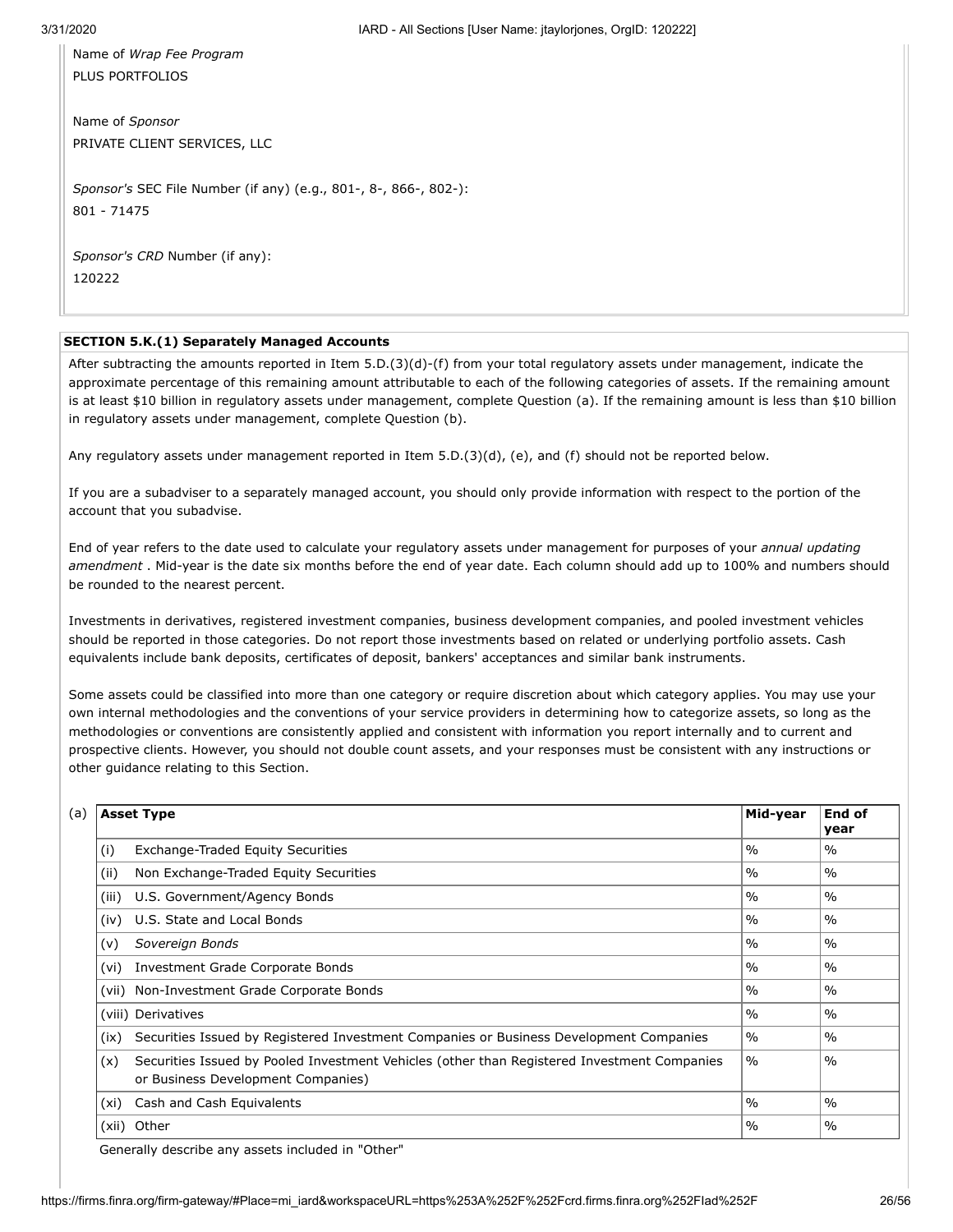Name of *Wrap Fee Program*
PLUS PORTFOLIOS

Name of *Sponsor*
PRIVATE CLIENT SERVICES, LLC

*Sponsor's* SEC File Number (if any) (e.g., 801-, 8-, 866-, 802-):
801 - 71475

*Sponsor's CRD* Number (if any):
120222

**SECTION 5.K.(1) Separately Managed Accounts**

After subtracting the amounts reported in Item 5.D.(3)(d)-(f) from your total regulatory assets under management, indicate the approximate percentage of this remaining amount attributable to each of the following categories of assets. If the remaining amount is at least $10 billion in regulatory assets under management, complete Question (a). If the remaining amount is less than $10 billion in regulatory assets under management, complete Question (b).

Any regulatory assets under management reported in Item 5.D.(3)(d), (e), and (f) should not be reported below.

If you are a subadviser to a separately managed account, you should only provide information with respect to the portion of the account that you subadvise.

End of year refers to the date used to calculate your regulatory assets under management for purposes of your *annual updating amendment* . Mid-year is the date six months before the end of year date. Each column should add up to 100% and numbers should be rounded to the nearest percent.

Investments in derivatives, registered investment companies, business development companies, and pooled investment vehicles should be reported in those categories. Do not report those investments based on related or underlying portfolio assets. Cash equivalents include bank deposits, certificates of deposit, bankers' acceptances and similar bank instruments.

Some assets could be classified into more than one category or require discretion about which category applies. You may use your own internal methodologies and the conventions of your service providers in determining how to categorize assets, so long as the methodologies or conventions are consistently applied and consistent with information you report internally and to current and prospective clients. However, you should not double count assets, and your responses must be consistent with any instructions or other guidance relating to this Section.

(a)

| | Asset Type | Mid-year | End of year |
|---|---|---|---|
| (i) | Exchange-Traded Equity Securities | % | % |
| (ii) | Non Exchange-Traded Equity Securities | % | % |
| (iii) | U.S. Government/Agency Bonds | % | % |
| (iv) | U.S. State and Local Bonds | % | % |
| (v) | *Sovereign Bonds* | % | % |
| (vi) | Investment Grade Corporate Bonds | % | % |
| (vii) | Non-Investment Grade Corporate Bonds | % | % |
| (viii) | Derivatives | % | % |
| (ix) | Securities Issued by Registered Investment Companies or Business Development Companies | % | % |
| (x) | Securities Issued by Pooled Investment Vehicles (other than Registered Investment Companies or Business Development Companies) | % | % |
| (xi) | Cash and Cash Equivalents | % | % |
| (xii) | Other | % | % |

Generally describe any assets included in "Other"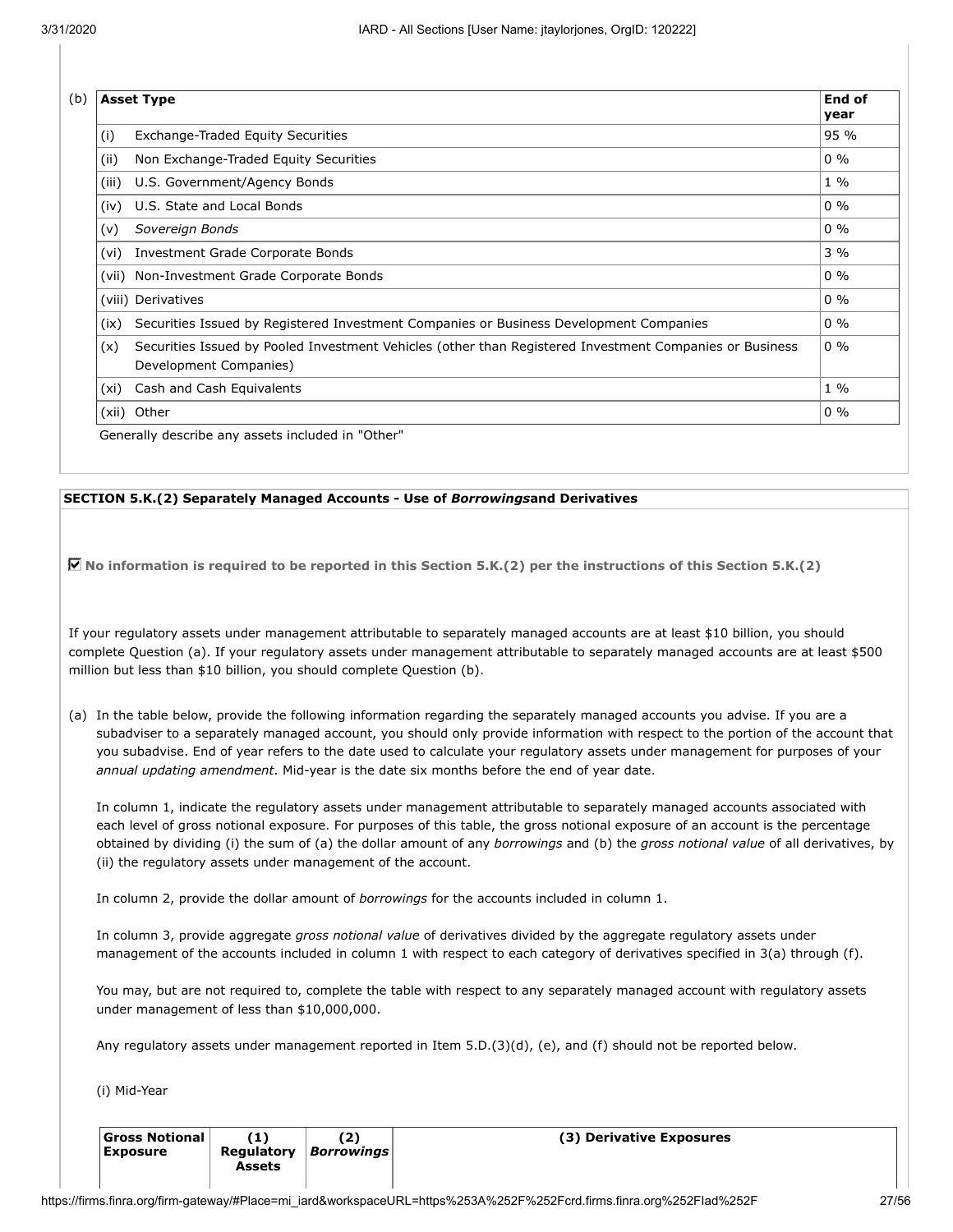(b)

| Asset Type | | End of year |
|---|---|---|
| (i) | Exchange-Traded Equity Securities | 95 % |
| (ii) | Non Exchange-Traded Equity Securities | 0 % |
| (iii) | U.S. Government/Agency Bonds | 1 % |
| (iv) | U.S. State and Local Bonds | 0 % |
| (v) | *Sovereign Bonds* | 0 % |
| (vi) | Investment Grade Corporate Bonds | 3 % |
| (vii) | Non-Investment Grade Corporate Bonds | 0 % |
| (viii) | Derivatives | 0 % |
| (ix) | Securities Issued by Registered Investment Companies or Business Development Companies | 0 % |
| (x) | Securities Issued by Pooled Investment Vehicles (other than Registered Investment Companies or Business Development Companies) | 0 % |
| (xi) | Cash and Cash Equivalents | 1 % |
| (xii) | Other | 0 % |

Generally describe any assets included in "Other"

**SECTION 5.K.(2) Separately Managed Accounts - Use of *Borrowings*and Derivatives**

☑ **No information is required to be reported in this Section 5.K.(2) per the instructions of this Section 5.K.(2)**

If your regulatory assets under management attributable to separately managed accounts are at least $10 billion, you should complete Question (a). If your regulatory assets under management attributable to separately managed accounts are at least $500 million but less than $10 billion, you should complete Question (b).

(a) In the table below, provide the following information regarding the separately managed accounts you advise. If you are a subadviser to a separately managed account, you should only provide information with respect to the portion of the account that you subadvise. End of year refers to the date used to calculate your regulatory assets under management for purposes of your *annual updating amendment*. Mid-year is the date six months before the end of year date.

In column 1, indicate the regulatory assets under management attributable to separately managed accounts associated with each level of gross notional exposure. For purposes of this table, the gross notional exposure of an account is the percentage obtained by dividing (i) the sum of (a) the dollar amount of any *borrowings* and (b) the *gross notional value* of all derivatives, by (ii) the regulatory assets under management of the account.

In column 2, provide the dollar amount of *borrowings* for the accounts included in column 1.

In column 3, provide aggregate *gross notional value* of derivatives divided by the aggregate regulatory assets under management of the accounts included in column 1 with respect to each category of derivatives specified in 3(a) through (f).

You may, but are not required to, complete the table with respect to any separately managed account with regulatory assets under management of less than $10,000,000.

Any regulatory assets under management reported in Item 5.D.(3)(d), (e), and (f) should not be reported below.

(i) Mid-Year

| Gross Notional Exposure | (1) Regulatory Assets | (2) *Borrowings* | (3) Derivative Exposures |
|---|---|---|---|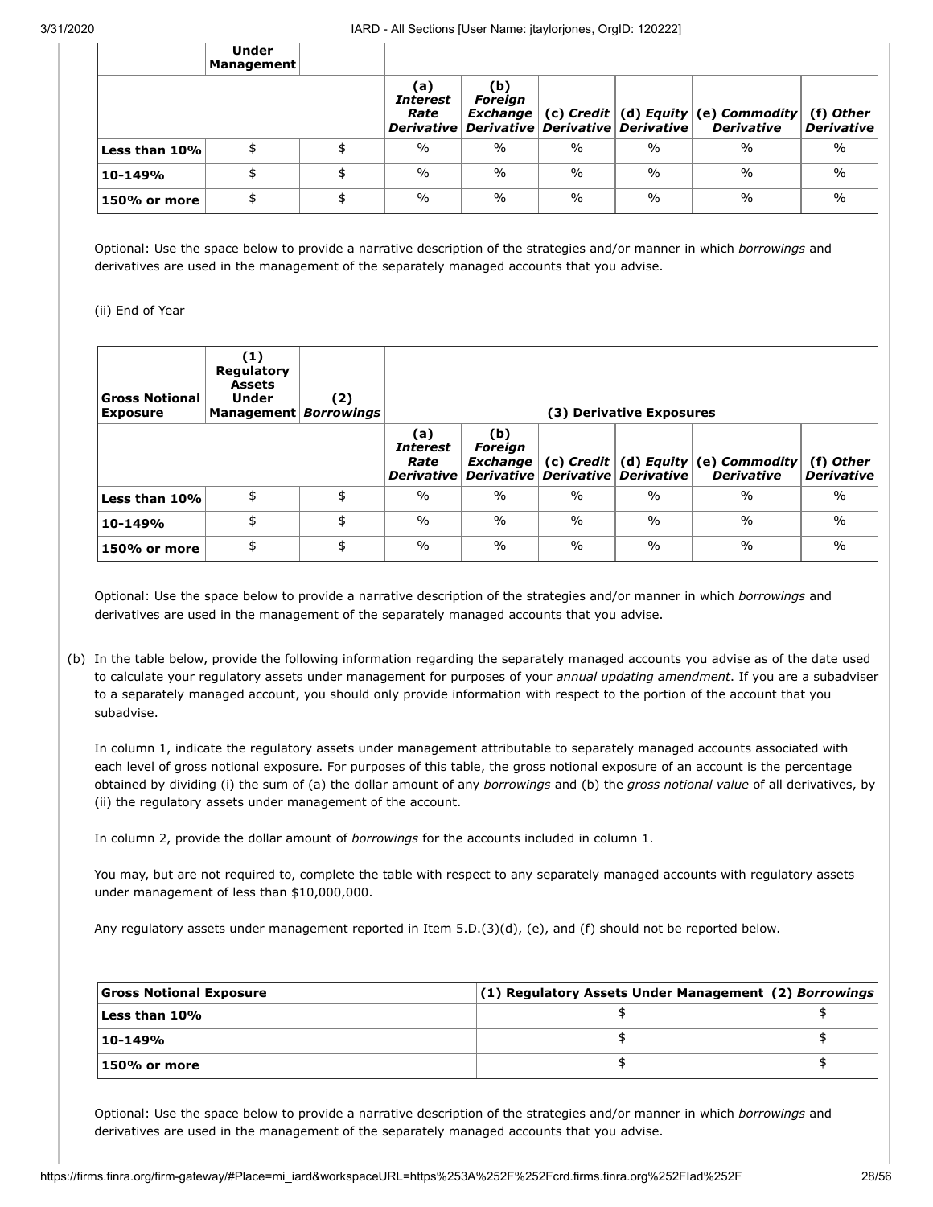| | Under Management | | | | | | | |
|---|---|---|---|---|---|---|---|---|
| | | | (a) *Interest Rate Derivative* | (b) *Foreign Exchange Derivative* | (c) *Credit Derivative* | (d) *Equity Derivative* | (e) *Commodity Derivative* | (f) *Other Derivative* |
| **Less than 10%** | $ | $ | % | % | % | % | % | % |
| **10-149%** | $ | $ | % | % | % | % | % | % |
| **150% or more** | $ | $ | % | % | % | % | % | % |

Optional: Use the space below to provide a narrative description of the strategies and/or manner in which *borrowings* and derivatives are used in the management of the separately managed accounts that you advise.

(ii) End of Year

| Gross Notional Exposure | (1) Regulatory Assets Under Management | (2) *Borrowings* | (3) Derivative Exposures | | | | | |
|---|---|---|---|---|---|---|---|---|
| | | | (a) *Interest Rate Derivative* | (b) *Foreign Exchange Derivative* | (c) *Credit Derivative* | (d) *Equity Derivative* | (e) *Commodity Derivative* | (f) *Other Derivative* |
| **Less than 10%** | $ | $ | % | % | % | % | % | % |
| **10-149%** | $ | $ | % | % | % | % | % | % |
| **150% or more** | $ | $ | % | % | % | % | % | % |

Optional: Use the space below to provide a narrative description of the strategies and/or manner in which *borrowings* and derivatives are used in the management of the separately managed accounts that you advise.

(b) In the table below, provide the following information regarding the separately managed accounts you advise as of the date used to calculate your regulatory assets under management for purposes of your *annual updating amendment*. If you are a subadviser to a separately managed account, you should only provide information with respect to the portion of the account that you subadvise.

In column 1, indicate the regulatory assets under management attributable to separately managed accounts associated with each level of gross notional exposure. For purposes of this table, the gross notional exposure of an account is the percentage obtained by dividing (i) the sum of (a) the dollar amount of any *borrowings* and (b) the *gross notional value* of all derivatives, by (ii) the regulatory assets under management of the account.

In column 2, provide the dollar amount of *borrowings* for the accounts included in column 1.

You may, but are not required to, complete the table with respect to any separately managed accounts with regulatory assets under management of less than $10,000,000.

Any regulatory assets under management reported in Item 5.D.(3)(d), (e), and (f) should not be reported below.

| Gross Notional Exposure | (1) Regulatory Assets Under Management | (2) *Borrowings* |
|---|---|---|
| **Less than 10%** | $ | $ |
| **10-149%** | $ | $ |
| **150% or more** | $ | $ |

Optional: Use the space below to provide a narrative description of the strategies and/or manner in which *borrowings* and derivatives are used in the management of the separately managed accounts that you advise.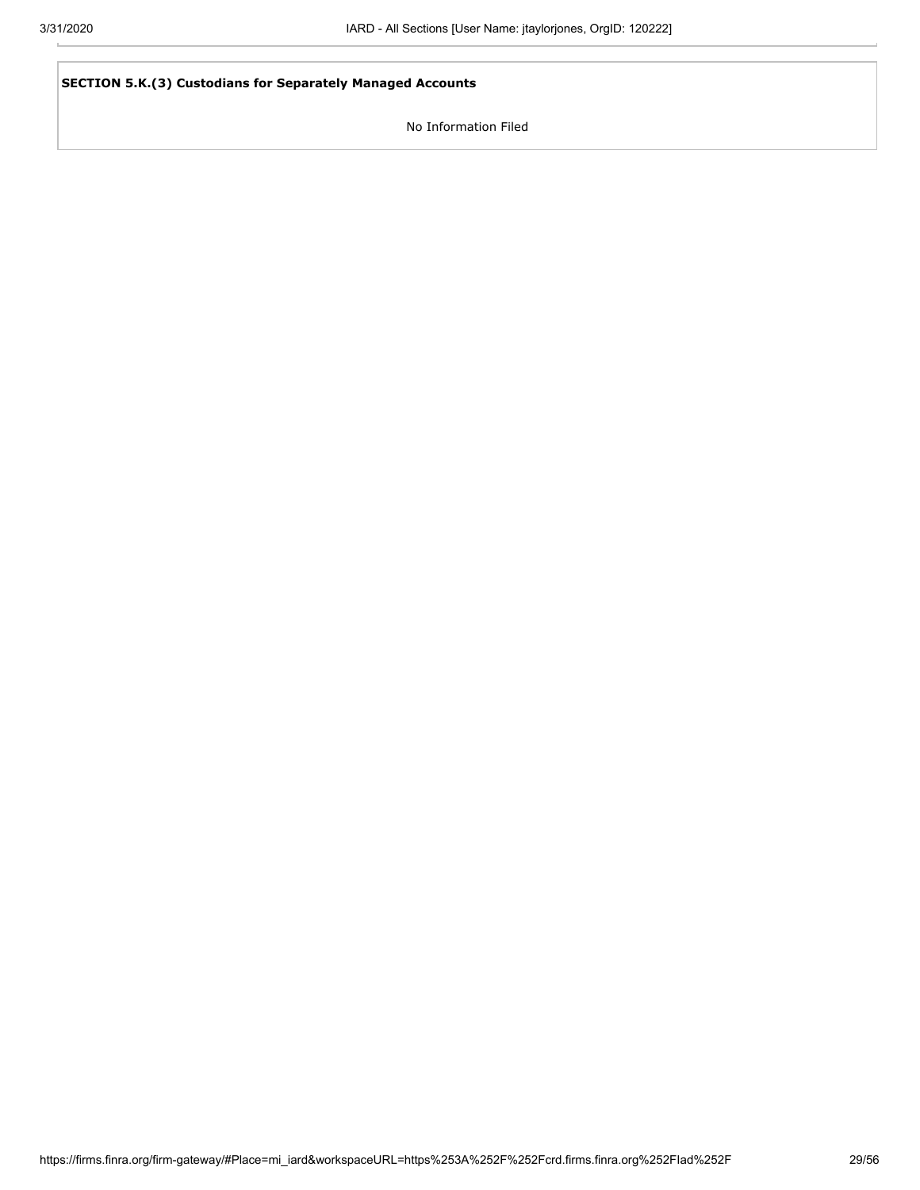**SECTION 5.K.(3) Custodians for Separately Managed Accounts**

No Information Filed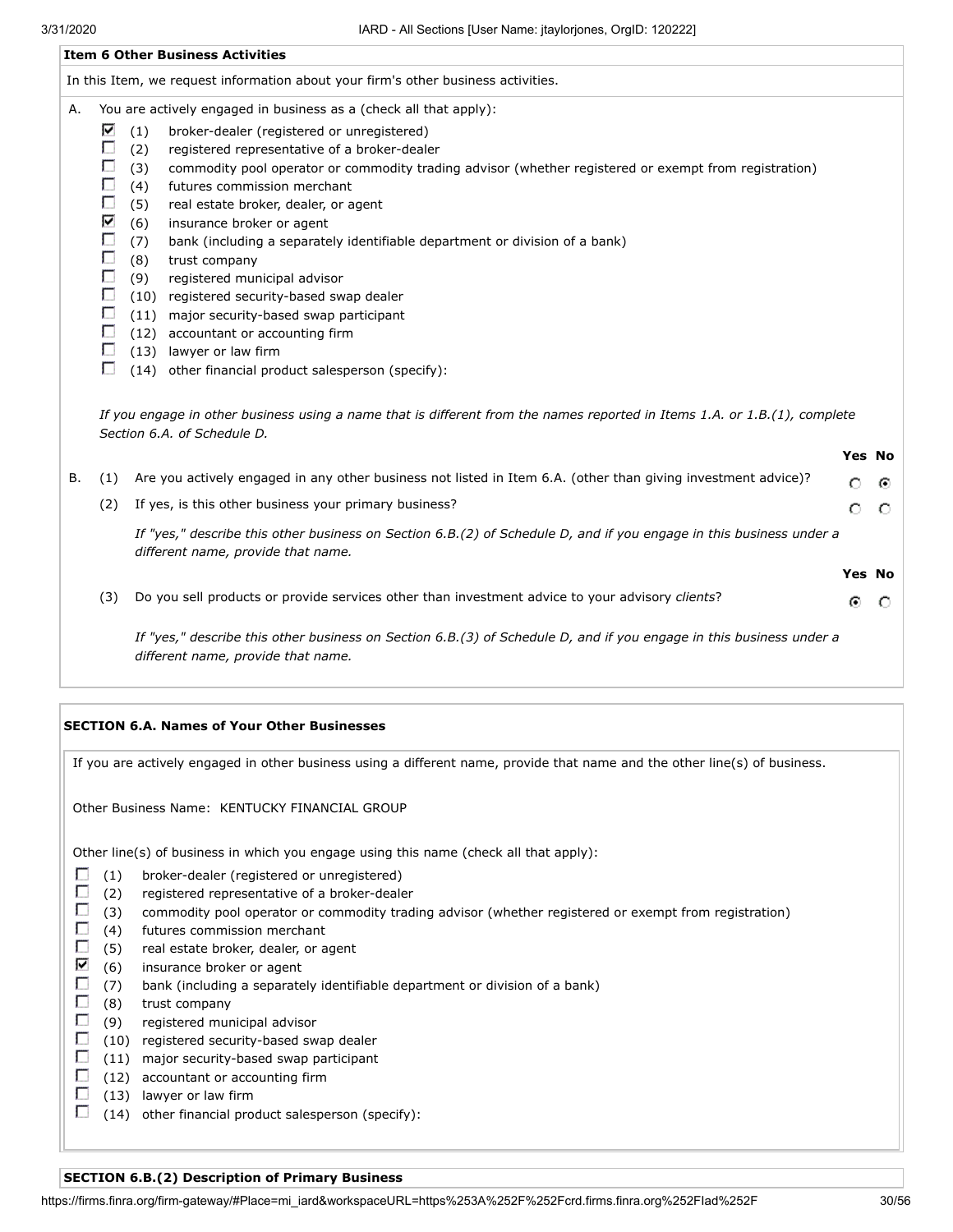## Item 6 Other Business Activities

In this Item, we request information about your firm's other business activities.

A. You are actively engaged in business as a (check all that apply):

- [x] (1) broker-dealer (registered or unregistered)
- [ ] (2) registered representative of a broker-dealer
- [ ] (3) commodity pool operator or commodity trading advisor (whether registered or exempt from registration)
- [ ] (4) futures commission merchant
- [ ] (5) real estate broker, dealer, or agent
- [x] (6) insurance broker or agent
- [ ] (7) bank (including a separately identifiable department or division of a bank)
- [ ] (8) trust company
- [ ] (9) registered municipal advisor
- [ ] (10) registered security-based swap dealer
- [ ] (11) major security-based swap participant
- [ ] (12) accountant or accounting firm
- [ ] (13) lawyer or law firm
- [ ] (14) other financial product salesperson (specify):

*If you engage in other business using a name that is different from the names reported in Items 1.A. or 1.B.(1), complete Section 6.A. of Schedule D.*

| | | | Yes | No |
|---|---|---|---|---|
| B. | (1) | Are you actively engaged in any other business not listed in Item 6.A. (other than giving investment advice)? | ○ | ◉ |
| | (2) | If yes, is this other business your primary business? | ○ | ○ |

*If "yes," describe this other business on Section 6.B.(2) of Schedule D, and if you engage in this business under a different name, provide that name.*

| | | | Yes | No |
|---|---|---|---|---|
| | (3) | Do you sell products or provide services other than investment advice to your advisory *clients*? | ◉ | ○ |

*If "yes," describe this other business on Section 6.B.(3) of Schedule D, and if you engage in this business under a different name, provide that name.*

### SECTION 6.A. Names of Your Other Businesses

If you are actively engaged in other business using a different name, provide that name and the other line(s) of business.

Other Business Name: KENTUCKY FINANCIAL GROUP

Other line(s) of business in which you engage using this name (check all that apply):

- [ ] (1) broker-dealer (registered or unregistered)
- [ ] (2) registered representative of a broker-dealer
- [ ] (3) commodity pool operator or commodity trading advisor (whether registered or exempt from registration)
- [ ] (4) futures commission merchant
- [ ] (5) real estate broker, dealer, or agent
- [x] (6) insurance broker or agent
- [ ] (7) bank (including a separately identifiable department or division of a bank)
- [ ] (8) trust company
- [ ] (9) registered municipal advisor
- [ ] (10) registered security-based swap dealer
- [ ] (11) major security-based swap participant
- [ ] (12) accountant or accounting firm
- [ ] (13) lawyer or law firm
- [ ] (14) other financial product salesperson (specify):

### SECTION 6.B.(2) Description of Primary Business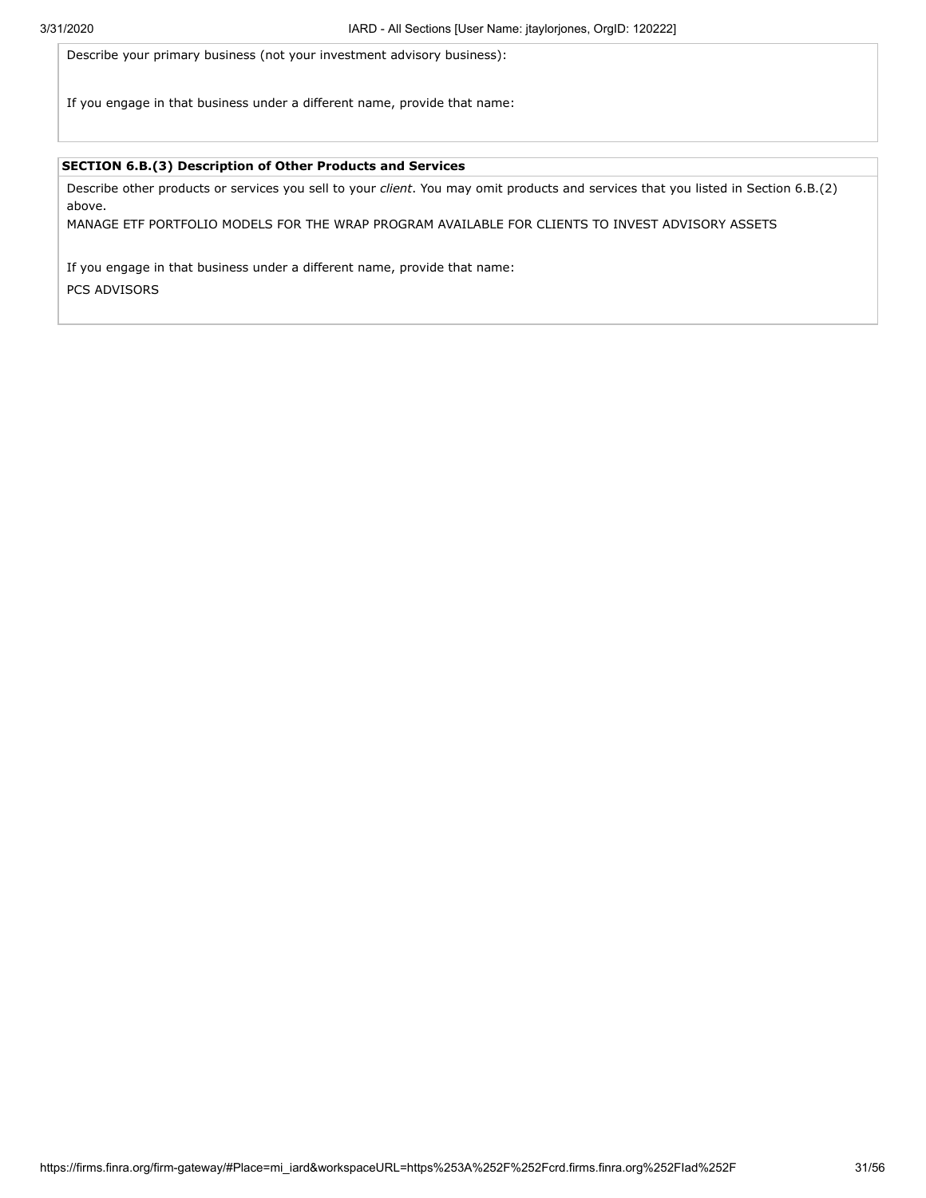Describe your primary business (not your investment advisory business):

If you engage in that business under a different name, provide that name:

**SECTION 6.B.(3) Description of Other Products and Services**

Describe other products or services you sell to your *client*. You may omit products and services that you listed in Section 6.B.(2) above.

MANAGE ETF PORTFOLIO MODELS FOR THE WRAP PROGRAM AVAILABLE FOR CLIENTS TO INVEST ADVISORY ASSETS

If you engage in that business under a different name, provide that name:

PCS ADVISORS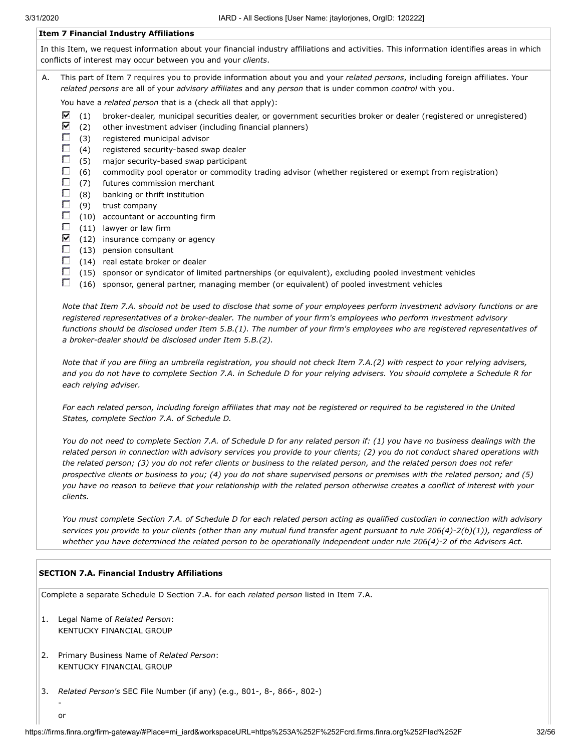### Item 7 Financial Industry Affiliations

In this Item, we request information about your financial industry affiliations and activities. This information identifies areas in which conflicts of interest may occur between you and your *clients*.

A. This part of Item 7 requires you to provide information about you and your *related persons*, including foreign affiliates. Your *related persons* are all of your *advisory affiliates* and any *person* that is under common *control* with you.

You have a *related person* that is a (check all that apply):

- ☑ (1) broker-dealer, municipal securities dealer, or government securities broker or dealer (registered or unregistered)
- ☑ (2) other investment adviser (including financial planners)
- ☐ (3) registered municipal advisor
- ☐ (4) registered security-based swap dealer
- ☐ (5) major security-based swap participant
- ☐ (6) commodity pool operator or commodity trading advisor (whether registered or exempt from registration)
- ☐ (7) futures commission merchant
- ☐ (8) banking or thrift institution
- ☐ (9) trust company
- ☐ (10) accountant or accounting firm
- ☐ (11) lawyer or law firm
- ☑ (12) insurance company or agency
- ☐ (13) pension consultant
- ☐ (14) real estate broker or dealer
- ☐ (15) sponsor or syndicator of limited partnerships (or equivalent), excluding pooled investment vehicles
- ☐ (16) sponsor, general partner, managing member (or equivalent) of pooled investment vehicles

*Note that Item 7.A. should not be used to disclose that some of your employees perform investment advisory functions or are registered representatives of a broker-dealer. The number of your firm's employees who perform investment advisory functions should be disclosed under Item 5.B.(1). The number of your firm's employees who are registered representatives of a broker-dealer should be disclosed under Item 5.B.(2).*

*Note that if you are filing an umbrella registration, you should not check Item 7.A.(2) with respect to your relying advisers, and you do not have to complete Section 7.A. in Schedule D for your relying advisers. You should complete a Schedule R for each relying adviser.*

*For each related person, including foreign affiliates that may not be registered or required to be registered in the United States, complete Section 7.A. of Schedule D.*

*You do not need to complete Section 7.A. of Schedule D for any related person if: (1) you have no business dealings with the related person in connection with advisory services you provide to your clients; (2) you do not conduct shared operations with the related person; (3) you do not refer clients or business to the related person, and the related person does not refer prospective clients or business to you; (4) you do not share supervised persons or premises with the related person; and (5) you have no reason to believe that your relationship with the related person otherwise creates a conflict of interest with your clients.*

*You must complete Section 7.A. of Schedule D for each related person acting as qualified custodian in connection with advisory services you provide to your clients (other than any mutual fund transfer agent pursuant to rule 206(4)-2(b)(1)), regardless of whether you have determined the related person to be operationally independent under rule 206(4)-2 of the Advisers Act.*

### SECTION 7.A. Financial Industry Affiliations

Complete a separate Schedule D Section 7.A. for each *related person* listed in Item 7.A.

1. Legal Name of *Related Person*:
   KENTUCKY FINANCIAL GROUP

2. Primary Business Name of *Related Person*:
   KENTUCKY FINANCIAL GROUP

3. *Related Person's* SEC File Number (if any) (e.g., 801-, 8-, 866-, 802-)
   -
   or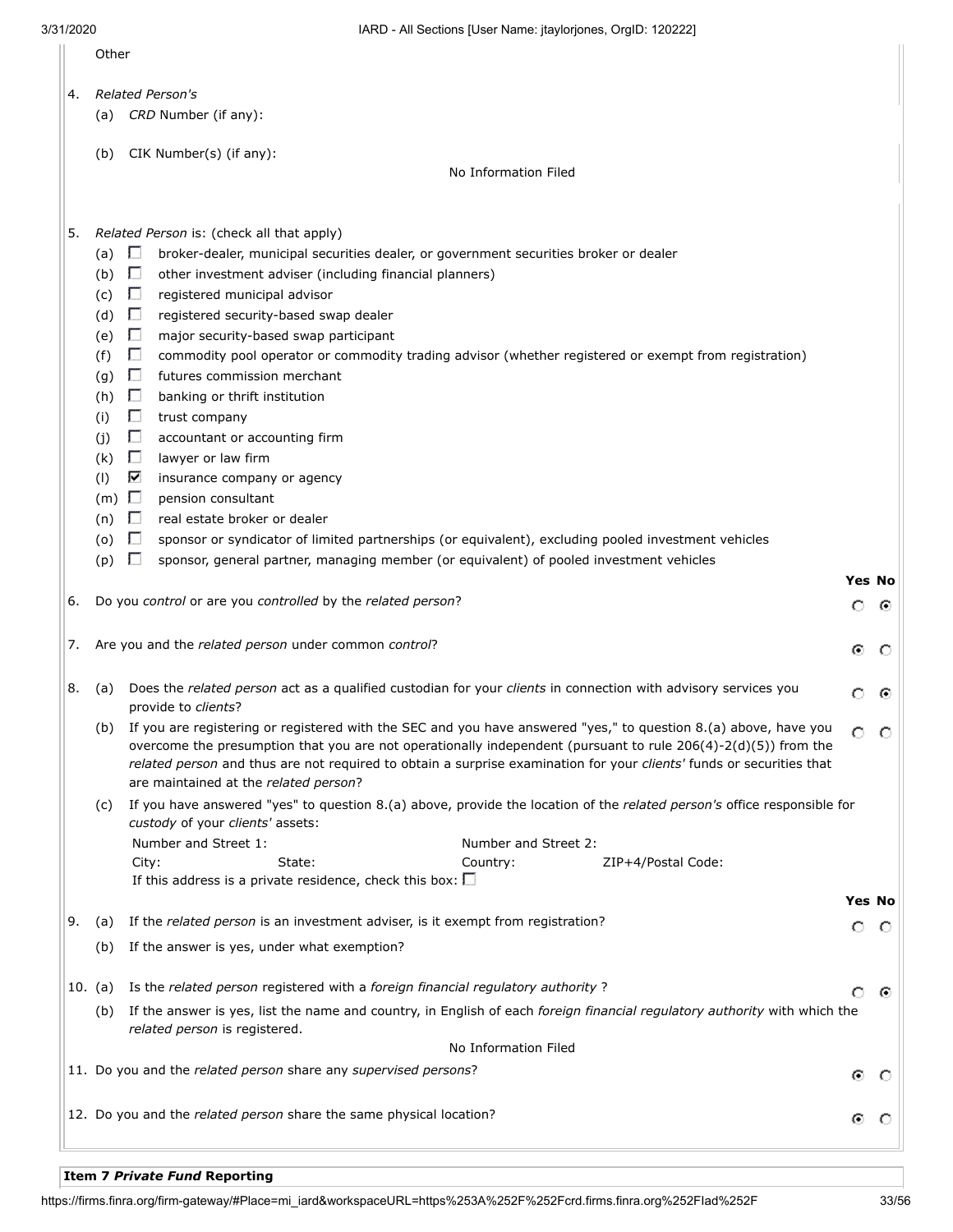Other

4. *Related Person's*
   (a) *CRD* Number (if any):

   (b) CIK Number(s) (if any):

   No Information Filed

5. *Related Person* is: (check all that apply)
   - (a) ☐ broker-dealer, municipal securities dealer, or government securities broker or dealer
   - (b) ☐ other investment adviser (including financial planners)
   - (c) ☐ registered municipal advisor
   - (d) ☐ registered security-based swap dealer
   - (e) ☐ major security-based swap participant
   - (f) ☐ commodity pool operator or commodity trading advisor (whether registered or exempt from registration)
   - (g) ☐ futures commission merchant
   - (h) ☐ banking or thrift institution
   - (i) ☐ trust company
   - (j) ☐ accountant or accounting firm
   - (k) ☐ lawyer or law firm
   - (l) ☑ insurance company or agency
   - (m) ☐ pension consultant
   - (n) ☐ real estate broker or dealer
   - (o) ☐ sponsor or syndicator of limited partnerships (or equivalent), excluding pooled investment vehicles
   - (p) ☐ sponsor, general partner, managing member (or equivalent) of pooled investment vehicles

| | | Yes | No |
|---|---|---|---|
| 6. | Do you *control* or are you *controlled* by the *related person*? | ○ | ◉ |
| 7. | Are you and the *related person* under common *control*? | ◉ | ○ |
| 8. (a) | Does the *related person* act as a qualified custodian for your *clients* in connection with advisory services you provide to *clients*? | ○ | ◉ |
| (b) | If you are registering or registered with the SEC and you have answered "yes," to question 8.(a) above, have you overcome the presumption that you are not operationally independent (pursuant to rule 206(4)-2(d)(5)) from the *related person* and thus are not required to obtain a surprise examination for your *clients'* funds or securities that are maintained at the *related person*? | ○ | ○ |

(c) If you have answered "yes" to question 8.(a) above, provide the location of the *related person's* office responsible for *custody* of your *clients'* assets:

Number and Street 1: Number and Street 2:
City: State: Country: ZIP+4/Postal Code:
If this address is a private residence, check this box: ☐

| | | Yes | No |
|---|---|---|---|
| 9. (a) | If the *related person* is an investment adviser, is it exempt from registration? | ○ | ○ |
| (b) | If the answer is yes, under what exemption? | | |
| 10. (a) | Is the *related person* registered with a *foreign financial regulatory authority* ? | ○ | ◉ |
| (b) | If the answer is yes, list the name and country, in English of each *foreign financial regulatory authority* with which the *related person* is registered. | | |

No Information Filed

| | | Yes | No |
|---|---|---|---|
| 11. | Do you and the *related person* share any *supervised persons*? | ◉ | ○ |
| 12. | Do you and the *related person* share the same physical location? | ◉ | ○ |

**Item 7 *Private Fund* Reporting**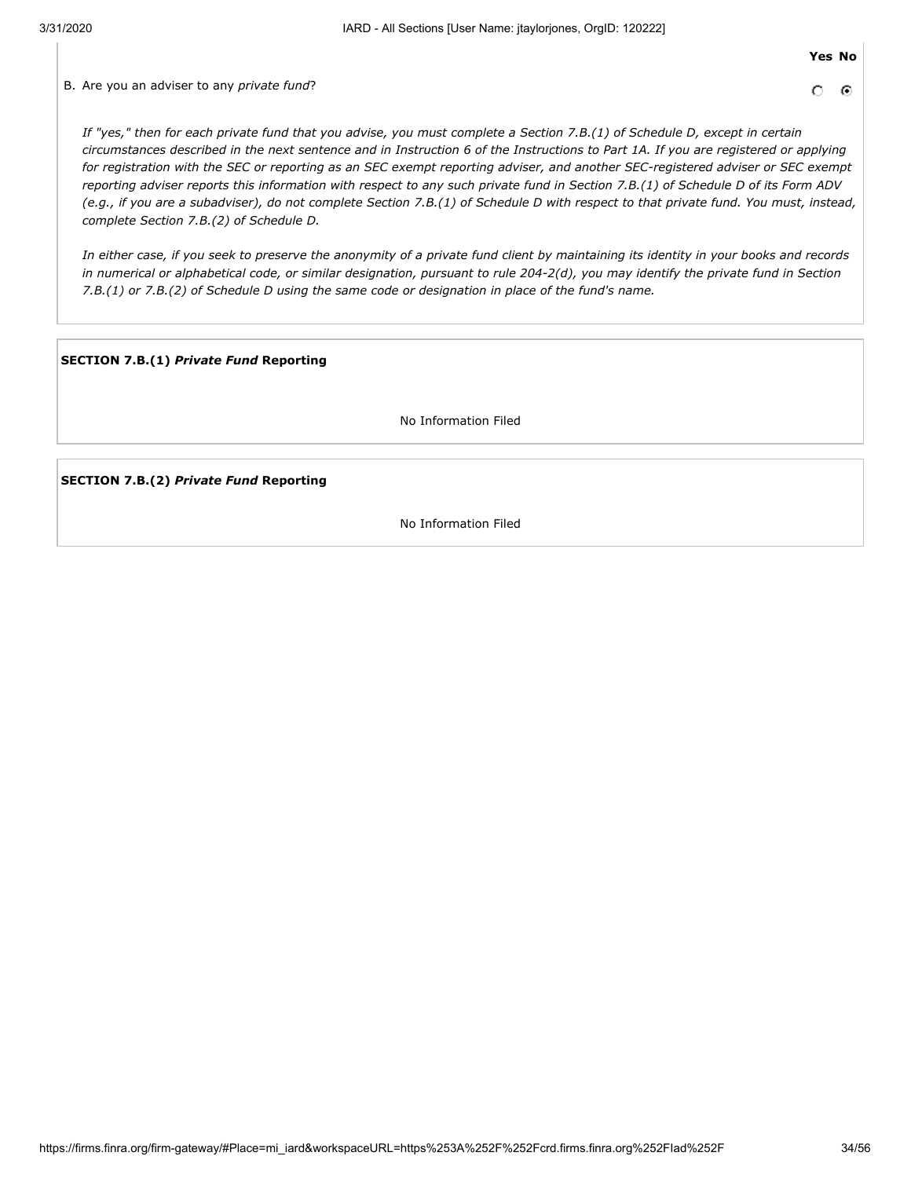| | Yes | No |
|---|---|---|
| B. Are you an adviser to any *private fund*? | ○ | ● |

*If "yes," then for each private fund that you advise, you must complete a Section 7.B.(1) of Schedule D, except in certain circumstances described in the next sentence and in Instruction 6 of the Instructions to Part 1A. If you are registered or applying for registration with the SEC or reporting as an SEC exempt reporting adviser, and another SEC-registered adviser or SEC exempt reporting adviser reports this information with respect to any such private fund in Section 7.B.(1) of Schedule D of its Form ADV (e.g., if you are a subadviser), do not complete Section 7.B.(1) of Schedule D with respect to that private fund. You must, instead, complete Section 7.B.(2) of Schedule D.*

*In either case, if you seek to preserve the anonymity of a private fund client by maintaining its identity in your books and records in numerical or alphabetical code, or similar designation, pursuant to rule 204-2(d), you may identify the private fund in Section 7.B.(1) or 7.B.(2) of Schedule D using the same code or designation in place of the fund's name.*

**SECTION 7.B.(1) *Private Fund* Reporting**

No Information Filed

**SECTION 7.B.(2) *Private Fund* Reporting**

No Information Filed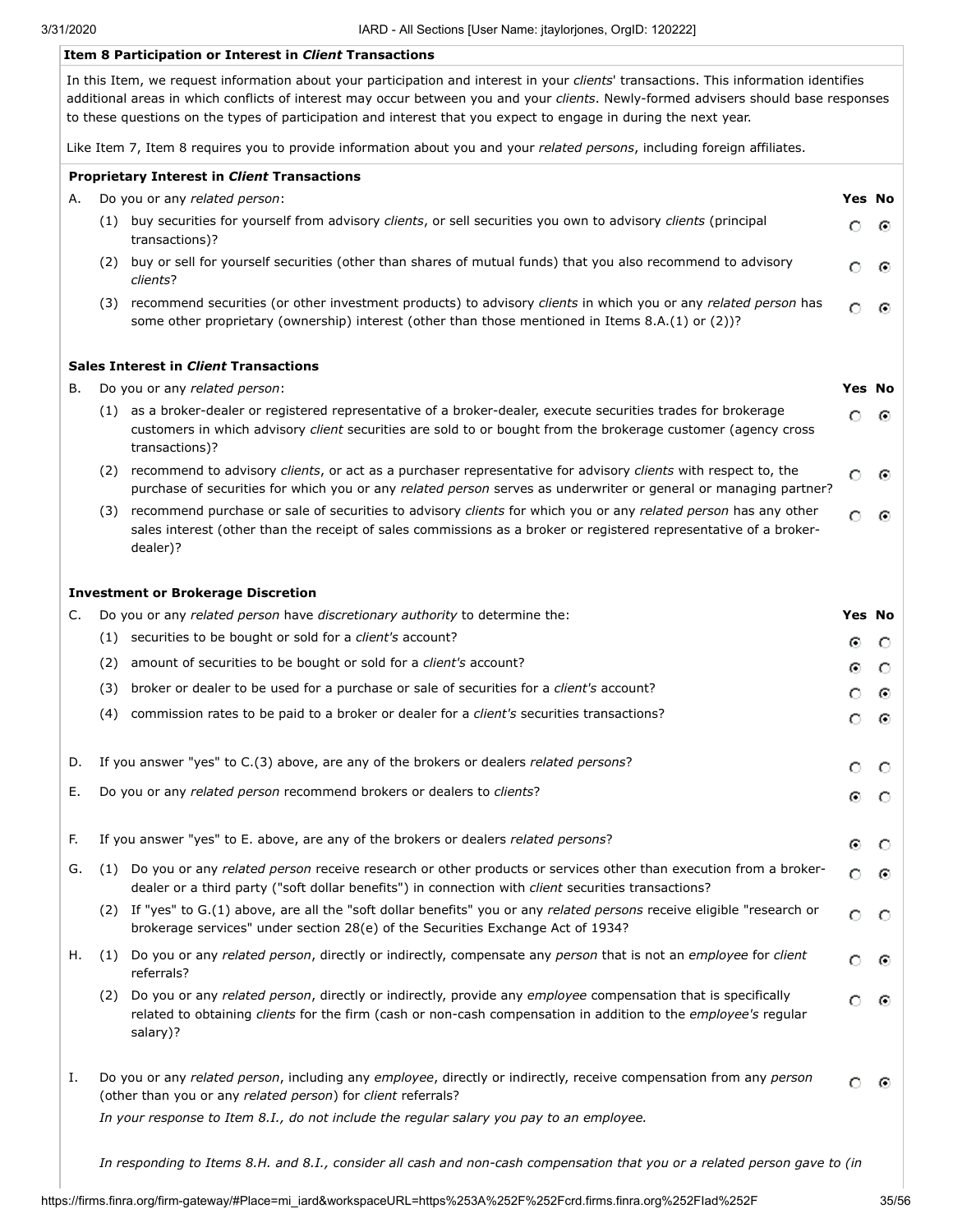## Item 8 Participation or Interest in *Client* Transactions

In this Item, we request information about your participation and interest in your *clients*' transactions. This information identifies additional areas in which conflicts of interest may occur between you and your *clients*. Newly-formed advisers should base responses to these questions on the types of participation and interest that you expect to engage in during the next year.

Like Item 7, Item 8 requires you to provide information about you and your *related persons*, including foreign affiliates.

### Proprietary Interest in *Client* Transactions

| | | | Yes | No |
|---|---|---|---|---|
| A. | | Do you or any *related person*: | | |
| | (1) | buy securities for yourself from advisory *clients*, or sell securities you own to advisory *clients* (principal transactions)? | ○ | ◉ |
| | (2) | buy or sell for yourself securities (other than shares of mutual funds) that you also recommend to advisory *clients*? | ○ | ◉ |
| | (3) | recommend securities (or other investment products) to advisory *clients* in which you or any *related person* has some other proprietary (ownership) interest (other than those mentioned in Items 8.A.(1) or (2))? | ○ | ◉ |

### Sales Interest in *Client* Transactions

| | | | Yes | No |
|---|---|---|---|---|
| B. | | Do you or any *related person*: | | |
| | (1) | as a broker-dealer or registered representative of a broker-dealer, execute securities trades for brokerage customers in which advisory *client* securities are sold to or bought from the brokerage customer (agency cross transactions)? | ○ | ◉ |
| | (2) | recommend to advisory *clients*, or act as a purchaser representative for advisory *clients* with respect to, the purchase of securities for which you or any *related person* serves as underwriter or general or managing partner? | ○ | ◉ |
| | (3) | recommend purchase or sale of securities to advisory *clients* for which you or any *related person* has any other sales interest (other than the receipt of sales commissions as a broker or registered representative of a broker-dealer)? | ○ | ◉ |

### Investment or Brokerage Discretion

| | | | Yes | No |
|---|---|---|---|---|
| C. | | Do you or any *related person* have *discretionary authority* to determine the: | | |
| | (1) | securities to be bought or sold for a *client's* account? | ◉ | ○ |
| | (2) | amount of securities to be bought or sold for a *client's* account? | ◉ | ○ |
| | (3) | broker or dealer to be used for a purchase or sale of securities for a *client's* account? | ○ | ◉ |
| | (4) | commission rates to be paid to a broker or dealer for a *client's* securities transactions? | ○ | ◉ |
| D. | | If you answer "yes" to C.(3) above, are any of the brokers or dealers *related persons*? | ○ | ○ |
| E. | | Do you or any *related person* recommend brokers or dealers to *clients*? | ◉ | ○ |
| F. | | If you answer "yes" to E. above, are any of the brokers or dealers *related persons*? | ◉ | ○ |
| G. | (1) | Do you or any *related person* receive research or other products or services other than execution from a broker-dealer or a third party ("soft dollar benefits") in connection with *client* securities transactions? | ○ | ◉ |
| | (2) | If "yes" to G.(1) above, are all the "soft dollar benefits" you or any *related persons* receive eligible "research or brokerage services" under section 28(e) of the Securities Exchange Act of 1934? | ○ | ○ |
| H. | (1) | Do you or any *related person*, directly or indirectly, compensate any *person* that is not an *employee* for *client* referrals? | ○ | ◉ |
| | (2) | Do you or any *related person*, directly or indirectly, provide any *employee* compensation that is specifically related to obtaining *clients* for the firm (cash or non-cash compensation in addition to the *employee's* regular salary)? | ○ | ◉ |
| I. | | Do you or any *related person*, including any *employee*, directly or indirectly, receive compensation from any *person* (other than you or any *related person*) for *client* referrals? | ○ | ◉ |

*In your response to Item 8.I., do not include the regular salary you pay to an employee.*

*In responding to Items 8.H. and 8.I., consider all cash and non-cash compensation that you or a related person gave to (in*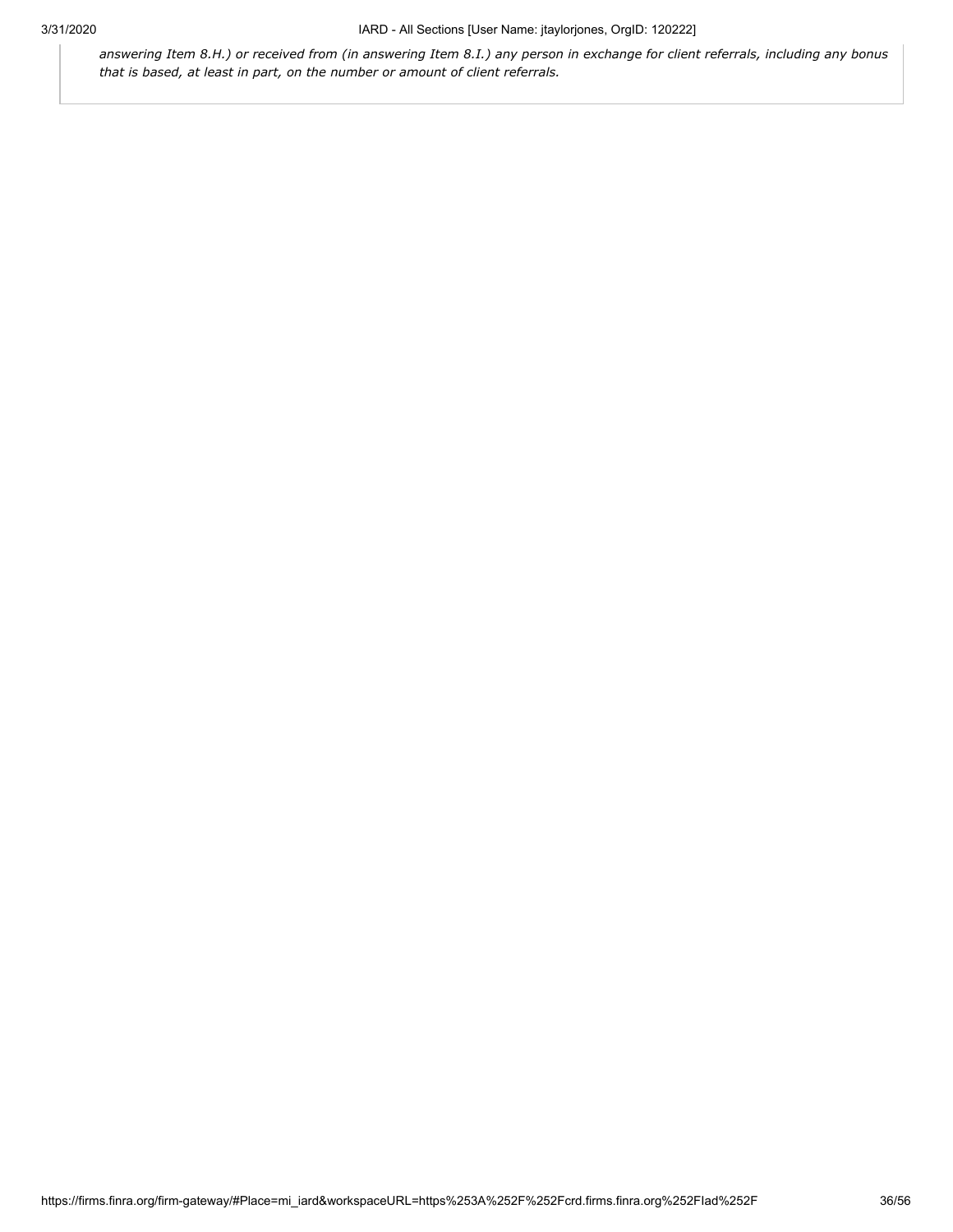*answering Item 8.H.) or received from (in answering Item 8.I.) any person in exchange for client referrals, including any bonus that is based, at least in part, on the number or amount of client referrals.*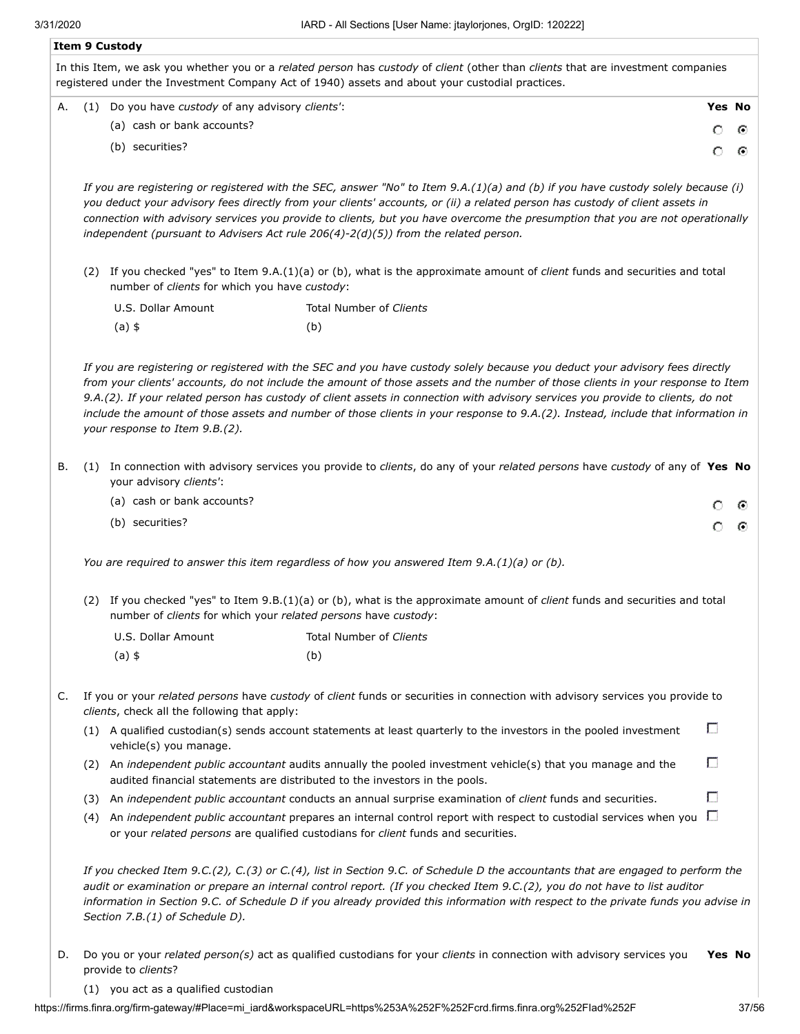**Item 9 Custody**

In this Item, we ask you whether you or a *related person* has *custody* of *client* (other than *clients* that are investment companies registered under the Investment Company Act of 1940) assets and about your custodial practices.

A. (1) Do you have *custody* of any advisory *clients'*:

| | Yes | No |
|---|---|---|
| (a) cash or bank accounts? | ○ | ◉ |
| (b) securities? | ○ | ◉ |

*If you are registering or registered with the SEC, answer "No" to Item 9.A.(1)(a) and (b) if you have custody solely because (i) you deduct your advisory fees directly from your clients' accounts, or (ii) a related person has custody of client assets in connection with advisory services you provide to clients, but you have overcome the presumption that you are not operationally independent (pursuant to Advisers Act rule 206(4)-2(d)(5)) from the related person.*

(2) If you checked "yes" to Item 9.A.(1)(a) or (b), what is the approximate amount of *client* funds and securities and total number of *clients* for which you have *custody*:

| U.S. Dollar Amount | Total Number of *Clients* |
|---|---|
| (a) $ | (b) |

*If you are registering or registered with the SEC and you have custody solely because you deduct your advisory fees directly from your clients' accounts, do not include the amount of those assets and the number of those clients in your response to Item 9.A.(2). If your related person has custody of client assets in connection with advisory services you provide to clients, do not include the amount of those assets and number of those clients in your response to 9.A.(2). Instead, include that information in your response to Item 9.B.(2).*

B. (1) In connection with advisory services you provide to *clients*, do any of your *related persons* have *custody* of any of your advisory *clients'*:

| | Yes | No |
|---|---|---|
| (a) cash or bank accounts? | ○ | ◉ |
| (b) securities? | ○ | ◉ |

*You are required to answer this item regardless of how you answered Item 9.A.(1)(a) or (b).*

(2) If you checked "yes" to Item 9.B.(1)(a) or (b), what is the approximate amount of *client* funds and securities and total number of *clients* for which your *related persons* have *custody*:

| U.S. Dollar Amount | Total Number of *Clients* |
|---|---|
| (a) $ | (b) |

C. If you or your *related persons* have *custody* of *client* funds or securities in connection with advisory services you provide to *clients*, check all the following that apply:

(1) A qualified custodian(s) sends account statements at least quarterly to the investors in the pooled investment vehicle(s) you manage. ☐

(2) An *independent public accountant* audits annually the pooled investment vehicle(s) that you manage and the audited financial statements are distributed to the investors in the pools. ☐

(3) An *independent public accountant* conducts an annual surprise examination of *client* funds and securities. ☐

(4) An *independent public accountant* prepares an internal control report with respect to custodial services when you or your *related persons* are qualified custodians for *client* funds and securities. ☐

*If you checked Item 9.C.(2), C.(3) or C.(4), list in Section 9.C. of Schedule D the accountants that are engaged to perform the audit or examination or prepare an internal control report. (If you checked Item 9.C.(2), you do not have to list auditor information in Section 9.C. of Schedule D if you already provided this information with respect to the private funds you advise in Section 7.B.(1) of Schedule D).*

D. Do you or your *related person(s)* act as qualified custodians for your *clients* in connection with advisory services you provide to *clients*? **Yes No**

(1) you act as a qualified custodian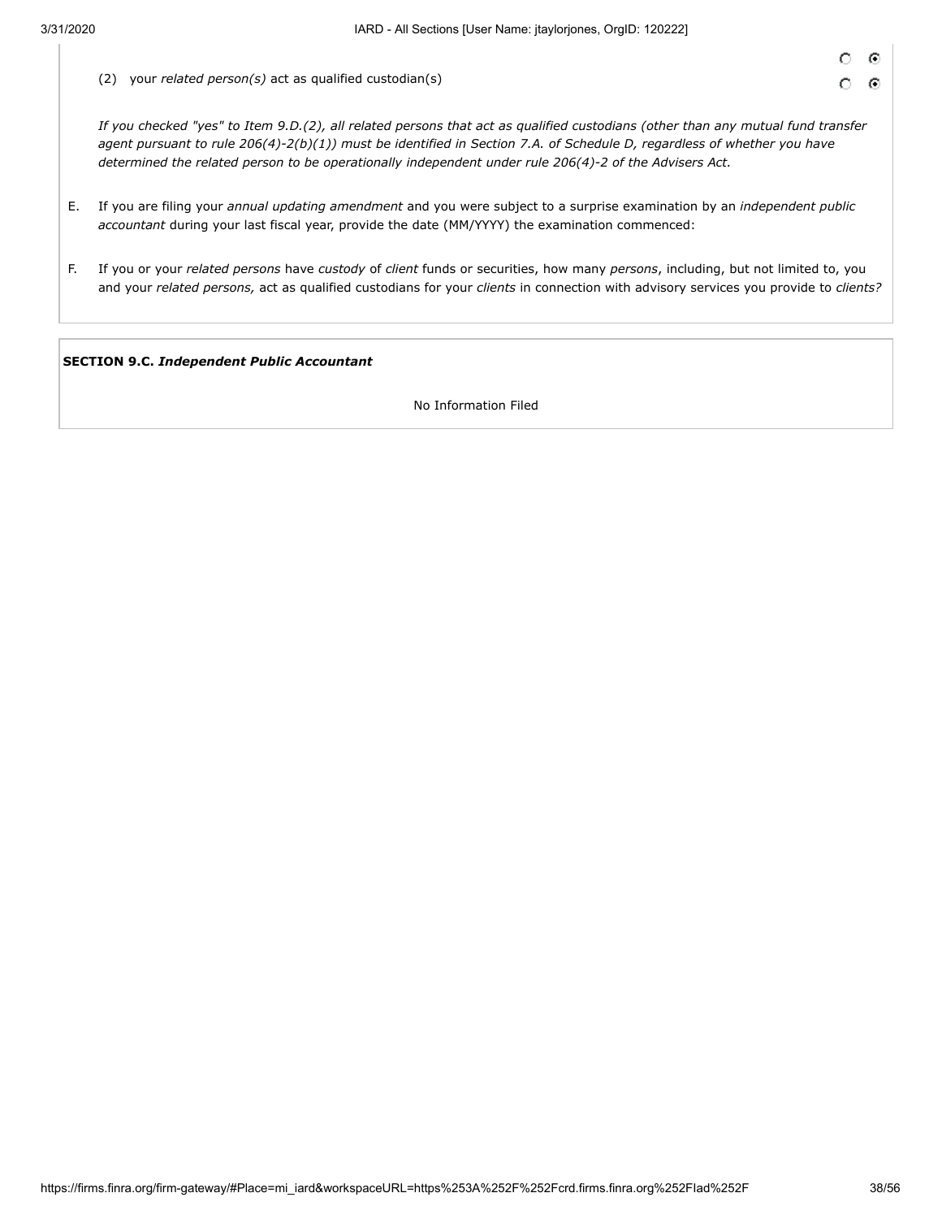(2) your *related person(s)* act as qualified custodian(s) ○ Yes ◉ No

*If you checked "yes" to Item 9.D.(2), all related persons that act as qualified custodians (other than any mutual fund transfer agent pursuant to rule 206(4)-2(b)(1)) must be identified in Section 7.A. of Schedule D, regardless of whether you have determined the related person to be operationally independent under rule 206(4)-2 of the Advisers Act.*

E. If you are filing your *annual updating amendment* and you were subject to a surprise examination by an *independent public accountant* during your last fiscal year, provide the date (MM/YYYY) the examination commenced:

F. If you or your *related persons* have *custody* of *client* funds or securities, how many *persons*, including, but not limited to, you and your *related persons,* act as qualified custodians for your *clients* in connection with advisory services you provide to *clients?*

**SECTION 9.C.** ***Independent Public Accountant***

No Information Filed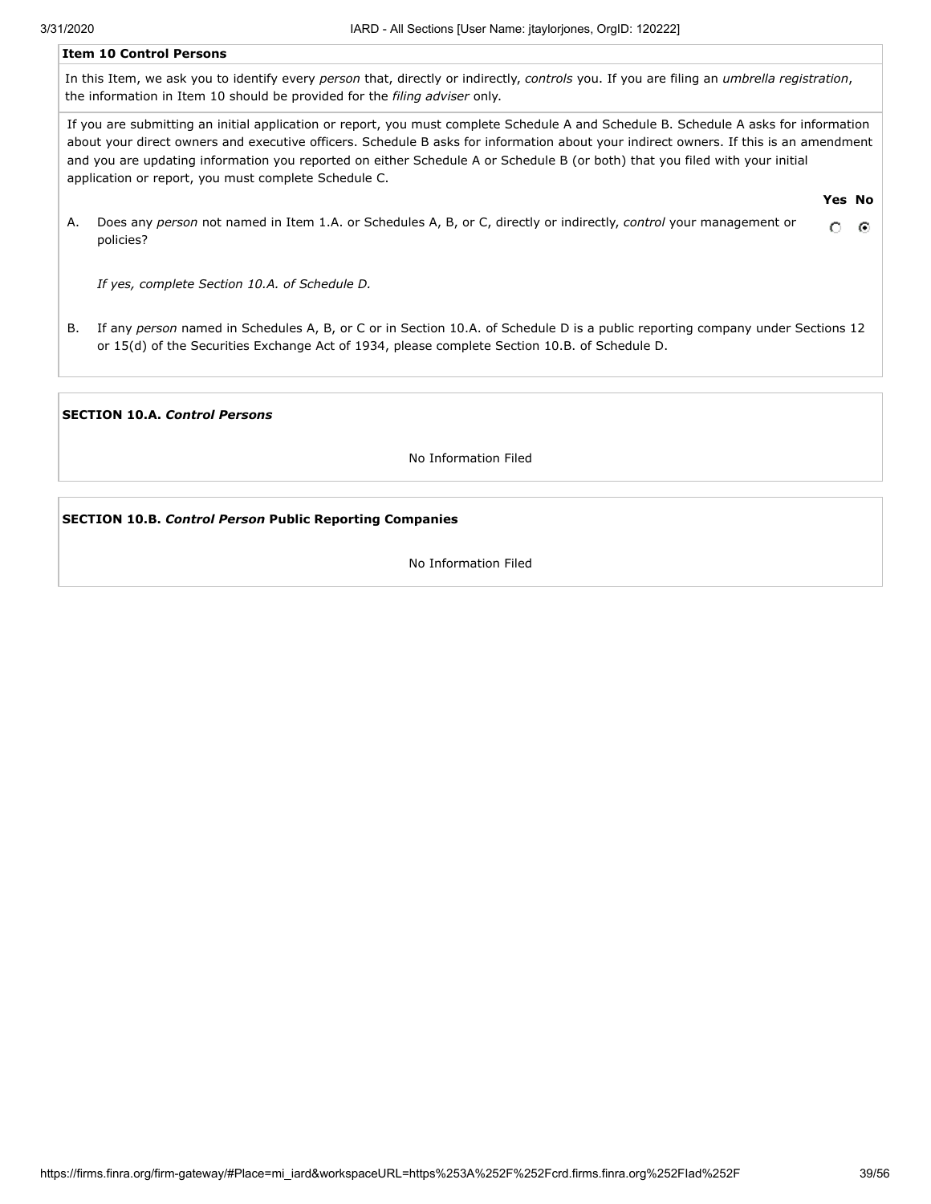**Item 10 Control Persons**

In this Item, we ask you to identify every *person* that, directly or indirectly, *controls* you. If you are filing an *umbrella registration*, the information in Item 10 should be provided for the *filing adviser* only.

If you are submitting an initial application or report, you must complete Schedule A and Schedule B. Schedule A asks for information about your direct owners and executive officers. Schedule B asks for information about your indirect owners. If this is an amendment and you are updating information you reported on either Schedule A or Schedule B (or both) that you filed with your initial application or report, you must complete Schedule C.

| | | Yes | No |
|---|---|---|---|
| A. | Does any *person* not named in Item 1.A. or Schedules A, B, or C, directly or indirectly, *control* your management or policies? | ○ | ◉ |

*If yes, complete Section 10.A. of Schedule D.*

B. If any *person* named in Schedules A, B, or C or in Section 10.A. of Schedule D is a public reporting company under Sections 12 or 15(d) of the Securities Exchange Act of 1934, please complete Section 10.B. of Schedule D.

**SECTION 10.A.** ***Control Persons***

No Information Filed

**SECTION 10.B.** ***Control Person*** **Public Reporting Companies**

No Information Filed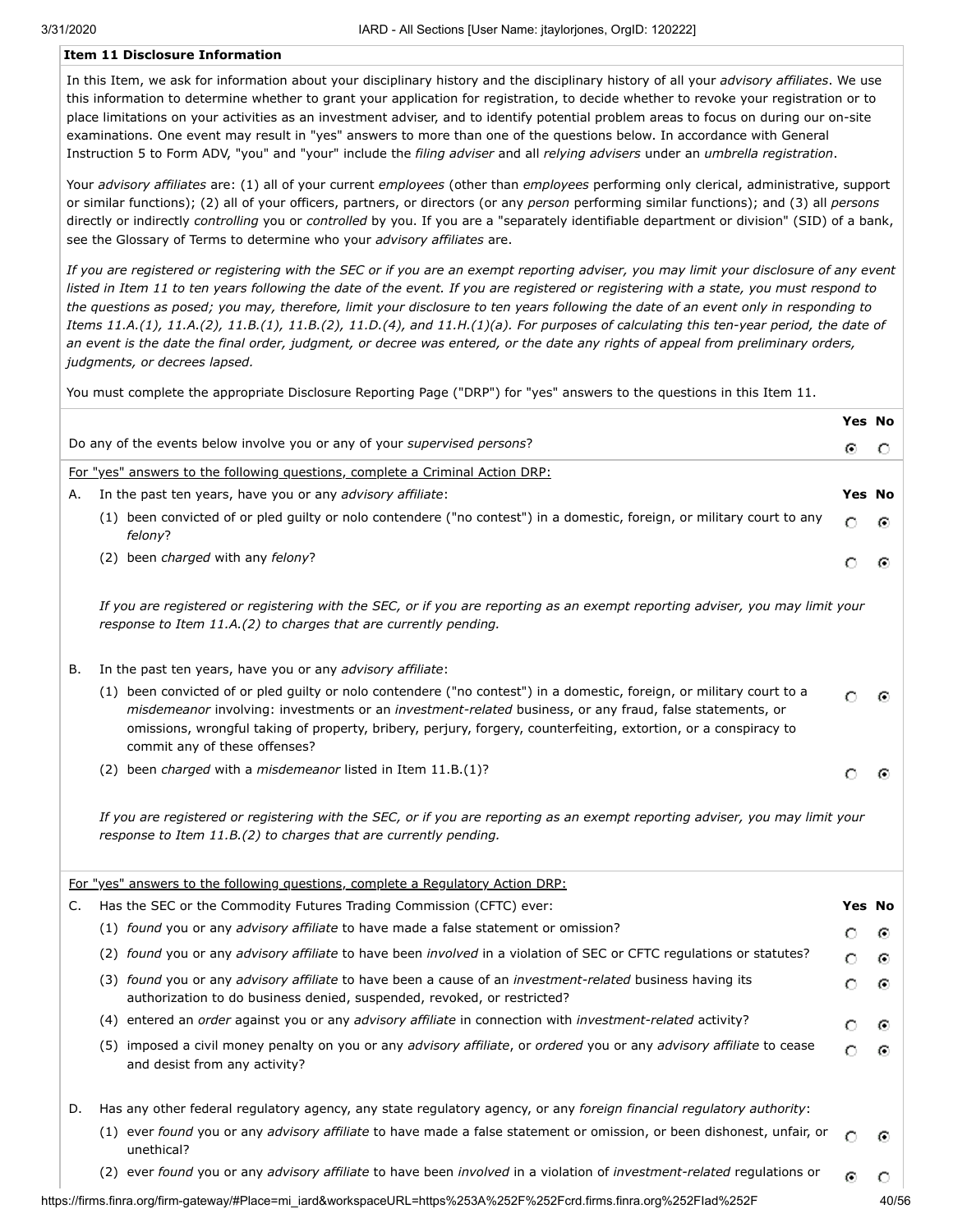### Item 11 Disclosure Information

In this Item, we ask for information about your disciplinary history and the disciplinary history of all your *advisory affiliates*. We use this information to determine whether to grant your application for registration, to decide whether to revoke your registration or to place limitations on your activities as an investment adviser, and to identify potential problem areas to focus on during our on-site examinations. One event may result in "yes" answers to more than one of the questions below. In accordance with General Instruction 5 to Form ADV, "you" and "your" include the *filing adviser* and all *relying advisers* under an *umbrella registration*.

Your *advisory affiliates* are: (1) all of your current *employees* (other than *employees* performing only clerical, administrative, support or similar functions); (2) all of your officers, partners, or directors (or any *person* performing similar functions); and (3) all *persons* directly or indirectly *controlling* you or *controlled* by you. If you are a "separately identifiable department or division" (SID) of a bank, see the Glossary of Terms to determine who your *advisory affiliates* are.

*If you are registered or registering with the SEC or if you are an exempt reporting adviser, you may limit your disclosure of any event listed in Item 11 to ten years following the date of the event. If you are registered or registering with a state, you must respond to the questions as posed; you may, therefore, limit your disclosure to ten years following the date of an event only in responding to Items 11.A.(1), 11.A.(2), 11.B.(1), 11.B.(2), 11.D.(4), and 11.H.(1)(a). For purposes of calculating this ten-year period, the date of an event is the date the final order, judgment, or decree was entered, or the date any rights of appeal from preliminary orders, judgments, or decrees lapsed.*

You must complete the appropriate Disclosure Reporting Page ("DRP") for "yes" answers to the questions in this Item 11.

| | Yes | No |
|---|---|---|
| Do any of the events below involve you or any of your *supervised persons*? | ◉ | ○ |

For "yes" answers to the following questions, complete a Criminal Action DRP:

| A. In the past ten years, have you or any *advisory affiliate*: | Yes | No |
|---|---|---|
| (1) been convicted of or pled guilty or nolo contendere ("no contest") in a domestic, foreign, or military court to any *felony*? | ○ | ◉ |
| (2) been *charged* with any *felony*? | ○ | ◉ |

*If you are registered or registering with the SEC, or if you are reporting as an exempt reporting adviser, you may limit your response to Item 11.A.(2) to charges that are currently pending.*

| B. In the past ten years, have you or any *advisory affiliate*: | Yes | No |
|---|---|---|
| (1) been convicted of or pled guilty or nolo contendere ("no contest") in a domestic, foreign, or military court to a *misdemeanor* involving: investments or an *investment-related* business, or any fraud, false statements, or omissions, wrongful taking of property, bribery, perjury, forgery, counterfeiting, extortion, or a conspiracy to commit any of these offenses? | ○ | ◉ |
| (2) been *charged* with a *misdemeanor* listed in Item 11.B.(1)? | ○ | ◉ |

*If you are registered or registering with the SEC, or if you are reporting as an exempt reporting adviser, you may limit your response to Item 11.B.(2) to charges that are currently pending.*

For "yes" answers to the following questions, complete a Regulatory Action DRP:

| C. Has the SEC or the Commodity Futures Trading Commission (CFTC) ever: | Yes | No |
|---|---|---|
| (1) *found* you or any *advisory affiliate* to have made a false statement or omission? | ○ | ◉ |
| (2) *found* you or any *advisory affiliate* to have been *involved* in a violation of SEC or CFTC regulations or statutes? | ○ | ◉ |
| (3) *found* you or any *advisory affiliate* to have been a cause of an *investment-related* business having its authorization to do business denied, suspended, revoked, or restricted? | ○ | ◉ |
| (4) entered an *order* against you or any *advisory affiliate* in connection with *investment-related* activity? | ○ | ◉ |
| (5) imposed a civil money penalty on you or any *advisory affiliate*, or *ordered* you or any *advisory affiliate* to cease and desist from any activity? | ○ | ◉ |

| D. Has any other federal regulatory agency, any state regulatory agency, or any *foreign financial regulatory authority*: | Yes | No |
|---|---|---|
| (1) ever *found* you or any *advisory affiliate* to have made a false statement or omission, or been dishonest, unfair, or unethical? | ○ | ◉ |
| (2) ever *found* you or any *advisory affiliate* to have been *involved* in a violation of *investment-related* regulations or | ◉ | ○ |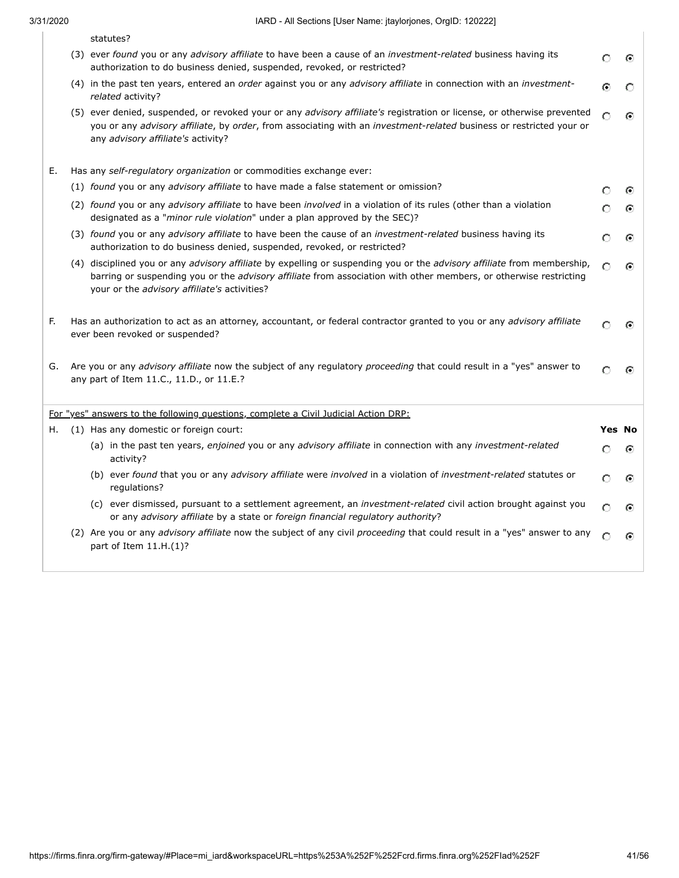statutes?

(3) ever *found* you or any *advisory affiliate* to have been a cause of an *investment-related* business having its authorization to do business denied, suspended, revoked, or restricted? ○ Yes ● No

(4) in the past ten years, entered an *order* against you or any *advisory affiliate* in connection with an *investment-related* activity? ● Yes ○ No

(5) ever denied, suspended, or revoked your or any *advisory affiliate's* registration or license, or otherwise prevented you or any *advisory affiliate*, by *order*, from associating with an *investment-related* business or restricted your or any *advisory affiliate's* activity? ○ Yes ● No

E. Has any *self-regulatory organization* or commodities exchange ever:

(1) *found* you or any *advisory affiliate* to have made a false statement or omission? ○ Yes ● No

(2) *found* you or any *advisory affiliate* to have been *involved* in a violation of its rules (other than a violation designated as a "*minor rule violation*" under a plan approved by the SEC)? ○ Yes ● No

(3) *found* you or any *advisory affiliate* to have been the cause of an *investment-related* business having its authorization to do business denied, suspended, revoked, or restricted? ○ Yes ● No

(4) disciplined you or any *advisory affiliate* by expelling or suspending you or the *advisory affiliate* from membership, barring or suspending you or the *advisory affiliate* from association with other members, or otherwise restricting your or the *advisory affiliate's* activities? ○ Yes ● No

F. Has an authorization to act as an attorney, accountant, or federal contractor granted to you or any *advisory affiliate* ever been revoked or suspended? ○ Yes ● No

G. Are you or any *advisory affiliate* now the subject of any regulatory *proceeding* that could result in a "yes" answer to any part of Item 11.C., 11.D., or 11.E.? ○ Yes ● No

For "yes" answers to the following questions, complete a Civil Judicial Action DRP:

| | Yes | No |
|---|---|---|
| H. (1) Has any domestic or foreign court: | | |
| (a) in the past ten years, *enjoined* you or any *advisory affiliate* in connection with any *investment-related* activity? | ○ | ● |
| (b) ever *found* that you or any *advisory affiliate* were *involved* in a violation of *investment-related* statutes or regulations? | ○ | ● |
| (c) ever dismissed, pursuant to a settlement agreement, an *investment-related* civil action brought against you or any *advisory affiliate* by a state or *foreign financial regulatory authority*? | ○ | ● |
| (2) Are you or any *advisory affiliate* now the subject of any civil *proceeding* that could result in a "yes" answer to any part of Item 11.H.(1)? | ○ | ● |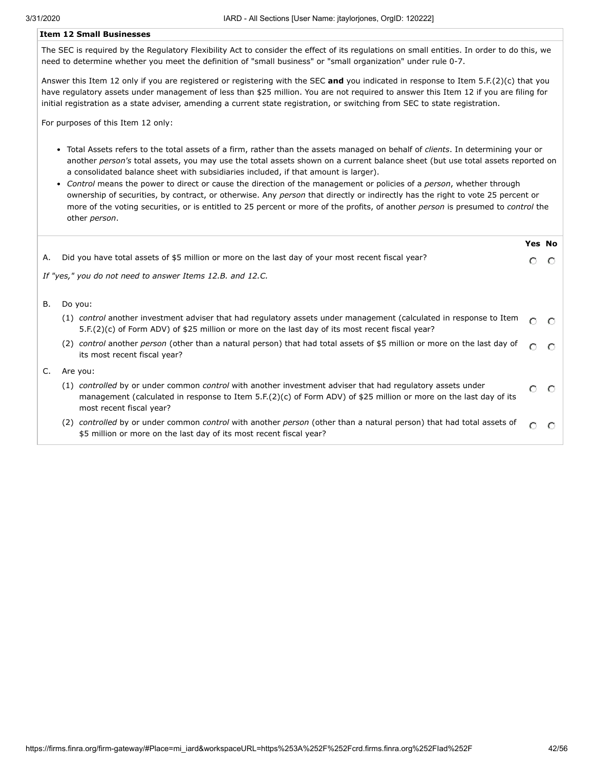## Item 12 Small Businesses

The SEC is required by the Regulatory Flexibility Act to consider the effect of its regulations on small entities. In order to do this, we need to determine whether you meet the definition of "small business" or "small organization" under rule 0-7.

Answer this Item 12 only if you are registered or registering with the SEC **and** you indicated in response to Item 5.F.(2)(c) that you have regulatory assets under management of less than $25 million. You are not required to answer this Item 12 if you are filing for initial registration as a state adviser, amending a current state registration, or switching from SEC to state registration.

For purposes of this Item 12 only:

- Total Assets refers to the total assets of a firm, rather than the assets managed on behalf of *clients*. In determining your or another *person's* total assets, you may use the total assets shown on a current balance sheet (but use total assets reported on a consolidated balance sheet with subsidiaries included, if that amount is larger).
- *Control* means the power to direct or cause the direction of the management or policies of a *person*, whether through ownership of securities, by contract, or otherwise. Any *person* that directly or indirectly has the right to vote 25 percent or more of the voting securities, or is entitled to 25 percent or more of the profits, of another *person* is presumed to *control* the other *person*.

| | | Yes | No |
|---|---|---|---|
| A. | Did you have total assets of $5 million or more on the last day of your most recent fiscal year? | ○ | ○ |
| | *If "yes," you do not need to answer Items 12.B. and 12.C.* | | |
| B. | Do you: | | |
| | (1) *control* another investment adviser that had regulatory assets under management (calculated in response to Item 5.F.(2)(c) of Form ADV) of $25 million or more on the last day of its most recent fiscal year? | ○ | ○ |
| | (2) *control* another *person* (other than a natural person) that had total assets of $5 million or more on the last day of its most recent fiscal year? | ○ | ○ |
| C. | Are you: | | |
| | (1) *controlled* by or under common *control* with another investment adviser that had regulatory assets under management (calculated in response to Item 5.F.(2)(c) of Form ADV) of $25 million or more on the last day of its most recent fiscal year? | ○ | ○ |
| | (2) *controlled* by or under common *control* with another *person* (other than a natural person) that had total assets of $5 million or more on the last day of its most recent fiscal year? | ○ | ○ |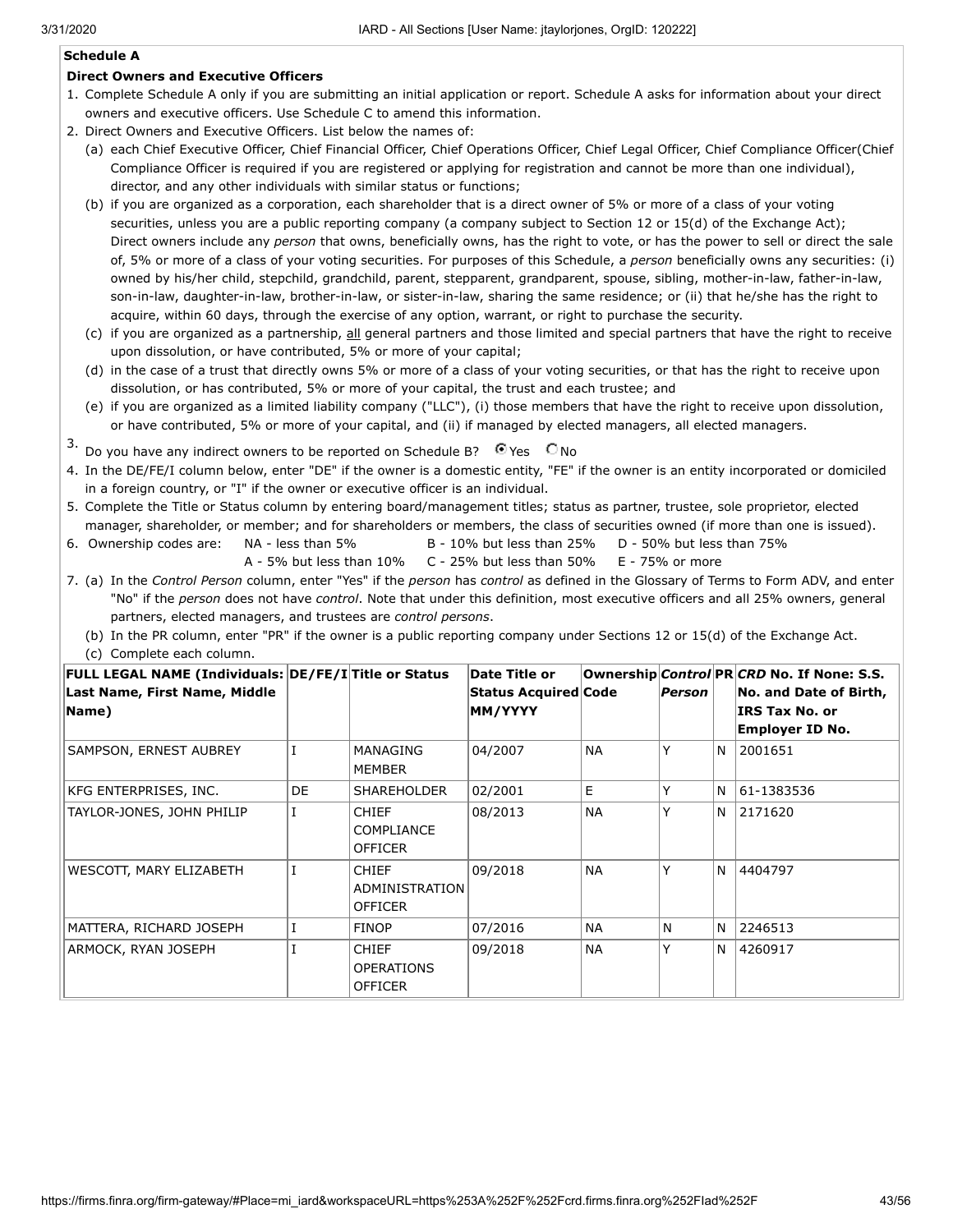**Schedule A**

**Direct Owners and Executive Officers**

1. Complete Schedule A only if you are submitting an initial application or report. Schedule A asks for information about your direct owners and executive officers. Use Schedule C to amend this information.
2. Direct Owners and Executive Officers. List below the names of:
   (a) each Chief Executive Officer, Chief Financial Officer, Chief Operations Officer, Chief Legal Officer, Chief Compliance Officer(Chief Compliance Officer is required if you are registered or applying for registration and cannot be more than one individual), director, and any other individuals with similar status or functions;
   (b) if you are organized as a corporation, each shareholder that is a direct owner of 5% or more of a class of your voting securities, unless you are a public reporting company (a company subject to Section 12 or 15(d) of the Exchange Act); Direct owners include any *person* that owns, beneficially owns, has the right to vote, or has the power to sell or direct the sale of, 5% or more of a class of your voting securities. For purposes of this Schedule, a *person* beneficially owns any securities: (i) owned by his/her child, stepchild, grandchild, parent, stepparent, grandparent, spouse, sibling, mother-in-law, father-in-law, son-in-law, daughter-in-law, brother-in-law, or sister-in-law, sharing the same residence; or (ii) that he/she has the right to acquire, within 60 days, through the exercise of any option, warrant, or right to purchase the security.
   (c) if you are organized as a partnership, all general partners and those limited and special partners that have the right to receive upon dissolution, or have contributed, 5% or more of your capital;
   (d) in the case of a trust that directly owns 5% or more of a class of your voting securities, or that has the right to receive upon dissolution, or has contributed, 5% or more of your capital, the trust and each trustee; and
   (e) if you are organized as a limited liability company ("LLC"), (i) those members that have the right to receive upon dissolution, or have contributed, 5% or more of your capital, and (ii) if managed by elected managers, all elected managers.
3. Do you have any indirect owners to be reported on Schedule B? ◉ Yes ○ No
4. In the DE/FE/I column below, enter "DE" if the owner is a domestic entity, "FE" if the owner is an entity incorporated or domiciled in a foreign country, or "I" if the owner or executive officer is an individual.
5. Complete the Title or Status column by entering board/management titles; status as partner, trustee, sole proprietor, elected manager, shareholder, or member; and for shareholders or members, the class of securities owned (if more than one is issued).
6. Ownership codes are: NA - less than 5%, A - 5% but less than 10%, B - 10% but less than 25%, C - 25% but less than 50%, D - 50% but less than 75%, E - 75% or more
7. (a) In the *Control Person* column, enter "Yes" if the *person* has *control* as defined in the Glossary of Terms to Form ADV, and enter "No" if the *person* does not have *control*. Note that under this definition, most executive officers and all 25% owners, general partners, elected managers, and trustees are *control persons*.
   (b) In the PR column, enter "PR" if the owner is a public reporting company under Sections 12 or 15(d) of the Exchange Act.
   (c) Complete each column.

| FULL LEGAL NAME (Individuals: Last Name, First Name, Middle Name) | DE/FE/I | Title or Status | Date Title or Status Acquired MM/YYYY | Ownership Code | *Control Person* | PR | *CRD* No. If None: S.S. No. and Date of Birth, IRS Tax No. or Employer ID No. |
|---|---|---|---|---|---|---|---|
| SAMPSON, ERNEST AUBREY | I | MANAGING MEMBER | 04/2007 | NA | Y | N | 2001651 |
| KFG ENTERPRISES, INC. | DE | SHAREHOLDER | 02/2001 | E | Y | N | 61-1383536 |
| TAYLOR-JONES, JOHN PHILIP | I | CHIEF COMPLIANCE OFFICER | 08/2013 | NA | Y | N | 2171620 |
| WESCOTT, MARY ELIZABETH | I | CHIEF ADMINISTRATION OFFICER | 09/2018 | NA | Y | N | 4404797 |
| MATTERA, RICHARD JOSEPH | I | FINOP | 07/2016 | NA | N | N | 2246513 |
| ARMOCK, RYAN JOSEPH | I | CHIEF OPERATIONS OFFICER | 09/2018 | NA | Y | N | 4260917 |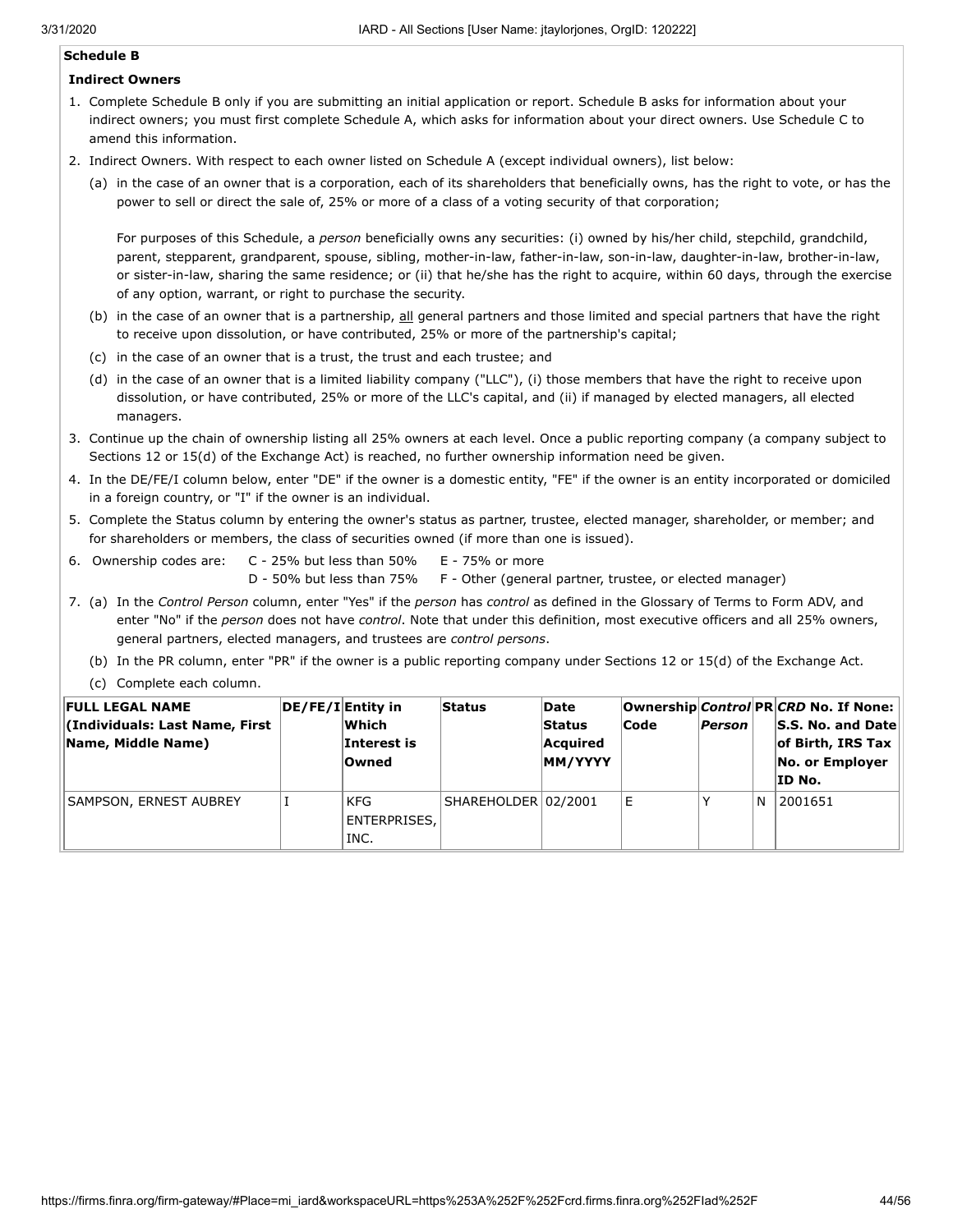## Schedule B

### Indirect Owners

1. Complete Schedule B only if you are submitting an initial application or report. Schedule B asks for information about your indirect owners; you must first complete Schedule A, which asks for information about your direct owners. Use Schedule C to amend this information.
2. Indirect Owners. With respect to each owner listed on Schedule A (except individual owners), list below:
   (a) in the case of an owner that is a corporation, each of its shareholders that beneficially owns, has the right to vote, or has the power to sell or direct the sale of, 25% or more of a class of a voting security of that corporation;

   For purposes of this Schedule, a *person* beneficially owns any securities: (i) owned by his/her child, stepchild, grandchild, parent, stepparent, grandparent, spouse, sibling, mother-in-law, father-in-law, son-in-law, daughter-in-law, brother-in-law, or sister-in-law, sharing the same residence; or (ii) that he/she has the right to acquire, within 60 days, through the exercise of any option, warrant, or right to purchase the security.

   (b) in the case of an owner that is a partnership, all general partners and those limited and special partners that have the right to receive upon dissolution, or have contributed, 25% or more of the partnership's capital;
   (c) in the case of an owner that is a trust, the trust and each trustee; and
   (d) in the case of an owner that is a limited liability company ("LLC"), (i) those members that have the right to receive upon dissolution, or have contributed, 25% or more of the LLC's capital, and (ii) if managed by elected managers, all elected managers.
3. Continue up the chain of ownership listing all 25% owners at each level. Once a public reporting company (a company subject to Sections 12 or 15(d) of the Exchange Act) is reached, no further ownership information need be given.
4. In the DE/FE/I column below, enter "DE" if the owner is a domestic entity, "FE" if the owner is an entity incorporated or domiciled in a foreign country, or "I" if the owner is an individual.
5. Complete the Status column by entering the owner's status as partner, trustee, elected manager, shareholder, or member; and for shareholders or members, the class of securities owned (if more than one is issued).
6. Ownership codes are: C - 25% but less than 50% E - 75% or more
   D - 50% but less than 75% F - Other (general partner, trustee, or elected manager)
7. (a) In the *Control Person* column, enter "Yes" if the *person* has *control* as defined in the Glossary of Terms to Form ADV, and enter "No" if the *person* does not have *control*. Note that under this definition, most executive officers and all 25% owners, general partners, elected managers, and trustees are *control persons*.
   (b) In the PR column, enter "PR" if the owner is a public reporting company under Sections 12 or 15(d) of the Exchange Act.
   (c) Complete each column.

| FULL LEGAL NAME (Individuals: Last Name, First Name, Middle Name) | DE/FE/I | Entity in Which Interest is Owned | Status | Date Status Acquired MM/YYYY | Ownership Code | *Control Person* | PR | *CRD* No. If None: S.S. No. and Date of Birth, IRS Tax No. or Employer ID No. |
|---|---|---|---|---|---|---|---|---|
| SAMPSON, ERNEST AUBREY | I | KFG ENTERPRISES, INC. | SHAREHOLDER | 02/2001 | E | Y | N | 2001651 |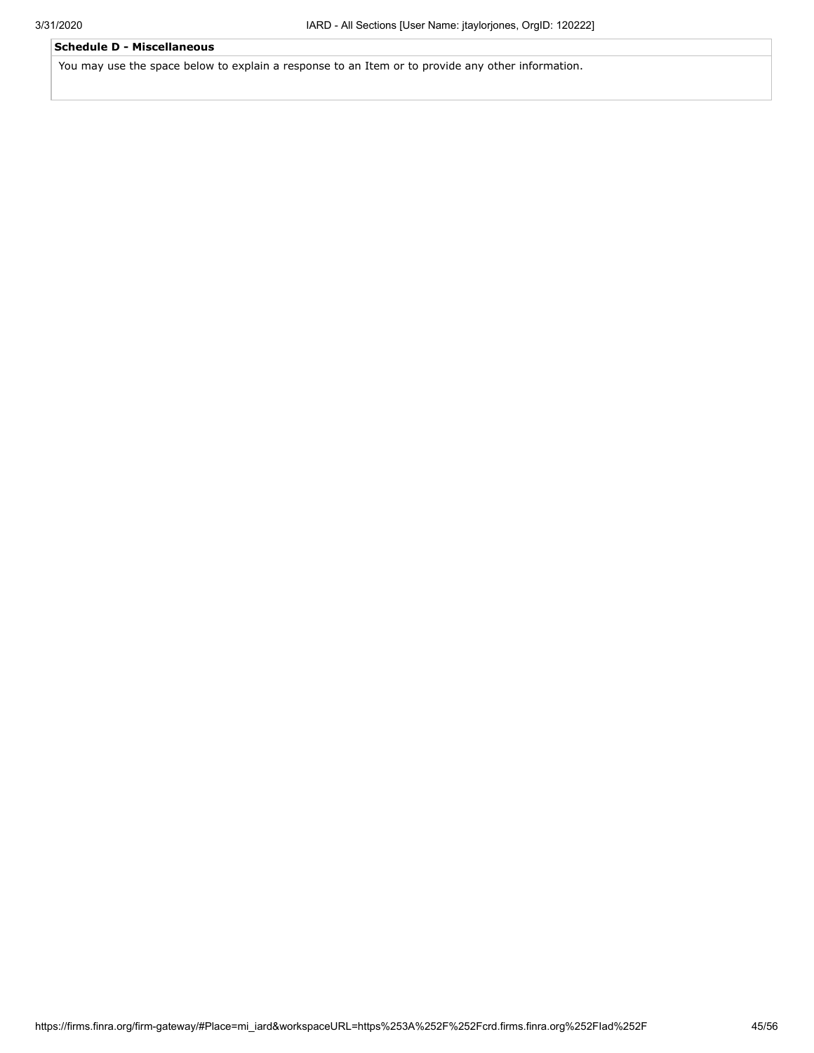**Schedule D - Miscellaneous**

You may use the space below to explain a response to an Item or to provide any other information.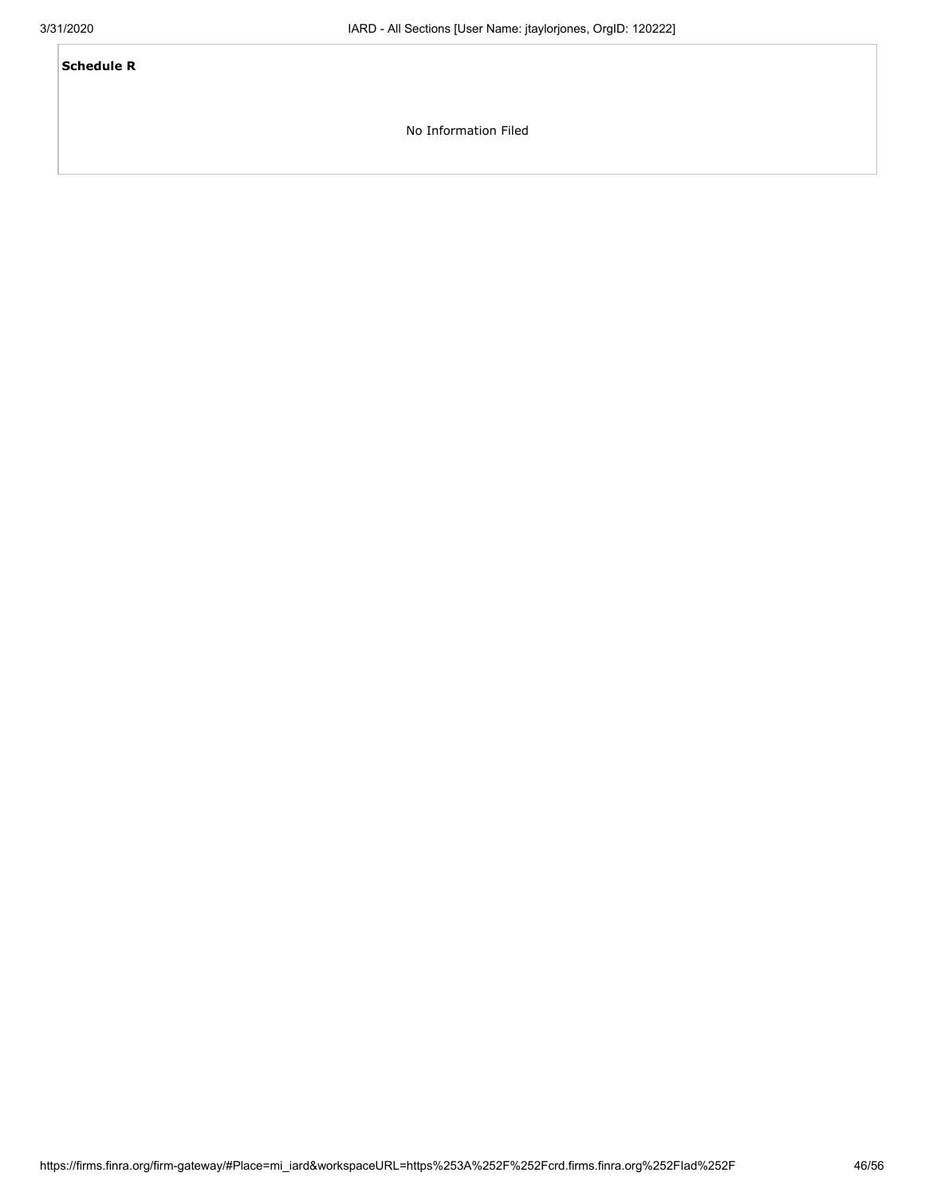**Schedule R**

No Information Filed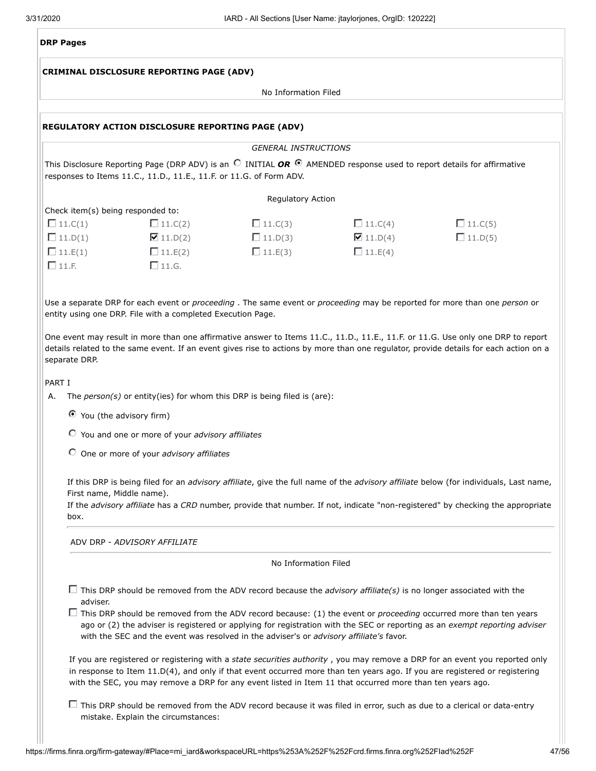## DRP Pages

### CRIMINAL DISCLOSURE REPORTING PAGE (ADV)

No Information Filed

### REGULATORY ACTION DISCLOSURE REPORTING PAGE (ADV)

*GENERAL INSTRUCTIONS*

This Disclosure Reporting Page (DRP ADV) is an ○ INITIAL ***OR*** ◉ AMENDED response used to report details for affirmative responses to Items 11.C., 11.D., 11.E., 11.F. or 11.G. of Form ADV.

Regulatory Action

Check item(s) being responded to:

| | | | | |
|---|---|---|---|---|
| ☐ 11.C(1) | ☐ 11.C(2) | ☐ 11.C(3) | ☐ 11.C(4) | ☐ 11.C(5) |
| ☐ 11.D(1) | ☑ 11.D(2) | ☐ 11.D(3) | ☑ 11.D(4) | ☐ 11.D(5) |
| ☐ 11.E(1) | ☐ 11.E(2) | ☐ 11.E(3) | ☐ 11.E(4) | |
| ☐ 11.F. | ☐ 11.G. | | | |

Use a separate DRP for each event or *proceeding* . The same event or *proceeding* may be reported for more than one *person* or entity using one DRP. File with a completed Execution Page.

One event may result in more than one affirmative answer to Items 11.C., 11.D., 11.E., 11.F. or 11.G. Use only one DRP to report details related to the same event. If an event gives rise to actions by more than one regulator, provide details for each action on a separate DRP.

PART I

A. The *person(s)* or entity(ies) for whom this DRP is being filed is (are):

◉ You (the advisory firm)

○ You and one or more of your *advisory affiliates*

○ One or more of your *advisory affiliates*

If this DRP is being filed for an *advisory affiliate*, give the full name of the *advisory affiliate* below (for individuals, Last name, First name, Middle name).
If the *advisory affiliate* has a *CRD* number, provide that number. If not, indicate "non-registered" by checking the appropriate box.

ADV DRP - *ADVISORY AFFILIATE*

No Information Filed

☐ This DRP should be removed from the ADV record because the *advisory affiliate(s)* is no longer associated with the adviser.

☐ This DRP should be removed from the ADV record because: (1) the event or *proceeding* occurred more than ten years ago or (2) the adviser is registered or applying for registration with the SEC or reporting as an *exempt reporting adviser* with the SEC and the event was resolved in the adviser's or *advisory affiliate's* favor.

If you are registered or registering with a *state securities authority* , you may remove a DRP for an event you reported only in response to Item 11.D(4), and only if that event occurred more than ten years ago. If you are registered or registering with the SEC, you may remove a DRP for any event listed in Item 11 that occurred more than ten years ago.

☐ This DRP should be removed from the ADV record because it was filed in error, such as due to a clerical or data-entry mistake. Explain the circumstances: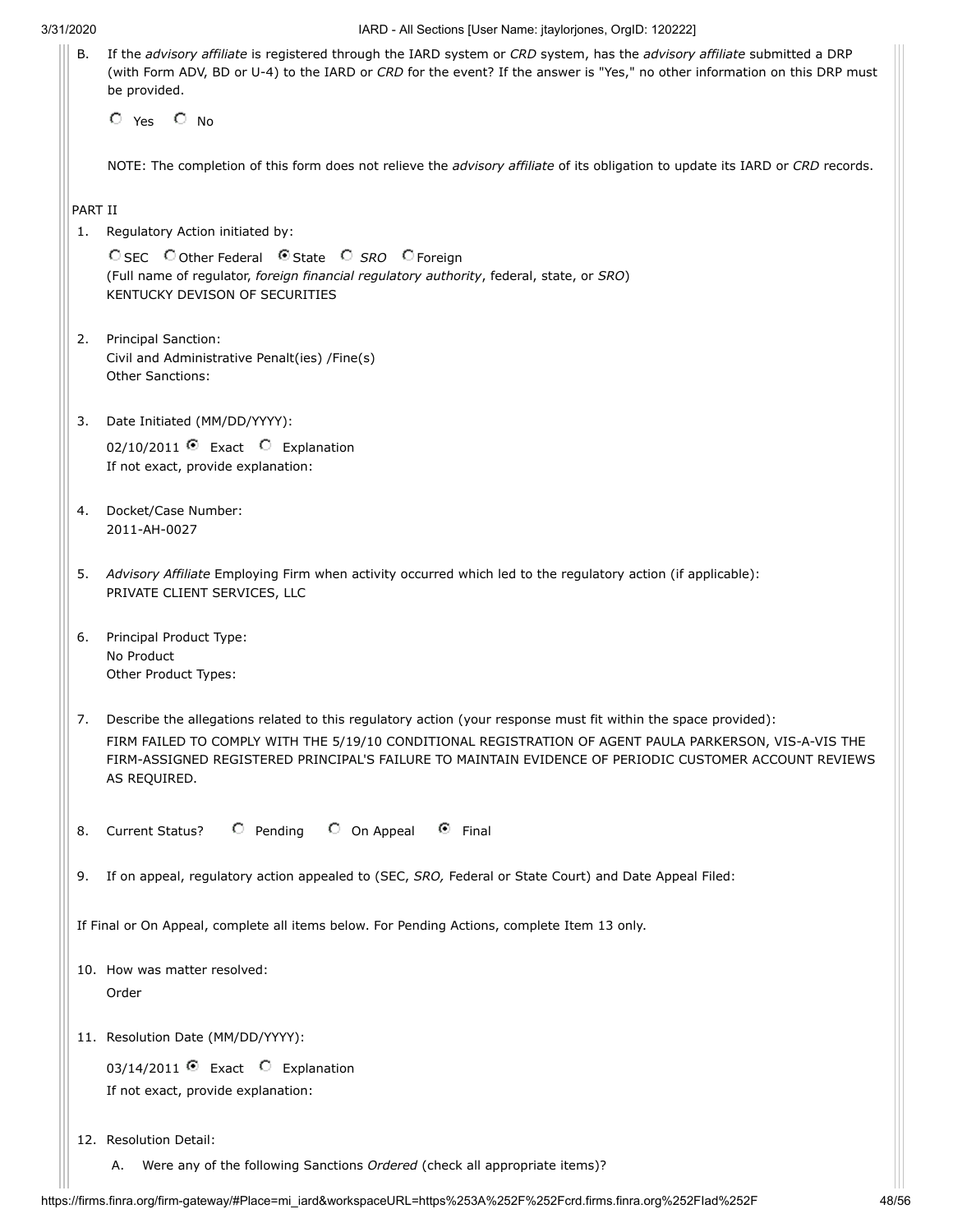B. If the *advisory affiliate* is registered through the IARD system or *CRD* system, has the *advisory affiliate* submitted a DRP (with Form ADV, BD or U-4) to the IARD or *CRD* for the event? If the answer is "Yes," no other information on this DRP must be provided.

○ Yes ○ No

NOTE: The completion of this form does not relieve the *advisory affiliate* of its obligation to update its IARD or *CRD* records.

PART II

1. Regulatory Action initiated by:

   ○ SEC ○ Other Federal ◉ State ○ *SRO* ○ Foreign

   (Full name of regulator, *foreign financial regulatory authority*, federal, state, or *SRO*)

   KENTUCKY DEVISON OF SECURITIES

2. Principal Sanction:

   Civil and Administrative Penalt(ies) /Fine(s)

   Other Sanctions:

3. Date Initiated (MM/DD/YYYY):

   02/10/2011 ◉ Exact ○ Explanation

   If not exact, provide explanation:

4. Docket/Case Number:

   2011-AH-0027

5. *Advisory Affiliate* Employing Firm when activity occurred which led to the regulatory action (if applicable):

   PRIVATE CLIENT SERVICES, LLC

6. Principal Product Type:

   No Product

   Other Product Types:

7. Describe the allegations related to this regulatory action (your response must fit within the space provided):

   FIRM FAILED TO COMPLY WITH THE 5/19/10 CONDITIONAL REGISTRATION OF AGENT PAULA PARKERSON, VIS-A-VIS THE FIRM-ASSIGNED REGISTERED PRINCIPAL'S FAILURE TO MAINTAIN EVIDENCE OF PERIODIC CUSTOMER ACCOUNT REVIEWS AS REQUIRED.

8. Current Status? ○ Pending ○ On Appeal ◉ Final

9. If on appeal, regulatory action appealed to (SEC, *SRO,* Federal or State Court) and Date Appeal Filed:

If Final or On Appeal, complete all items below. For Pending Actions, complete Item 13 only.

10. How was matter resolved:

    Order

11. Resolution Date (MM/DD/YYYY):

    03/14/2011 ◉ Exact ○ Explanation

    If not exact, provide explanation:

12. Resolution Detail:

    A. Were any of the following Sanctions *Ordered* (check all appropriate items)?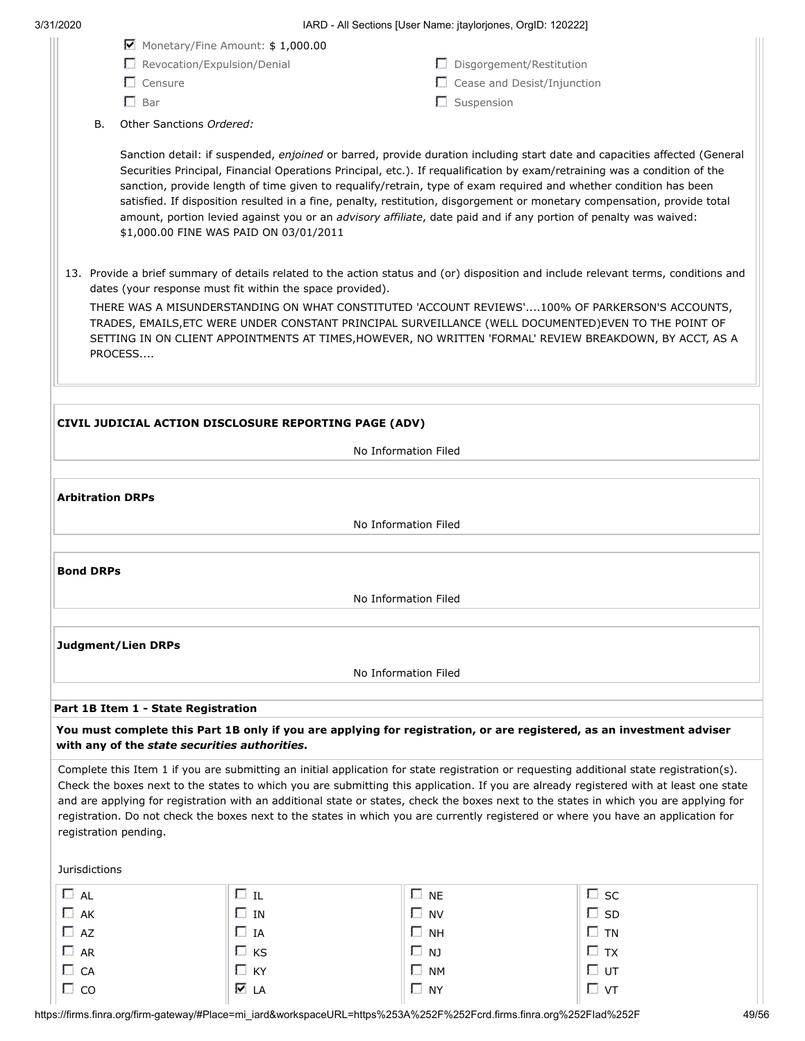- [x] Monetary/Fine Amount: $ 1,000.00
- [ ] Revocation/Expulsion/Denial
- [ ] Censure
- [ ] Bar
- [ ] Disgorgement/Restitution
- [ ] Cease and Desist/Injunction
- [ ] Suspension

B. Other Sanctions *Ordered:*

Sanction detail: if suspended, *enjoined* or barred, provide duration including start date and capacities affected (General Securities Principal, Financial Operations Principal, etc.). If requalification by exam/retraining was a condition of the sanction, provide length of time given to requalify/retrain, type of exam required and whether condition has been satisfied. If disposition resulted in a fine, penalty, restitution, disgorgement or monetary compensation, provide total amount, portion levied against you or an *advisory affiliate*, date paid and if any portion of penalty was waived:
$1,000.00 FINE WAS PAID ON 03/01/2011

13. Provide a brief summary of details related to the action status and (or) disposition and include relevant terms, conditions and dates (your response must fit within the space provided).
THERE WAS A MISUNDERSTANDING ON WHAT CONSTITUTED 'ACCOUNT REVIEWS'....100% OF PARKERSON'S ACCOUNTS, TRADES, EMAILS,ETC WERE UNDER CONSTANT PRINCIPAL SURVEILLANCE (WELL DOCUMENTED)EVEN TO THE POINT OF SETTING IN ON CLIENT APPOINTMENTS AT TIMES,HOWEVER, NO WRITTEN 'FORMAL' REVIEW BREAKDOWN, BY ACCT, AS A PROCESS....

**CIVIL JUDICIAL ACTION DISCLOSURE REPORTING PAGE (ADV)**

No Information Filed

**Arbitration DRPs**

No Information Filed

**Bond DRPs**

No Information Filed

**Judgment/Lien DRPs**

No Information Filed

**Part 1B Item 1 - State Registration**

**You must complete this Part 1B only if you are applying for registration, or are registered, as an investment adviser with any of the *state securities authorities*.**

Complete this Item 1 if you are submitting an initial application for state registration or requesting additional state registration(s). Check the boxes next to the states to which you are submitting this application. If you are already registered with at least one state and are applying for registration with an additional state or states, check the boxes next to the states in which you are applying for registration. Do not check the boxes next to the states in which you are currently registered or where you have an application for registration pending.

Jurisdictions

| | | | |
|---|---|---|---|
| ☐ AL | ☐ IL | ☐ NE | ☐ SC |
| ☐ AK | ☐ IN | ☐ NV | ☐ SD |
| ☐ AZ | ☐ IA | ☐ NH | ☐ TN |
| ☐ AR | ☐ KS | ☐ NJ | ☐ TX |
| ☐ CA | ☐ KY | ☐ NM | ☐ UT |
| ☐ CO | ☑ LA | ☐ NY | ☐ VT |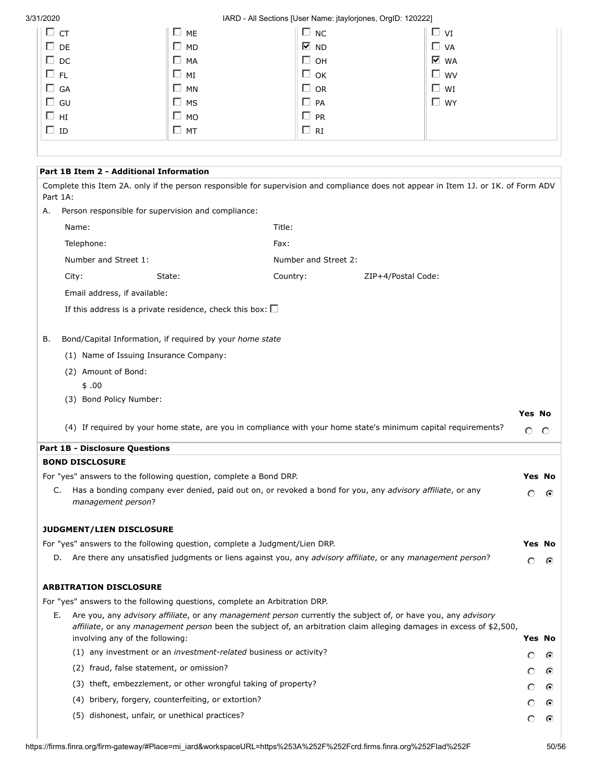| | | | |
|---|---|---|---|
| ☐ CT | ☐ ME | ☐ NC | ☐ VI |
| ☐ DE | ☐ MD | ☑ ND | ☐ VA |
| ☐ DC | ☐ MA | ☐ OH | ☑ WA |
| ☐ FL | ☐ MI | ☐ OK | ☐ WV |
| ☐ GA | ☐ MN | ☐ OR | ☐ WI |
| ☐ GU | ☐ MS | ☐ PA | ☐ WY |
| ☐ HI | ☐ MO | ☐ PR | |
| ☐ ID | ☐ MT | ☐ RI | |

**Part 1B Item 2 - Additional Information**

Complete this Item 2A. only if the person responsible for supervision and compliance does not appear in Item 1J. or 1K. of Form ADV Part 1A:

A. Person responsible for supervision and compliance:

Name: Title:

Telephone: Fax:

Number and Street 1: Number and Street 2:

City: State: Country: ZIP+4/Postal Code:

Email address, if available:

If this address is a private residence, check this box: ☐

B. Bond/Capital Information, if required by your *home state*

(1) Name of Issuing Insurance Company:

(2) Amount of Bond:
$ .00

(3) Bond Policy Number:

| | Yes | No |
|---|---|---|
| (4) If required by your home state, are you in compliance with your home state's minimum capital requirements? | ○ | ○ |

**Part 1B - Disclosure Questions**

**BOND DISCLOSURE**

For "yes" answers to the following question, complete a Bond DRP.

| | Yes | No |
|---|---|---|
| C. Has a bonding company ever denied, paid out on, or revoked a bond for you, any *advisory affiliate*, or any *management person*? | ○ | ◉ |

**JUDGMENT/LIEN DISCLOSURE**

For "yes" answers to the following question, complete a Judgment/Lien DRP.

| | Yes | No |
|---|---|---|
| D. Are there any unsatisfied judgments or liens against you, any *advisory affiliate*, or any *management person*? | ○ | ◉ |

**ARBITRATION DISCLOSURE**

For "yes" answers to the following questions, complete an Arbitration DRP.

E. Are you, any *advisory affiliate*, or any *management person* currently the subject of, or have you, any *advisory affiliate*, or any *management person* been the subject of, an arbitration claim alleging damages in excess of $2,500, involving any of the following:

| | Yes | No |
|---|---|---|
| (1) any investment or an *investment-related* business or activity? | ○ | ◉ |
| (2) fraud, false statement, or omission? | ○ | ◉ |
| (3) theft, embezzlement, or other wrongful taking of property? | ○ | ◉ |
| (4) bribery, forgery, counterfeiting, or extortion? | ○ | ◉ |
| (5) dishonest, unfair, or unethical practices? | ○ | ◉ |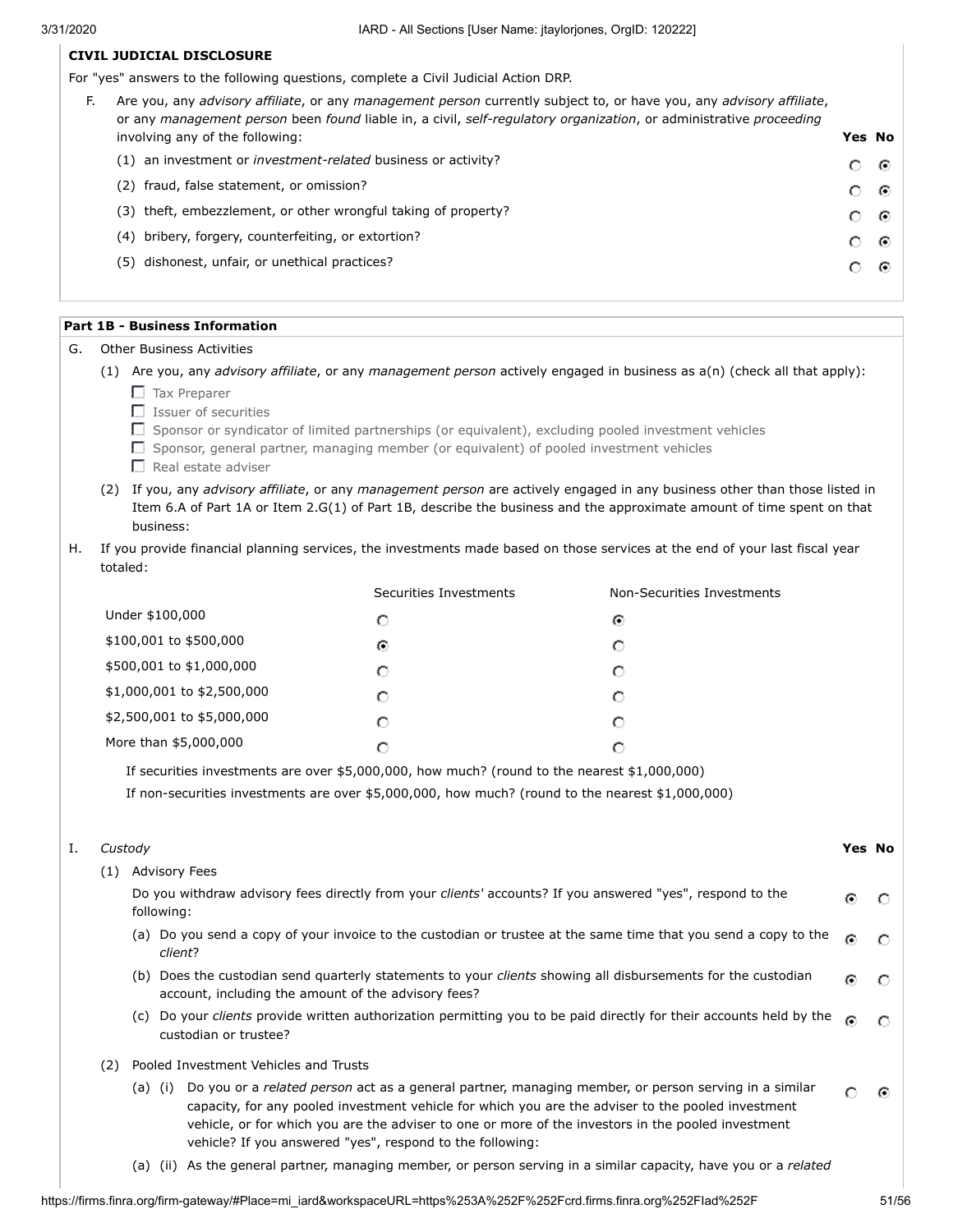**CIVIL JUDICIAL DISCLOSURE**

For "yes" answers to the following questions, complete a Civil Judicial Action DRP.

F. Are you, any *advisory affiliate*, or any *management person* currently subject to, or have you, any *advisory affiliate*, or any *management person* been *found* liable in, a civil, *self-regulatory organization*, or administrative *proceeding* involving any of the following:

| | Yes | No |
|---|---|---|
| (1) an investment or *investment-related* business or activity? | ○ | ◉ |
| (2) fraud, false statement, or omission? | ○ | ◉ |
| (3) theft, embezzlement, or other wrongful taking of property? | ○ | ◉ |
| (4) bribery, forgery, counterfeiting, or extortion? | ○ | ◉ |
| (5) dishonest, unfair, or unethical practices? | ○ | ◉ |

**Part 1B - Business Information**

G. Other Business Activities

(1) Are you, any *advisory affiliate*, or any *management person* actively engaged in business as a(n) (check all that apply):

- ☐ Tax Preparer
- ☐ Issuer of securities
- ☐ Sponsor or syndicator of limited partnerships (or equivalent), excluding pooled investment vehicles
- ☐ Sponsor, general partner, managing member (or equivalent) of pooled investment vehicles
- ☐ Real estate adviser

(2) If you, any *advisory affiliate*, or any *management person* are actively engaged in any business other than those listed in Item 6.A of Part 1A or Item 2.G(1) of Part 1B, describe the business and the approximate amount of time spent on that business:

H. If you provide financial planning services, the investments made based on those services at the end of your last fiscal year totaled:

| | Securities Investments | Non-Securities Investments |
|---|---|---|
| Under $100,000 | ○ | ◉ |
| $100,001 to $500,000 | ◉ | ○ |
| $500,001 to $1,000,000 | ○ | ○ |
| $1,000,001 to $2,500,000 | ○ | ○ |
| $2,500,001 to $5,000,000 | ○ | ○ |
| More than $5,000,000 | ○ | ○ |

If securities investments are over $5,000,000, how much? (round to the nearest $1,000,000)

If non-securities investments are over $5,000,000, how much? (round to the nearest $1,000,000)

I. *Custody*

| | Yes | No |
|---|---|---|
| (1) Advisory Fees | | |
| Do you withdraw advisory fees directly from your *clients'* accounts? If you answered "yes", respond to the following: | ◉ | ○ |
| (a) Do you send a copy of your invoice to the custodian or trustee at the same time that you send a copy to the *client*? | ◉ | ○ |
| (b) Does the custodian send quarterly statements to your *clients* showing all disbursements for the custodian account, including the amount of the advisory fees? | ◉ | ○ |
| (c) Do your *clients* provide written authorization permitting you to be paid directly for their accounts held by the custodian or trustee? | ◉ | ○ |
| (2) Pooled Investment Vehicles and Trusts | | |
| (a) (i) Do you or a *related person* act as a general partner, managing member, or person serving in a similar capacity, for any pooled investment vehicle for which you are the adviser to the pooled investment vehicle, or for which you are the adviser to one or more of the investors in the pooled investment vehicle? If you answered "yes", respond to the following: | ○ | ◉ |

(a) (ii) As the general partner, managing member, or person serving in a similar capacity, have you or a *related*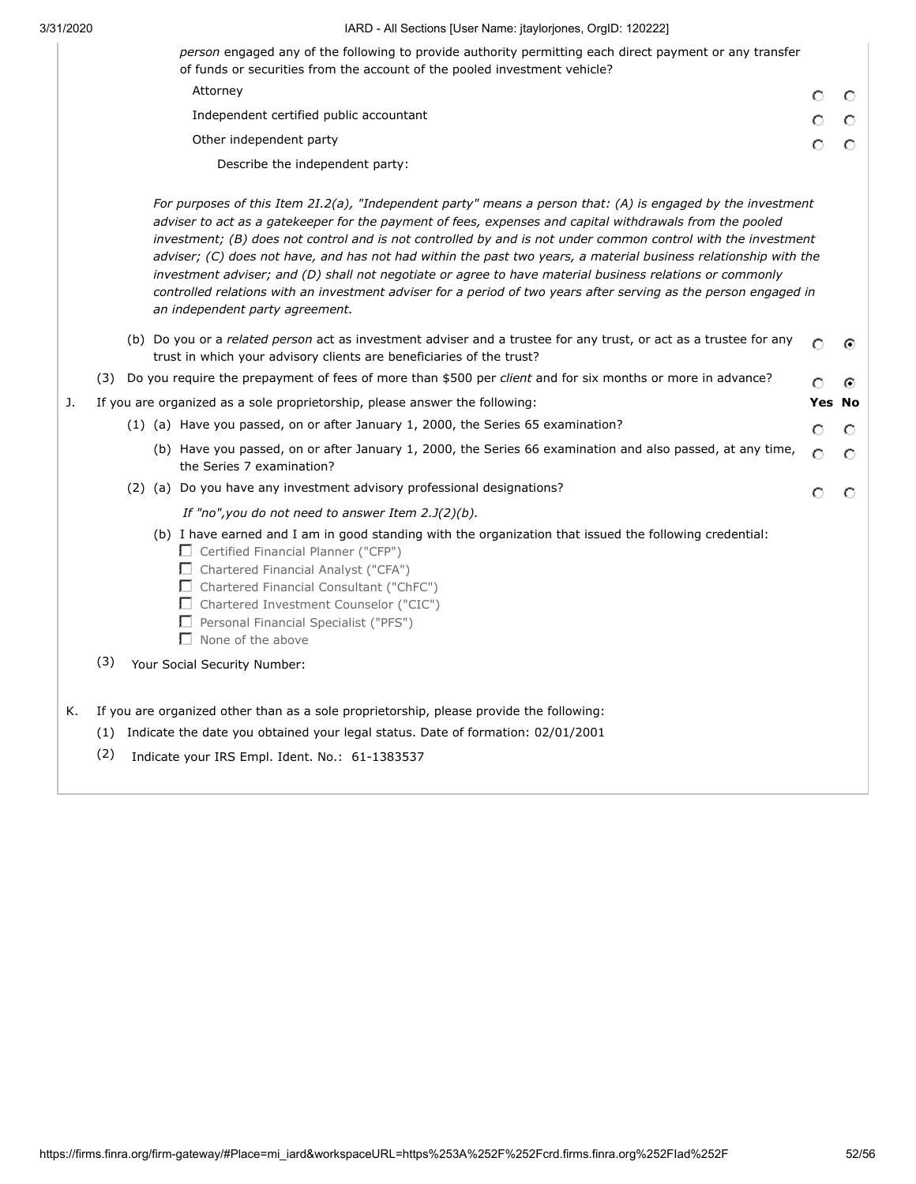*person* engaged any of the following to provide authority permitting each direct payment or any transfer of funds or securities from the account of the pooled investment vehicle?

| | Yes | No |
|---|---|---|
| Attorney | ○ | ○ |
| Independent certified public accountant | ○ | ○ |
| Other independent party | ○ | ○ |

Describe the independent party:

*For purposes of this Item 2I.2(a), "Independent party" means a person that: (A) is engaged by the investment adviser to act as a gatekeeper for the payment of fees, expenses and capital withdrawals from the pooled investment; (B) does not control and is not controlled by and is not under common control with the investment adviser; (C) does not have, and has not had within the past two years, a material business relationship with the investment adviser; and (D) shall not negotiate or agree to have material business relations or commonly controlled relations with an investment adviser for a period of two years after serving as the person engaged in an independent party agreement.*

| | Yes | No |
|---|---|---|
| (b) Do you or a *related person* act as investment adviser and a trustee for any trust, or act as a trustee for any trust in which your advisory clients are beneficiaries of the trust? | ○ | ◉ |
| (3) Do you require the prepayment of fees of more than $500 per *client* and for six months or more in advance? | ○ | ◉ |

J. If you are organized as a sole proprietorship, please answer the following:

| | **Yes** | **No** |
|---|---|---|
| (1) (a) Have you passed, on or after January 1, 2000, the Series 65 examination? | ○ | ○ |
| (b) Have you passed, on or after January 1, 2000, the Series 66 examination and also passed, at any time, the Series 7 examination? | ○ | ○ |
| (2) (a) Do you have any investment advisory professional designations? | ○ | ○ |

*If "no",you do not need to answer Item 2.J(2)(b).*

(b) I have earned and I am in good standing with the organization that issued the following credential:

- ☐ Certified Financial Planner ("CFP")
- ☐ Chartered Financial Analyst ("CFA")
- ☐ Chartered Financial Consultant ("ChFC")
- ☐ Chartered Investment Counselor ("CIC")
- ☐ Personal Financial Specialist ("PFS")
- ☐ None of the above

(3) Your Social Security Number:

K. If you are organized other than as a sole proprietorship, please provide the following:

(1) Indicate the date you obtained your legal status. Date of formation: 02/01/2001

(2) Indicate your IRS Empl. Ident. No.: 61-1383537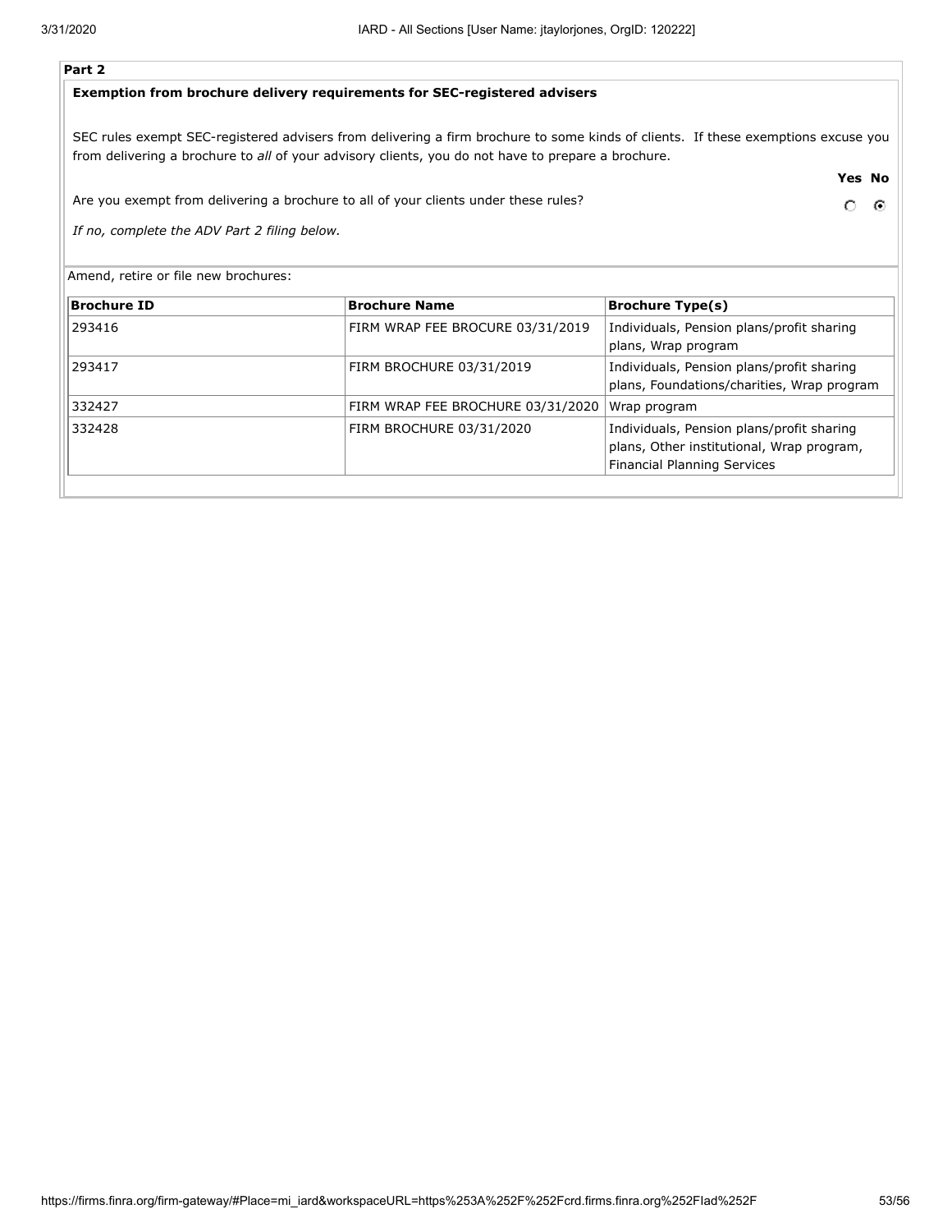**Part 2**

**Exemption from brochure delivery requirements for SEC-registered advisers**

SEC rules exempt SEC-registered advisers from delivering a firm brochure to some kinds of clients. If these exemptions excuse you from delivering a brochure to *all* of your advisory clients, you do not have to prepare a brochure.

| | Yes | No |
|---|---|---|
| Are you exempt from delivering a brochure to all of your clients under these rules? | ○ | ◉ |

*If no, complete the ADV Part 2 filing below.*

Amend, retire or file new brochures:

| Brochure ID | Brochure Name | Brochure Type(s) |
|---|---|---|
| 293416 | FIRM WRAP FEE BROCURE 03/31/2019 | Individuals, Pension plans/profit sharing plans, Wrap program |
| 293417 | FIRM BROCHURE 03/31/2019 | Individuals, Pension plans/profit sharing plans, Foundations/charities, Wrap program |
| 332427 | FIRM WRAP FEE BROCHURE 03/31/2020 | Wrap program |
| 332428 | FIRM BROCHURE 03/31/2020 | Individuals, Pension plans/profit sharing plans, Other institutional, Wrap program, Financial Planning Services |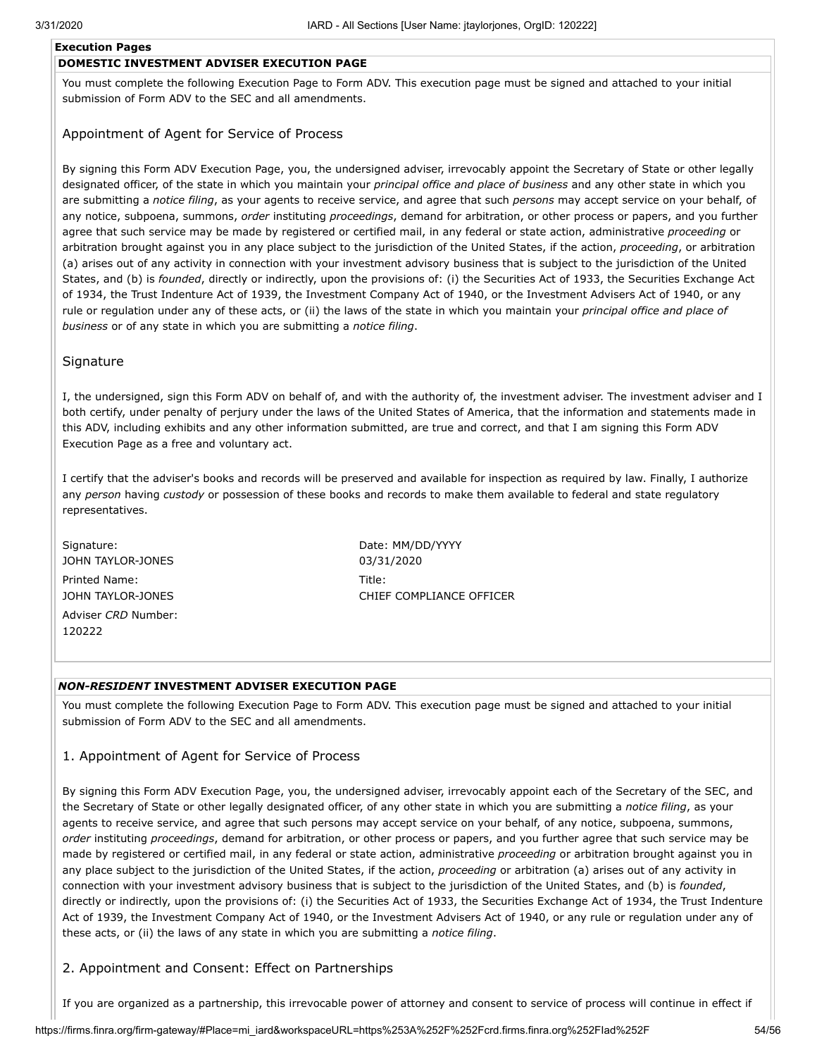**Execution Pages**

**DOMESTIC INVESTMENT ADVISER EXECUTION PAGE**

You must complete the following Execution Page to Form ADV. This execution page must be signed and attached to your initial submission of Form ADV to the SEC and all amendments.

## Appointment of Agent for Service of Process

By signing this Form ADV Execution Page, you, the undersigned adviser, irrevocably appoint the Secretary of State or other legally designated officer, of the state in which you maintain your *principal office and place of business* and any other state in which you are submitting a *notice filing*, as your agents to receive service, and agree that such *persons* may accept service on your behalf, of any notice, subpoena, summons, *order* instituting *proceedings*, demand for arbitration, or other process or papers, and you further agree that such service may be made by registered or certified mail, in any federal or state action, administrative *proceeding* or arbitration brought against you in any place subject to the jurisdiction of the United States, if the action, *proceeding*, or arbitration (a) arises out of any activity in connection with your investment advisory business that is subject to the jurisdiction of the United States, and (b) is *founded*, directly or indirectly, upon the provisions of: (i) the Securities Act of 1933, the Securities Exchange Act of 1934, the Trust Indenture Act of 1939, the Investment Company Act of 1940, or the Investment Advisers Act of 1940, or any rule or regulation under any of these acts, or (ii) the laws of the state in which you maintain your *principal office and place of business* or of any state in which you are submitting a *notice filing*.

## Signature

I, the undersigned, sign this Form ADV on behalf of, and with the authority of, the investment adviser. The investment adviser and I both certify, under penalty of perjury under the laws of the United States of America, that the information and statements made in this ADV, including exhibits and any other information submitted, are true and correct, and that I am signing this Form ADV Execution Page as a free and voluntary act.

I certify that the adviser's books and records will be preserved and available for inspection as required by law. Finally, I authorize any *person* having *custody* or possession of these books and records to make them available to federal and state regulatory representatives.

Signature:
JOHN TAYLOR-JONES

Date: MM/DD/YYYY
03/31/2020

Printed Name:
JOHN TAYLOR-JONES

Title:
CHIEF COMPLIANCE OFFICER

Adviser *CRD* Number:
120222

***NON-RESIDENT* INVESTMENT ADVISER EXECUTION PAGE**

You must complete the following Execution Page to Form ADV. This execution page must be signed and attached to your initial submission of Form ADV to the SEC and all amendments.

## 1. Appointment of Agent for Service of Process

By signing this Form ADV Execution Page, you, the undersigned adviser, irrevocably appoint each of the Secretary of the SEC, and the Secretary of State or other legally designated officer, of any other state in which you are submitting a *notice filing*, as your agents to receive service, and agree that such persons may accept service on your behalf, of any notice, subpoena, summons, *order* instituting *proceedings*, demand for arbitration, or other process or papers, and you further agree that such service may be made by registered or certified mail, in any federal or state action, administrative *proceeding* or arbitration brought against you in any place subject to the jurisdiction of the United States, if the action, *proceeding* or arbitration (a) arises out of any activity in connection with your investment advisory business that is subject to the jurisdiction of the United States, and (b) is *founded*, directly or indirectly, upon the provisions of: (i) the Securities Act of 1933, the Securities Exchange Act of 1934, the Trust Indenture Act of 1939, the Investment Company Act of 1940, or the Investment Advisers Act of 1940, or any rule or regulation under any of these acts, or (ii) the laws of any state in which you are submitting a *notice filing*.

## 2. Appointment and Consent: Effect on Partnerships

If you are organized as a partnership, this irrevocable power of attorney and consent to service of process will continue in effect if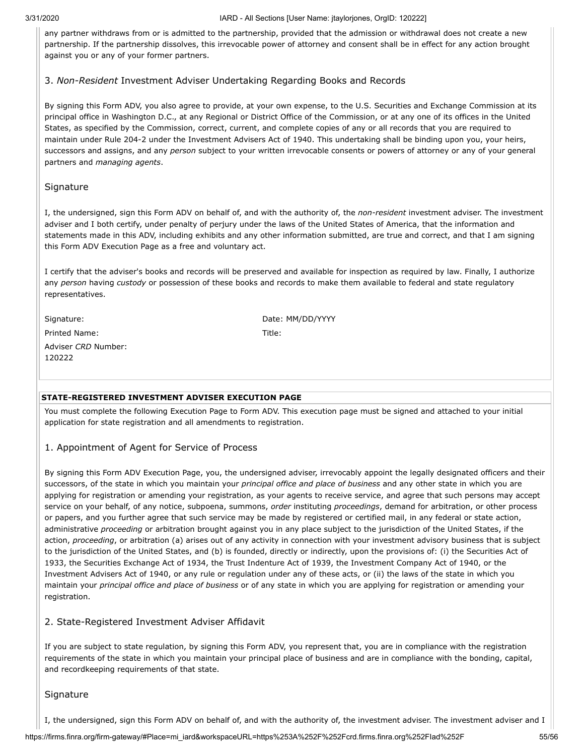any partner withdraws from or is admitted to the partnership, provided that the admission or withdrawal does not create a new partnership. If the partnership dissolves, this irrevocable power of attorney and consent shall be in effect for any action brought against you or any of your former partners.

### 3. *Non-Resident* Investment Adviser Undertaking Regarding Books and Records

By signing this Form ADV, you also agree to provide, at your own expense, to the U.S. Securities and Exchange Commission at its principal office in Washington D.C., at any Regional or District Office of the Commission, or at any one of its offices in the United States, as specified by the Commission, correct, current, and complete copies of any or all records that you are required to maintain under Rule 204-2 under the Investment Advisers Act of 1940. This undertaking shall be binding upon you, your heirs, successors and assigns, and any *person* subject to your written irrevocable consents or powers of attorney or any of your general partners and *managing agents*.

### Signature

I, the undersigned, sign this Form ADV on behalf of, and with the authority of, the *non-resident* investment adviser. The investment adviser and I both certify, under penalty of perjury under the laws of the United States of America, that the information and statements made in this ADV, including exhibits and any other information submitted, are true and correct, and that I am signing this Form ADV Execution Page as a free and voluntary act.

I certify that the adviser's books and records will be preserved and available for inspection as required by law. Finally, I authorize any *person* having *custody* or possession of these books and records to make them available to federal and state regulatory representatives.

Signature: Date: MM/DD/YYYY

Printed Name: Title:

Adviser *CRD* Number:
120222

## STATE-REGISTERED INVESTMENT ADVISER EXECUTION PAGE

You must complete the following Execution Page to Form ADV. This execution page must be signed and attached to your initial application for state registration and all amendments to registration.

### 1. Appointment of Agent for Service of Process

By signing this Form ADV Execution Page, you, the undersigned adviser, irrevocably appoint the legally designated officers and their successors, of the state in which you maintain your *principal office and place of business* and any other state in which you are applying for registration or amending your registration, as your agents to receive service, and agree that such persons may accept service on your behalf, of any notice, subpoena, summons, *order* instituting *proceedings*, demand for arbitration, or other process or papers, and you further agree that such service may be made by registered or certified mail, in any federal or state action, administrative *proceeding* or arbitration brought against you in any place subject to the jurisdiction of the United States, if the action, *proceeding*, or arbitration (a) arises out of any activity in connection with your investment advisory business that is subject to the jurisdiction of the United States, and (b) is founded, directly or indirectly, upon the provisions of: (i) the Securities Act of 1933, the Securities Exchange Act of 1934, the Trust Indenture Act of 1939, the Investment Company Act of 1940, or the Investment Advisers Act of 1940, or any rule or regulation under any of these acts, or (ii) the laws of the state in which you maintain your *principal office and place of business* or of any state in which you are applying for registration or amending your registration.

### 2. State-Registered Investment Adviser Affidavit

If you are subject to state regulation, by signing this Form ADV, you represent that, you are in compliance with the registration requirements of the state in which you maintain your principal place of business and are in compliance with the bonding, capital, and recordkeeping requirements of that state.

### Signature

I, the undersigned, sign this Form ADV on behalf of, and with the authority of, the investment adviser. The investment adviser and I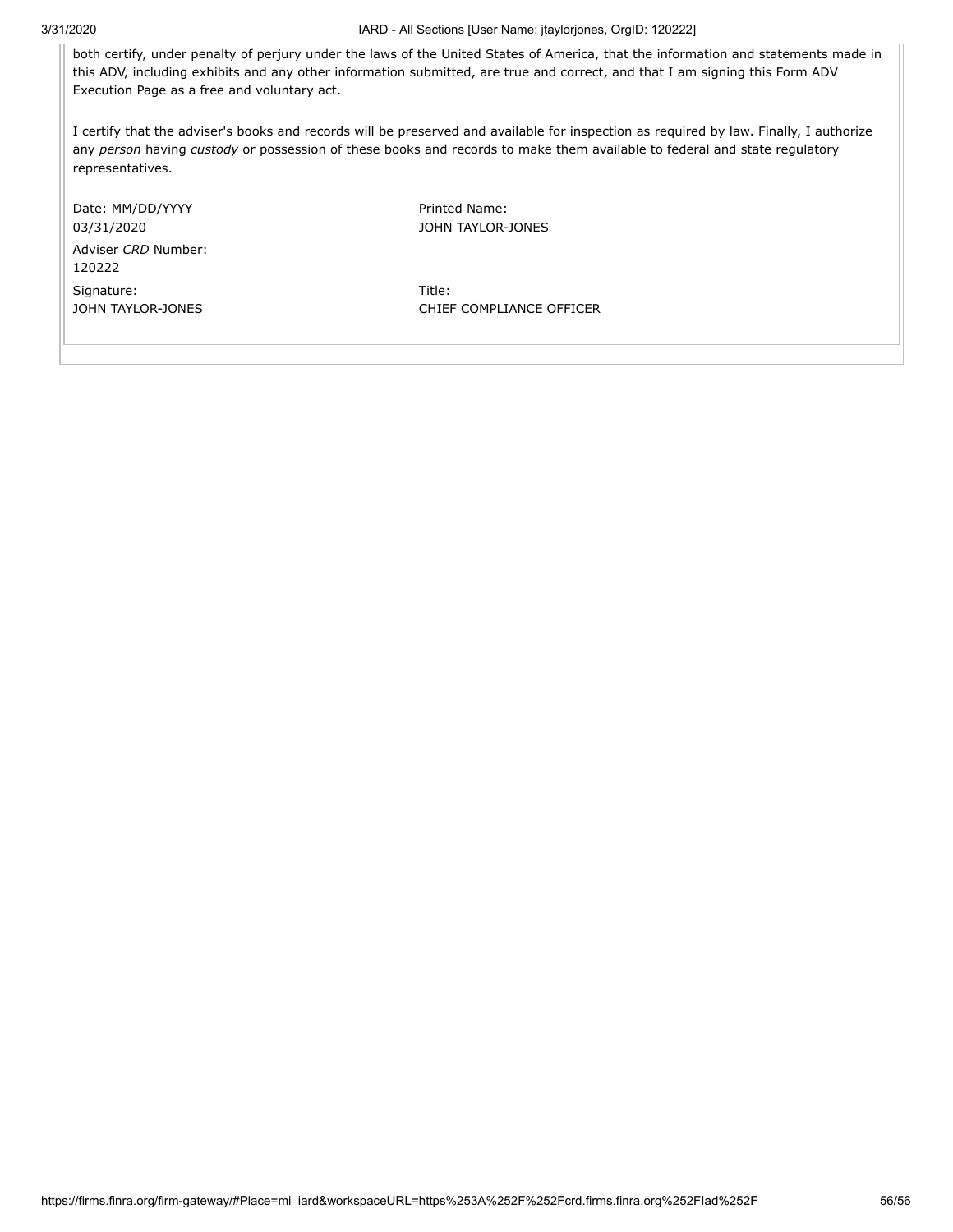both certify, under penalty of perjury under the laws of the United States of America, that the information and statements made in this ADV, including exhibits and any other information submitted, are true and correct, and that I am signing this Form ADV Execution Page as a free and voluntary act.

I certify that the adviser's books and records will be preserved and available for inspection as required by law. Finally, I authorize any *person* having *custody* or possession of these books and records to make them available to federal and state regulatory representatives.

| | |
|---|---|
| Date: MM/DD/YYYY<br>03/31/2020 | Printed Name:<br>JOHN TAYLOR-JONES |
| Adviser *CRD* Number:<br>120222 | |
| Signature:<br>JOHN TAYLOR-JONES | Title:<br>CHIEF COMPLIANCE OFFICER |